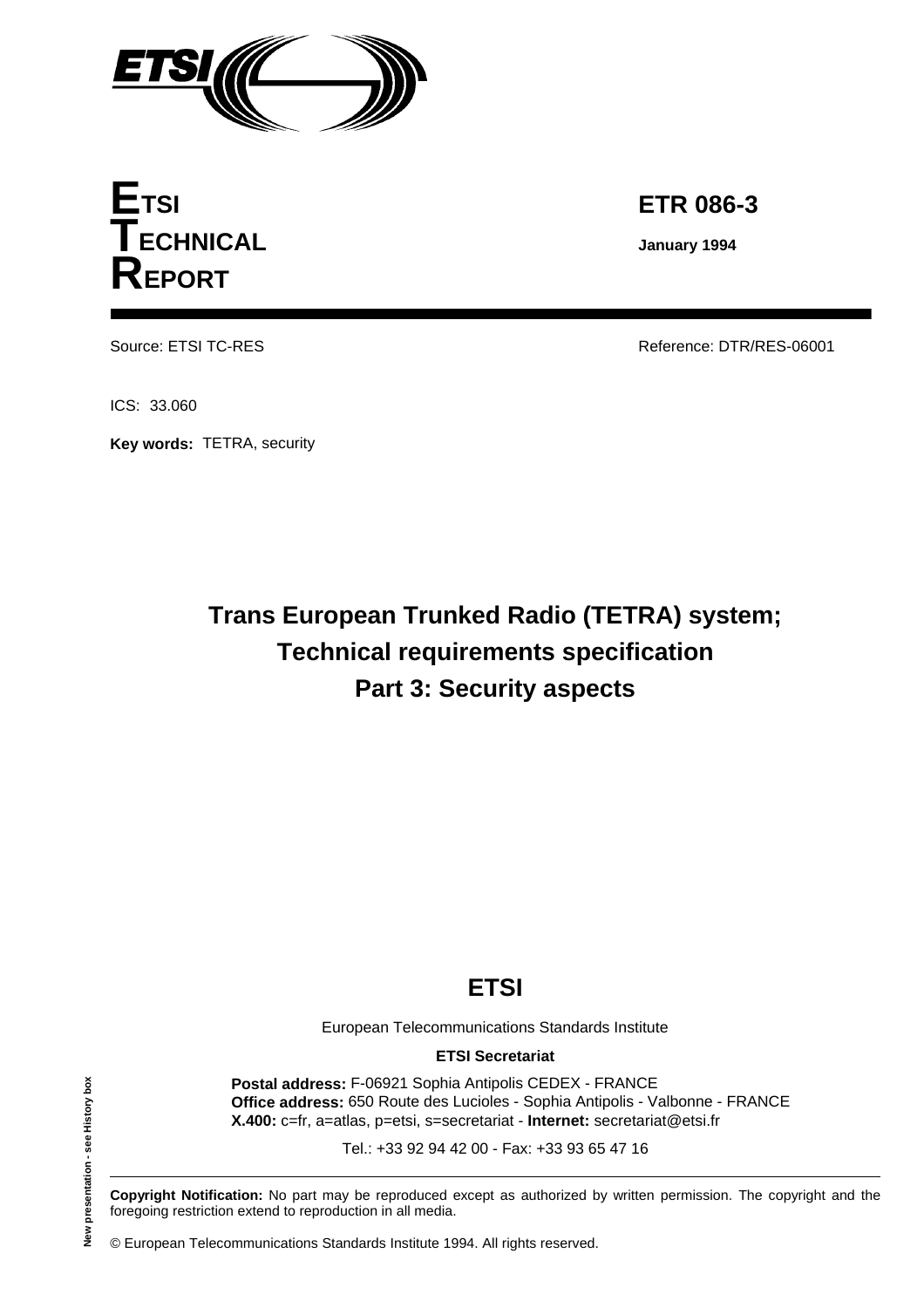**ETSI TECHNICAL REPORT**

**ETR 086-3**

**January 1994**

Source: ETSI TC-RES

Reference: DTR/RES-06001

ICS: 33.060

**Key words:** TETRA, security

# Trans European Trunked Radio (TETRA) system; Technical requirements specification Part 3: Security aspects

**ETSI**

European Telecommunications Standards Institute

**ETSI Secretariat**

**Postal address:** F-06921 Sophia Antipolis CEDEX - FRANCE
**Office address:** 650 Route des Lucioles - Sophia Antipolis - Valbonne - FRANCE
**X.400:** c=fr, a=atlas, p=etsi, s=secretariat - **Internet:** secretariat@etsi.fr

Tel.: +33 92 94 42 00 - Fax: +33 93 65 47 16

New presentation - see History box

**Copyright Notification:** No part may be reproduced except as authorized by written permission. The copyright and the foregoing restriction extend to reproduction in all media.

© European Telecommunications Standards Institute 1994. All rights reserved.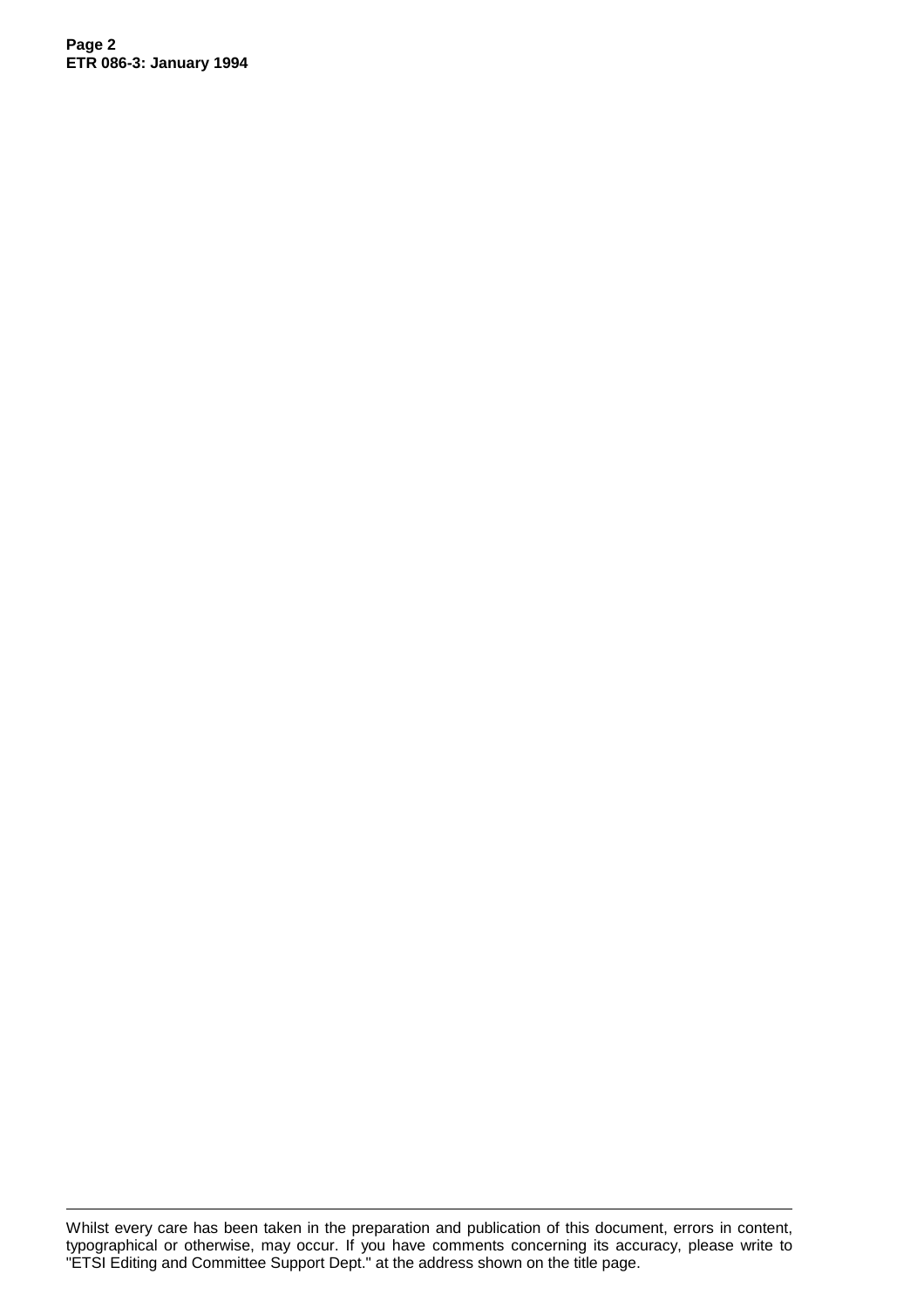Whilst every care has been taken in the preparation and publication of this document, errors in content, typographical or otherwise, may occur. If you have comments concerning its accuracy, please write to "ETSI Editing and Committee Support Dept." at the address shown on the title page.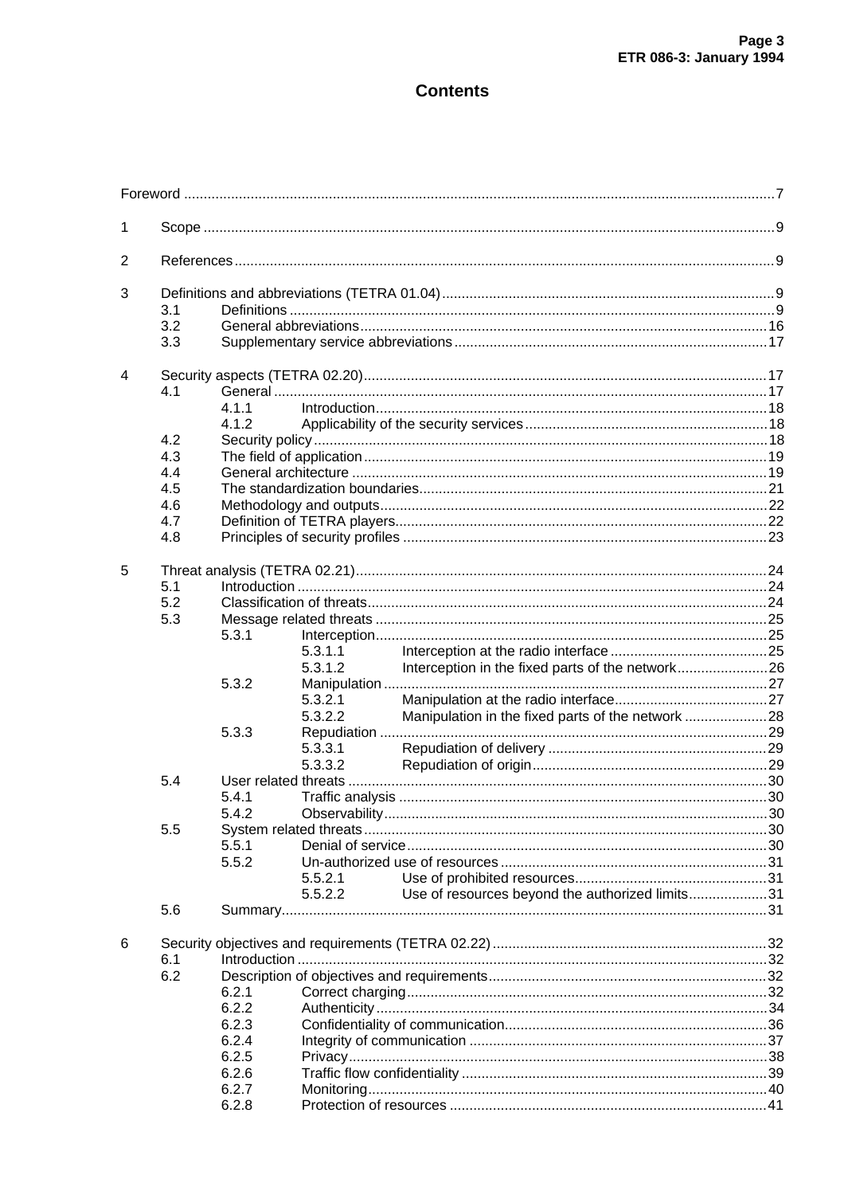# Contents

Foreword ....................................................................................................................................................7

1 Scope ................................................................................................................................................9

2 References........................................................................................................................................9

3 Definitions and abbreviations (TETRA 01.04)....................................................................................9
- 3.1 Definitions ..........................................................................................................................9
- 3.2 General abbreviations.......................................................................................................16
- 3.3 Supplementary service abbreviations...............................................................................17

4 Security aspects (TETRA 02.20)......................................................................................................17
- 4.1 General .............................................................................................................................17
  - 4.1.1 Introduction...................................................................................................18
  - 4.1.2 Applicability of the security services.............................................................18
- 4.2 Security policy...................................................................................................................18
- 4.3 The field of application......................................................................................................19
- 4.4 General architecture .........................................................................................................19
- 4.5 The standardization boundaries........................................................................................21
- 4.6 Methodology and outputs..................................................................................................22
- 4.7 Definition of TETRA players..............................................................................................22
- 4.8 Principles of security profiles ............................................................................................23

5 Threat analysis (TETRA 02.21)........................................................................................................24
- 5.1 Introduction .......................................................................................................................24
- 5.2 Classification of threats.....................................................................................................24
- 5.3 Message related threats ...................................................................................................25
  - 5.3.1 Interception...................................................................................................25
    - 5.3.1.1 Interception at the radio interface ........................................25
    - 5.3.1.2 Interception in the fixed parts of the network.......................26
  - 5.3.2 Manipulation .................................................................................................27
    - 5.3.2.1 Manipulation at the radio interface.......................................27
    - 5.3.2.2 Manipulation in the fixed parts of the network .....................28
  - 5.3.3 Repudiation ..................................................................................................29
    - 5.3.3.1 Repudiation of delivery ........................................................29
    - 5.3.3.2 Repudiation of origin............................................................29
- 5.4 User related threats ..........................................................................................................30
  - 5.4.1 Traffic analysis .............................................................................................30
  - 5.4.2 Observability.................................................................................................30
- 5.5 System related threats......................................................................................................30
  - 5.5.1 Denial of service...........................................................................................30
  - 5.5.2 Un-authorized use of resources ...................................................................31
    - 5.5.2.1 Use of prohibited resources.................................................31
    - 5.5.2.2 Use of resources beyond the authorized limits....................31
- 5.6 Summary...........................................................................................................................31

6 Security objectives and requirements (TETRA 02.22).....................................................................32
- 6.1 Introduction .......................................................................................................................32
- 6.2 Description of objectives and requirements......................................................................32
  - 6.2.1 Correct charging...........................................................................................32
  - 6.2.2 Authenticity ...................................................................................................34
  - 6.2.3 Confidentiality of communication..................................................................36
  - 6.2.4 Integrity of communication ...........................................................................37
  - 6.2.5 Privacy..........................................................................................................38
  - 6.2.6 Traffic flow confidentiality .............................................................................39
  - 6.2.7 Monitoring.....................................................................................................40
  - 6.2.8 Protection of resources ................................................................................41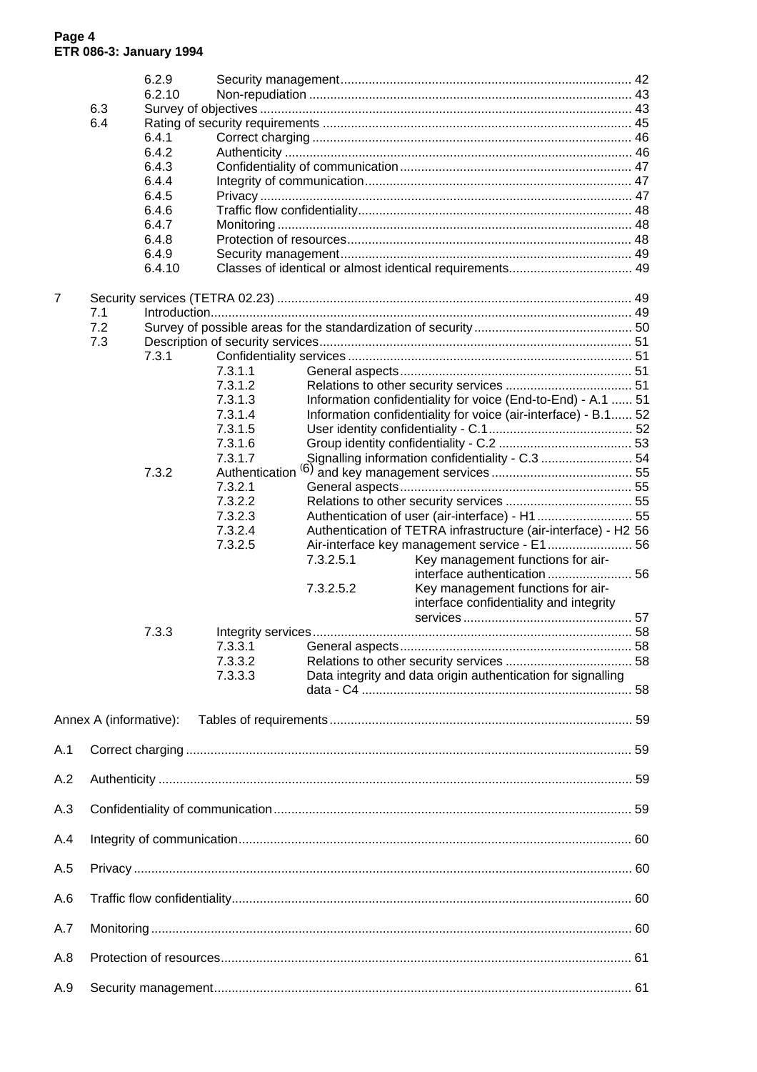6.2.9 Security management .................................................................................... 42
6.2.10 Non-repudiation .......................................................................................... 43
6.3 Survey of objectives ........................................................................................................ 43
6.4 Rating of security requirements ........................................................................................ 45
6.4.1 Correct charging .......................................................................................... 46
6.4.2 Authenticity .................................................................................................. 46
6.4.3 Confidentiality of communication ................................................................. 47
6.4.4 Integrity of communication ........................................................................... 47
6.4.5 Privacy ......................................................................................................... 47
6.4.6 Traffic flow confidentiality ............................................................................. 48
6.4.7 Monitoring .................................................................................................... 48
6.4.8 Protection of resources ................................................................................ 48
6.4.9 Security management .................................................................................. 49
6.4.10 Classes of identical or almost identical requirements ................................... 49

7 Security services (TETRA 02.23) ................................................................................................... 49
7.1 Introduction ...................................................................................................................... 49
7.2 Survey of possible areas for the standardization of security ............................................ 50
7.3 Description of security services ........................................................................................ 51
7.3.1 Confidentiality services ................................................................................ 51
7.3.1.1 General aspects ................................................................. 51
7.3.1.2 Relations to other security services .................................... 51
7.3.1.3 Information confidentiality for voice (End-to-End) - A.1 ...... 51
7.3.1.4 Information confidentiality for voice (air-interface) - B.1...... 52
7.3.1.5 User identity confidentiality - C.1......................................... 52
7.3.1.6 Group identity confidentiality - C.2 ...................................... 53
7.3.1.7 Signalling information confidentiality - C.3 .......................... 54
7.3.2 Authentication (6) and key management services ........................................ 55
7.3.2.1 General aspects ................................................................. 55
7.3.2.2 Relations to other security services .................................... 55
7.3.2.3 Authentication of user (air-interface) - H1 ........................... 55
7.3.2.4 Authentication of TETRA infrastructure (air-interface) - H2 56
7.3.2.5 Air-interface key management service - E1........................ 56
7.3.2.5.1 Key management functions for air-interface authentication ........................ 56
7.3.2.5.2 Key management functions for air-interface confidentiality and integrity services ................................................ 57
7.3.3 Integrity services .......................................................................................... 58
7.3.3.1 General aspects ................................................................. 58
7.3.3.2 Relations to other security services .................................... 58
7.3.3.3 Data integrity and data origin authentication for signalling data - C4 ............................................................................ 58

Annex A (informative): Tables of requirements ..................................................................................... 59

A.1 Correct charging ............................................................................................................................. 59

A.2 Authenticity ..................................................................................................................................... 59

A.3 Confidentiality of communication .................................................................................................... 59

A.4 Integrity of communication .............................................................................................................. 60

A.5 Privacy ............................................................................................................................................ 60

A.6 Traffic flow confidentiality ................................................................................................................ 60

A.7 Monitoring ....................................................................................................................................... 60

A.8 Protection of resources ................................................................................................................... 61

A.9 Security management ..................................................................................................................... 61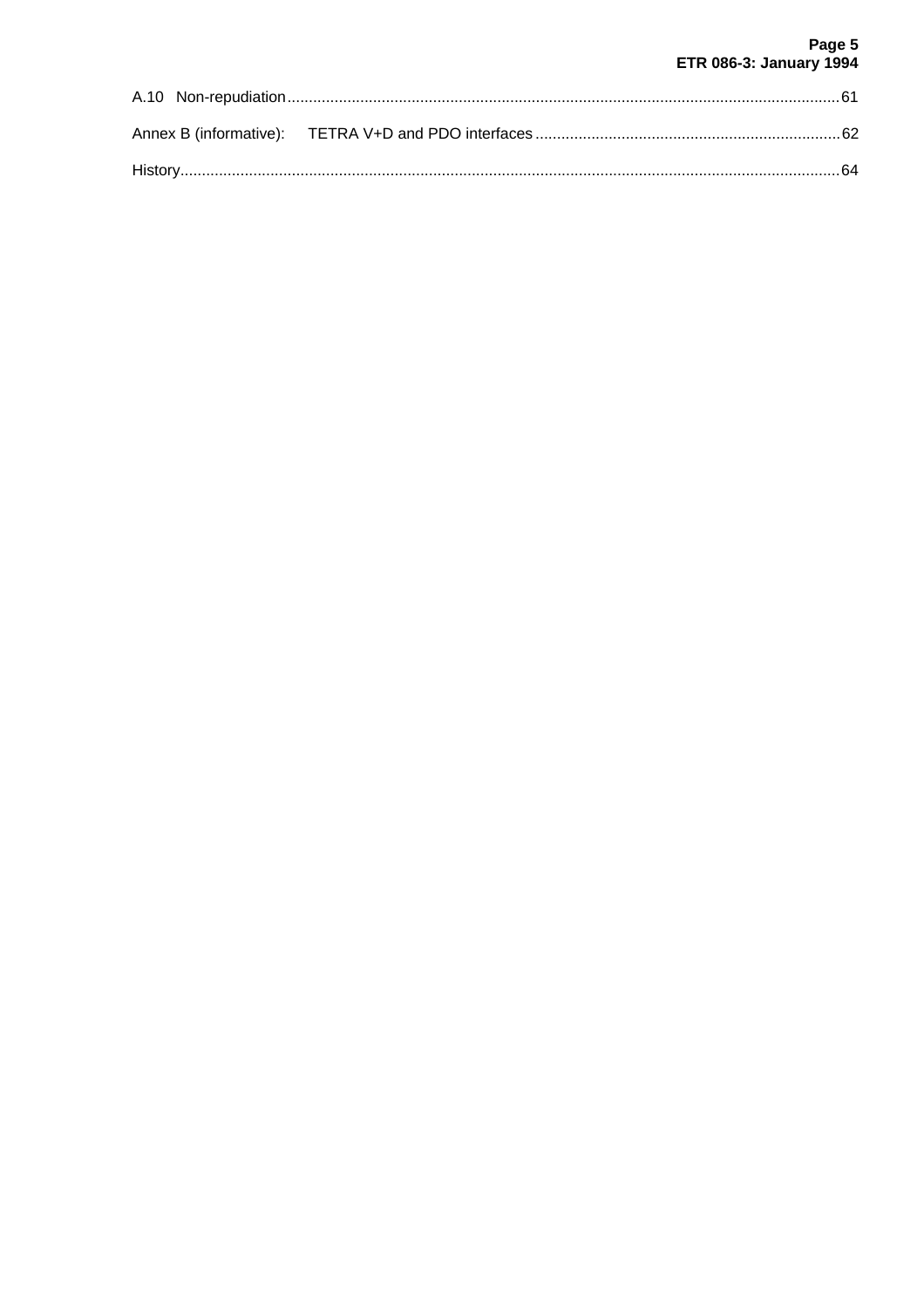A.10 Non-repudiation ........................................................................................................................................ 61

Annex B (informative): TETRA V+D and PDO interfaces ...................................................................... 62

History ............................................................................................................................................................. 64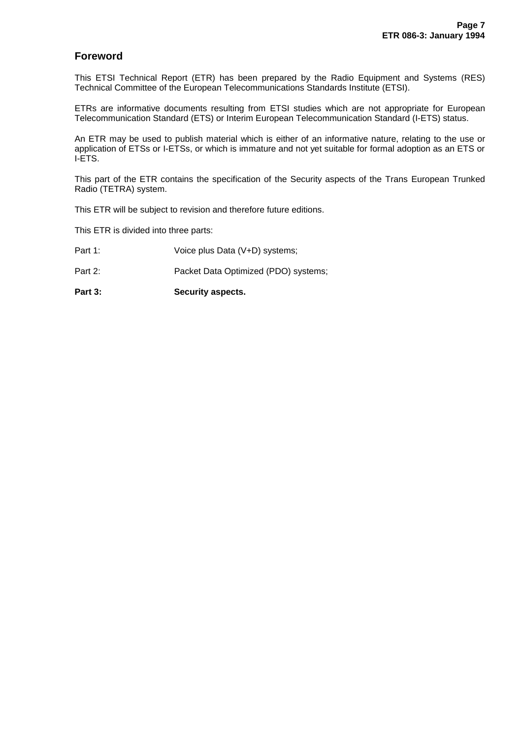## Foreword

This ETSI Technical Report (ETR) has been prepared by the Radio Equipment and Systems (RES) Technical Committee of the European Telecommunications Standards Institute (ETSI).

ETRs are informative documents resulting from ETSI studies which are not appropriate for European Telecommunication Standard (ETS) or Interim European Telecommunication Standard (I-ETS) status.

An ETR may be used to publish material which is either of an informative nature, relating to the use or application of ETSs or I-ETSs, or which is immature and not yet suitable for formal adoption as an ETS or I-ETS.

This part of the ETR contains the specification of the Security aspects of the Trans European Trunked Radio (TETRA) system.

This ETR will be subject to revision and therefore future editions.

This ETR is divided into three parts:

Part 1: Voice plus Data (V+D) systems;

Part 2: Packet Data Optimized (PDO) systems;

**Part 3: Security aspects.**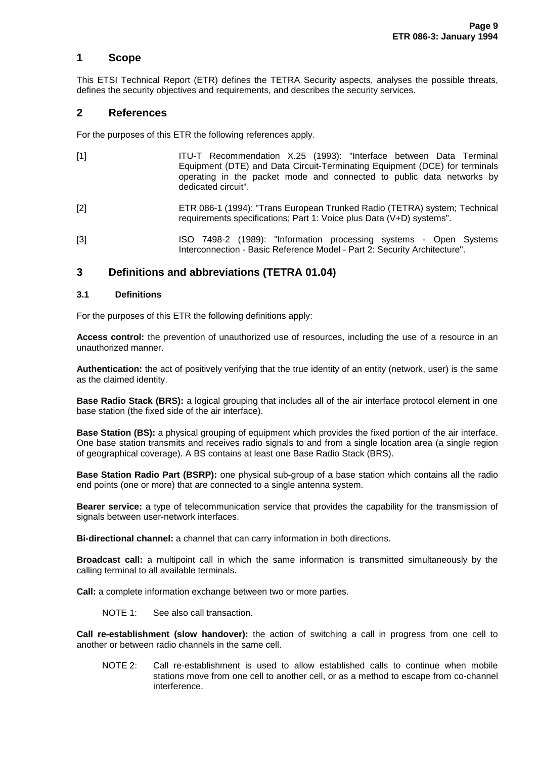# 1 Scope

This ETSI Technical Report (ETR) defines the TETRA Security aspects, analyses the possible threats, defines the security objectives and requirements, and describes the security services.

# 2 References

For the purposes of this ETR the following references apply.

[1] ITU-T Recommendation X.25 (1993): "Interface between Data Terminal Equipment (DTE) and Data Circuit-Terminating Equipment (DCE) for terminals operating in the packet mode and connected to public data networks by dedicated circuit".

[2] ETR 086-1 (1994): "Trans European Trunked Radio (TETRA) system; Technical requirements specifications; Part 1: Voice plus Data (V+D) systems".

[3] ISO 7498-2 (1989): "Information processing systems - Open Systems Interconnection - Basic Reference Model - Part 2: Security Architecture".

# 3 Definitions and abbreviations (TETRA 01.04)

## 3.1 Definitions

For the purposes of this ETR the following definitions apply:

**Access control:** the prevention of unauthorized use of resources, including the use of a resource in an unauthorized manner.

**Authentication:** the act of positively verifying that the true identity of an entity (network, user) is the same as the claimed identity.

**Base Radio Stack (BRS):** a logical grouping that includes all of the air interface protocol element in one base station (the fixed side of the air interface).

**Base Station (BS):** a physical grouping of equipment which provides the fixed portion of the air interface. One base station transmits and receives radio signals to and from a single location area (a single region of geographical coverage). A BS contains at least one Base Radio Stack (BRS).

**Base Station Radio Part (BSRP):** one physical sub-group of a base station which contains all the radio end points (one or more) that are connected to a single antenna system.

**Bearer service:** a type of telecommunication service that provides the capability for the transmission of signals between user-network interfaces.

**Bi-directional channel:** a channel that can carry information in both directions.

**Broadcast call:** a multipoint call in which the same information is transmitted simultaneously by the calling terminal to all available terminals.

**Call:** a complete information exchange between two or more parties.

NOTE 1: See also call transaction.

**Call re-establishment (slow handover):** the action of switching a call in progress from one cell to another or between radio channels in the same cell.

NOTE 2: Call re-establishment is used to allow established calls to continue when mobile stations move from one cell to another cell, or as a method to escape from co-channel interference.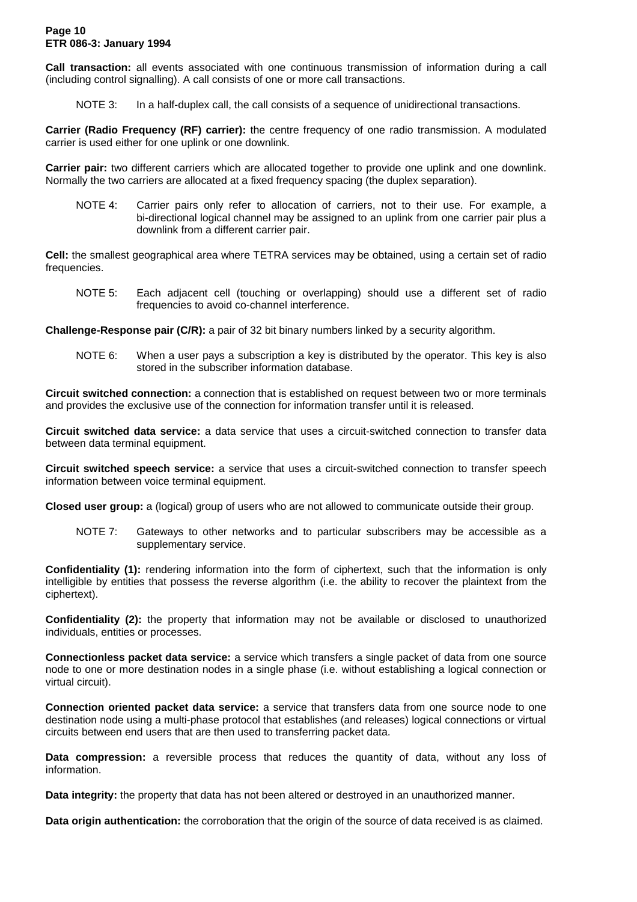**Call transaction:** all events associated with one continuous transmission of information during a call (including control signalling). A call consists of one or more call transactions.

NOTE 3: In a half-duplex call, the call consists of a sequence of unidirectional transactions.

**Carrier (Radio Frequency (RF) carrier):** the centre frequency of one radio transmission. A modulated carrier is used either for one uplink or one downlink.

**Carrier pair:** two different carriers which are allocated together to provide one uplink and one downlink. Normally the two carriers are allocated at a fixed frequency spacing (the duplex separation).

NOTE 4: Carrier pairs only refer to allocation of carriers, not to their use. For example, a bi-directional logical channel may be assigned to an uplink from one carrier pair plus a downlink from a different carrier pair.

**Cell:** the smallest geographical area where TETRA services may be obtained, using a certain set of radio frequencies.

NOTE 5: Each adjacent cell (touching or overlapping) should use a different set of radio frequencies to avoid co-channel interference.

**Challenge-Response pair (C/R):** a pair of 32 bit binary numbers linked by a security algorithm.

NOTE 6: When a user pays a subscription a key is distributed by the operator. This key is also stored in the subscriber information database.

**Circuit switched connection:** a connection that is established on request between two or more terminals and provides the exclusive use of the connection for information transfer until it is released.

**Circuit switched data service:** a data service that uses a circuit-switched connection to transfer data between data terminal equipment.

**Circuit switched speech service:** a service that uses a circuit-switched connection to transfer speech information between voice terminal equipment.

**Closed user group:** a (logical) group of users who are not allowed to communicate outside their group.

NOTE 7: Gateways to other networks and to particular subscribers may be accessible as a supplementary service.

**Confidentiality (1):** rendering information into the form of ciphertext, such that the information is only intelligible by entities that possess the reverse algorithm (i.e. the ability to recover the plaintext from the ciphertext).

**Confidentiality (2):** the property that information may not be available or disclosed to unauthorized individuals, entities or processes.

**Connectionless packet data service:** a service which transfers a single packet of data from one source node to one or more destination nodes in a single phase (i.e. without establishing a logical connection or virtual circuit).

**Connection oriented packet data service:** a service that transfers data from one source node to one destination node using a multi-phase protocol that establishes (and releases) logical connections or virtual circuits between end users that are then used to transferring packet data.

**Data compression:** a reversible process that reduces the quantity of data, without any loss of information.

**Data integrity:** the property that data has not been altered or destroyed in an unauthorized manner.

**Data origin authentication:** the corroboration that the origin of the source of data received is as claimed.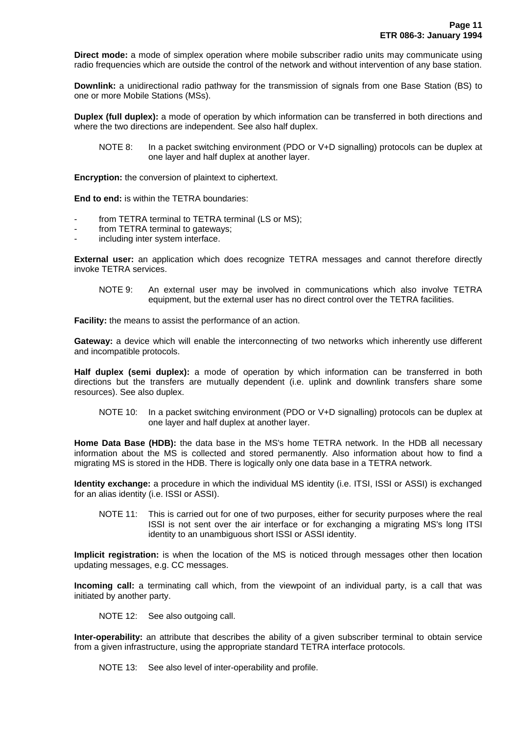**Direct mode:** a mode of simplex operation where mobile subscriber radio units may communicate using radio frequencies which are outside the control of the network and without intervention of any base station.

**Downlink:** a unidirectional radio pathway for the transmission of signals from one Base Station (BS) to one or more Mobile Stations (MSs).

**Duplex (full duplex):** a mode of operation by which information can be transferred in both directions and where the two directions are independent. See also half duplex.

NOTE 8: In a packet switching environment (PDO or V+D signalling) protocols can be duplex at one layer and half duplex at another layer.

**Encryption:** the conversion of plaintext to ciphertext.

**End to end:** is within the TETRA boundaries:

- from TETRA terminal to TETRA terminal (LS or MS);
- from TETRA terminal to gateways;
- including inter system interface.

**External user:** an application which does recognize TETRA messages and cannot therefore directly invoke TETRA services.

NOTE 9: An external user may be involved in communications which also involve TETRA equipment, but the external user has no direct control over the TETRA facilities.

**Facility:** the means to assist the performance of an action.

**Gateway:** a device which will enable the interconnecting of two networks which inherently use different and incompatible protocols.

**Half duplex (semi duplex):** a mode of operation by which information can be transferred in both directions but the transfers are mutually dependent (i.e. uplink and downlink transfers share some resources). See also duplex.

NOTE 10: In a packet switching environment (PDO or V+D signalling) protocols can be duplex at one layer and half duplex at another layer.

**Home Data Base (HDB):** the data base in the MS's home TETRA network. In the HDB all necessary information about the MS is collected and stored permanently. Also information about how to find a migrating MS is stored in the HDB. There is logically only one data base in a TETRA network.

**Identity exchange:** a procedure in which the individual MS identity (i.e. ITSI, ISSI or ASSI) is exchanged for an alias identity (i.e. ISSI or ASSI).

NOTE 11: This is carried out for one of two purposes, either for security purposes where the real ISSI is not sent over the air interface or for exchanging a migrating MS's long ITSI identity to an unambiguous short ISSI or ASSI identity.

**Implicit registration:** is when the location of the MS is noticed through messages other then location updating messages, e.g. CC messages.

**Incoming call:** a terminating call which, from the viewpoint of an individual party, is a call that was initiated by another party.

NOTE 12: See also outgoing call.

**Inter-operability:** an attribute that describes the ability of a given subscriber terminal to obtain service from a given infrastructure, using the appropriate standard TETRA interface protocols.

NOTE 13: See also level of inter-operability and profile.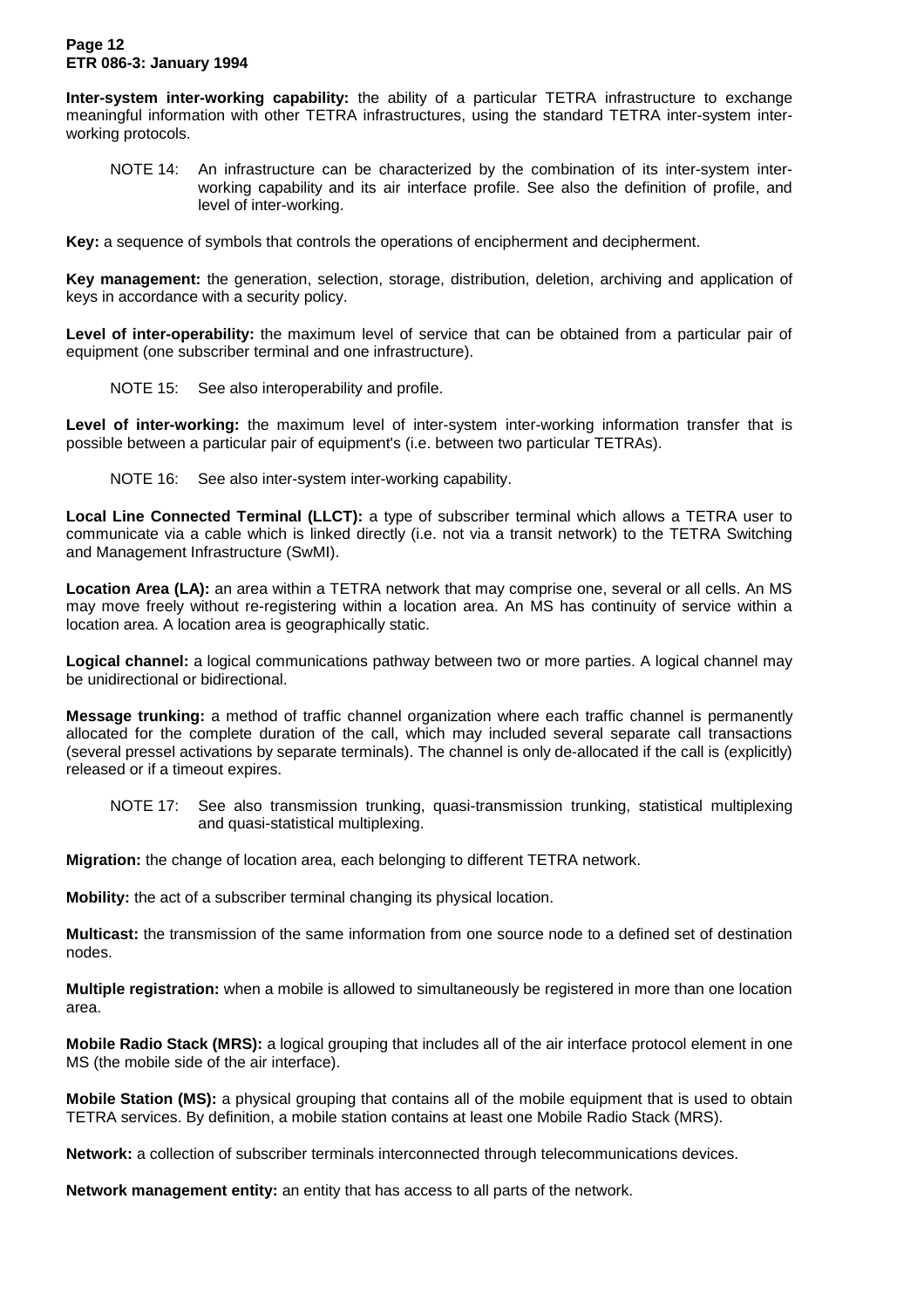**Inter-system inter-working capability:** the ability of a particular TETRA infrastructure to exchange meaningful information with other TETRA infrastructures, using the standard TETRA inter-system inter-working protocols.

NOTE 14: An infrastructure can be characterized by the combination of its inter-system inter-working capability and its air interface profile. See also the definition of profile, and level of inter-working.

**Key:** a sequence of symbols that controls the operations of encipherment and decipherment.

**Key management:** the generation, selection, storage, distribution, deletion, archiving and application of keys in accordance with a security policy.

**Level of inter-operability:** the maximum level of service that can be obtained from a particular pair of equipment (one subscriber terminal and one infrastructure).

NOTE 15: See also interoperability and profile.

**Level of inter-working:** the maximum level of inter-system inter-working information transfer that is possible between a particular pair of equipment's (i.e. between two particular TETRAs).

NOTE 16: See also inter-system inter-working capability.

**Local Line Connected Terminal (LLCT):** a type of subscriber terminal which allows a TETRA user to communicate via a cable which is linked directly (i.e. not via a transit network) to the TETRA Switching and Management Infrastructure (SwMI).

**Location Area (LA):** an area within a TETRA network that may comprise one, several or all cells. An MS may move freely without re-registering within a location area. An MS has continuity of service within a location area. A location area is geographically static.

**Logical channel:** a logical communications pathway between two or more parties. A logical channel may be unidirectional or bidirectional.

**Message trunking:** a method of traffic channel organization where each traffic channel is permanently allocated for the complete duration of the call, which may included several separate call transactions (several pressel activations by separate terminals). The channel is only de-allocated if the call is (explicitly) released or if a timeout expires.

NOTE 17: See also transmission trunking, quasi-transmission trunking, statistical multiplexing and quasi-statistical multiplexing.

**Migration:** the change of location area, each belonging to different TETRA network.

**Mobility:** the act of a subscriber terminal changing its physical location.

**Multicast:** the transmission of the same information from one source node to a defined set of destination nodes.

**Multiple registration:** when a mobile is allowed to simultaneously be registered in more than one location area.

**Mobile Radio Stack (MRS):** a logical grouping that includes all of the air interface protocol element in one MS (the mobile side of the air interface).

**Mobile Station (MS):** a physical grouping that contains all of the mobile equipment that is used to obtain TETRA services. By definition, a mobile station contains at least one Mobile Radio Stack (MRS).

**Network:** a collection of subscriber terminals interconnected through telecommunications devices.

**Network management entity:** an entity that has access to all parts of the network.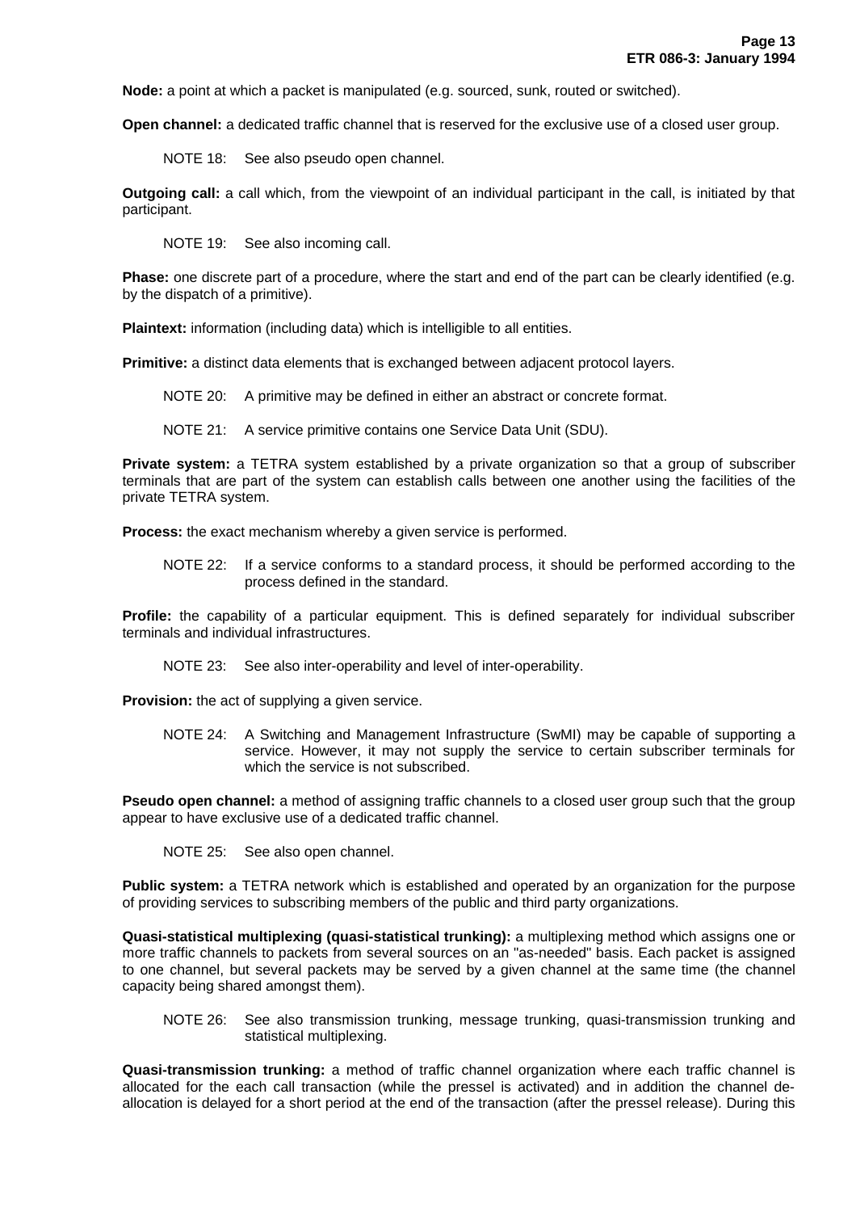**Node:** a point at which a packet is manipulated (e.g. sourced, sunk, routed or switched).

**Open channel:** a dedicated traffic channel that is reserved for the exclusive use of a closed user group.

NOTE 18: See also pseudo open channel.

**Outgoing call:** a call which, from the viewpoint of an individual participant in the call, is initiated by that participant.

NOTE 19: See also incoming call.

**Phase:** one discrete part of a procedure, where the start and end of the part can be clearly identified (e.g. by the dispatch of a primitive).

**Plaintext:** information (including data) which is intelligible to all entities.

**Primitive:** a distinct data elements that is exchanged between adjacent protocol layers.

NOTE 20: A primitive may be defined in either an abstract or concrete format.

NOTE 21: A service primitive contains one Service Data Unit (SDU).

**Private system:** a TETRA system established by a private organization so that a group of subscriber terminals that are part of the system can establish calls between one another using the facilities of the private TETRA system.

**Process:** the exact mechanism whereby a given service is performed.

NOTE 22: If a service conforms to a standard process, it should be performed according to the process defined in the standard.

**Profile:** the capability of a particular equipment. This is defined separately for individual subscriber terminals and individual infrastructures.

NOTE 23: See also inter-operability and level of inter-operability.

**Provision:** the act of supplying a given service.

NOTE 24: A Switching and Management Infrastructure (SwMI) may be capable of supporting a service. However, it may not supply the service to certain subscriber terminals for which the service is not subscribed.

**Pseudo open channel:** a method of assigning traffic channels to a closed user group such that the group appear to have exclusive use of a dedicated traffic channel.

NOTE 25: See also open channel.

**Public system:** a TETRA network which is established and operated by an organization for the purpose of providing services to subscribing members of the public and third party organizations.

**Quasi-statistical multiplexing (quasi-statistical trunking):** a multiplexing method which assigns one or more traffic channels to packets from several sources on an "as-needed" basis. Each packet is assigned to one channel, but several packets may be served by a given channel at the same time (the channel capacity being shared amongst them).

NOTE 26: See also transmission trunking, message trunking, quasi-transmission trunking and statistical multiplexing.

**Quasi-transmission trunking:** a method of traffic channel organization where each traffic channel is allocated for the each call transaction (while the pressel is activated) and in addition the channel de-allocation is delayed for a short period at the end of the transaction (after the pressel release). During this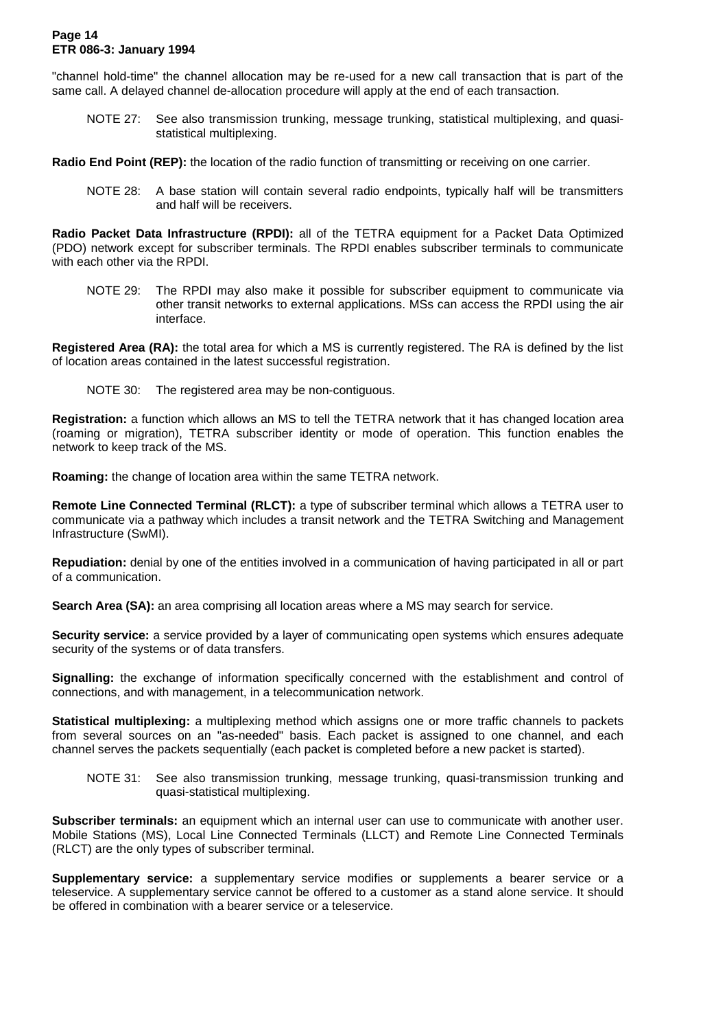"channel hold-time" the channel allocation may be re-used for a new call transaction that is part of the same call. A delayed channel de-allocation procedure will apply at the end of each transaction.

NOTE 27: See also transmission trunking, message trunking, statistical multiplexing, and quasi-statistical multiplexing.

**Radio End Point (REP):** the location of the radio function of transmitting or receiving on one carrier.

NOTE 28: A base station will contain several radio endpoints, typically half will be transmitters and half will be receivers.

**Radio Packet Data Infrastructure (RPDI):** all of the TETRA equipment for a Packet Data Optimized (PDO) network except for subscriber terminals. The RPDI enables subscriber terminals to communicate with each other via the RPDI.

NOTE 29: The RPDI may also make it possible for subscriber equipment to communicate via other transit networks to external applications. MSs can access the RPDI using the air interface.

**Registered Area (RA):** the total area for which a MS is currently registered. The RA is defined by the list of location areas contained in the latest successful registration.

NOTE 30: The registered area may be non-contiguous.

**Registration:** a function which allows an MS to tell the TETRA network that it has changed location area (roaming or migration), TETRA subscriber identity or mode of operation. This function enables the network to keep track of the MS.

**Roaming:** the change of location area within the same TETRA network.

**Remote Line Connected Terminal (RLCT):** a type of subscriber terminal which allows a TETRA user to communicate via a pathway which includes a transit network and the TETRA Switching and Management Infrastructure (SwMI).

**Repudiation:** denial by one of the entities involved in a communication of having participated in all or part of a communication.

**Search Area (SA):** an area comprising all location areas where a MS may search for service.

**Security service:** a service provided by a layer of communicating open systems which ensures adequate security of the systems or of data transfers.

**Signalling:** the exchange of information specifically concerned with the establishment and control of connections, and with management, in a telecommunication network.

**Statistical multiplexing:** a multiplexing method which assigns one or more traffic channels to packets from several sources on an "as-needed" basis. Each packet is assigned to one channel, and each channel serves the packets sequentially (each packet is completed before a new packet is started).

NOTE 31: See also transmission trunking, message trunking, quasi-transmission trunking and quasi-statistical multiplexing.

**Subscriber terminals:** an equipment which an internal user can use to communicate with another user. Mobile Stations (MS), Local Line Connected Terminals (LLCT) and Remote Line Connected Terminals (RLCT) are the only types of subscriber terminal.

**Supplementary service:** a supplementary service modifies or supplements a bearer service or a teleservice. A supplementary service cannot be offered to a customer as a stand alone service. It should be offered in combination with a bearer service or a teleservice.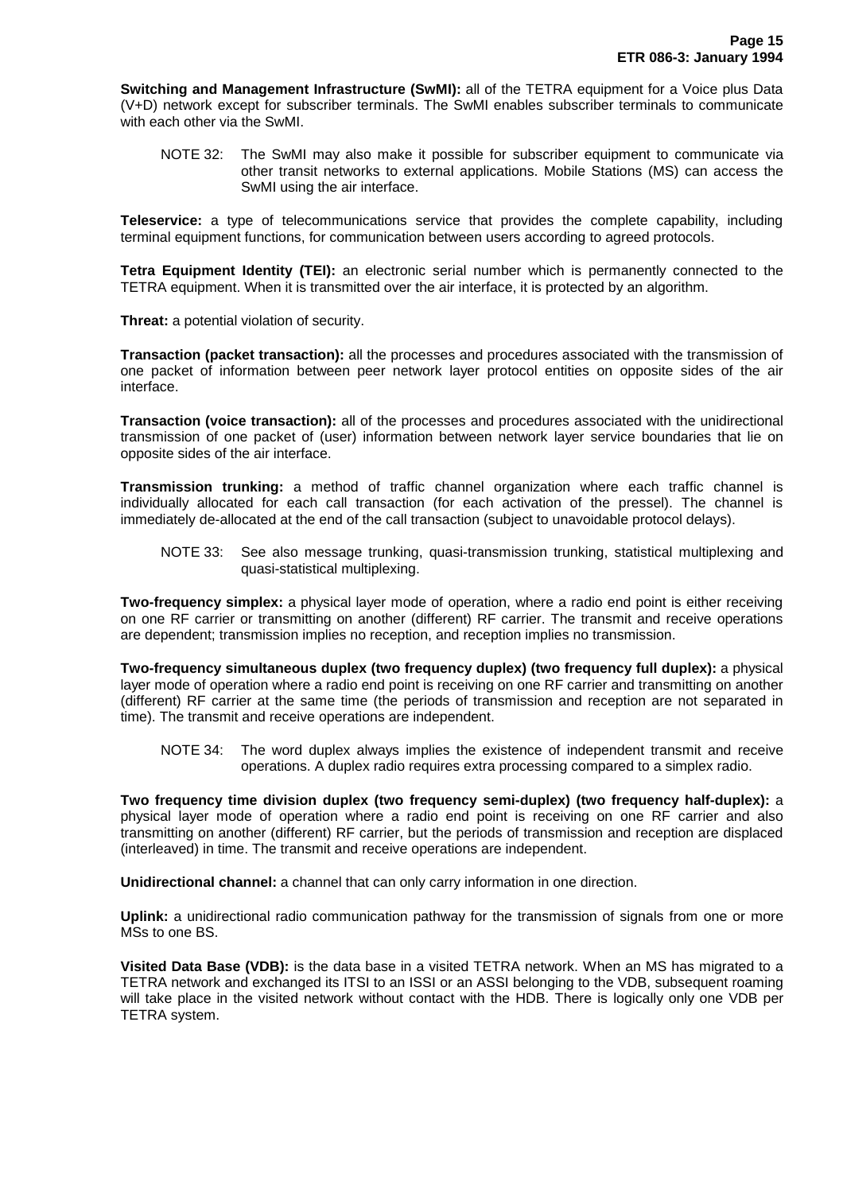**Switching and Management Infrastructure (SwMI):** all of the TETRA equipment for a Voice plus Data (V+D) network except for subscriber terminals. The SwMI enables subscriber terminals to communicate with each other via the SwMI.

NOTE 32: The SwMI may also make it possible for subscriber equipment to communicate via other transit networks to external applications. Mobile Stations (MS) can access the SwMI using the air interface.

**Teleservice:** a type of telecommunications service that provides the complete capability, including terminal equipment functions, for communication between users according to agreed protocols.

**Tetra Equipment Identity (TEI):** an electronic serial number which is permanently connected to the TETRA equipment. When it is transmitted over the air interface, it is protected by an algorithm.

**Threat:** a potential violation of security.

**Transaction (packet transaction):** all the processes and procedures associated with the transmission of one packet of information between peer network layer protocol entities on opposite sides of the air interface.

**Transaction (voice transaction):** all of the processes and procedures associated with the unidirectional transmission of one packet of (user) information between network layer service boundaries that lie on opposite sides of the air interface.

**Transmission trunking:** a method of traffic channel organization where each traffic channel is individually allocated for each call transaction (for each activation of the pressel). The channel is immediately de-allocated at the end of the call transaction (subject to unavoidable protocol delays).

NOTE 33: See also message trunking, quasi-transmission trunking, statistical multiplexing and quasi-statistical multiplexing.

**Two-frequency simplex:** a physical layer mode of operation, where a radio end point is either receiving on one RF carrier or transmitting on another (different) RF carrier. The transmit and receive operations are dependent; transmission implies no reception, and reception implies no transmission.

**Two-frequency simultaneous duplex (two frequency duplex) (two frequency full duplex):** a physical layer mode of operation where a radio end point is receiving on one RF carrier and transmitting on another (different) RF carrier at the same time (the periods of transmission and reception are not separated in time). The transmit and receive operations are independent.

NOTE 34: The word duplex always implies the existence of independent transmit and receive operations. A duplex radio requires extra processing compared to a simplex radio.

**Two frequency time division duplex (two frequency semi-duplex) (two frequency half-duplex):** a physical layer mode of operation where a radio end point is receiving on one RF carrier and also transmitting on another (different) RF carrier, but the periods of transmission and reception are displaced (interleaved) in time. The transmit and receive operations are independent.

**Unidirectional channel:** a channel that can only carry information in one direction.

**Uplink:** a unidirectional radio communication pathway for the transmission of signals from one or more MSs to one BS.

**Visited Data Base (VDB):** is the data base in a visited TETRA network. When an MS has migrated to a TETRA network and exchanged its ITSI to an ISSI or an ASSI belonging to the VDB, subsequent roaming will take place in the visited network without contact with the HDB. There is logically only one VDB per TETRA system.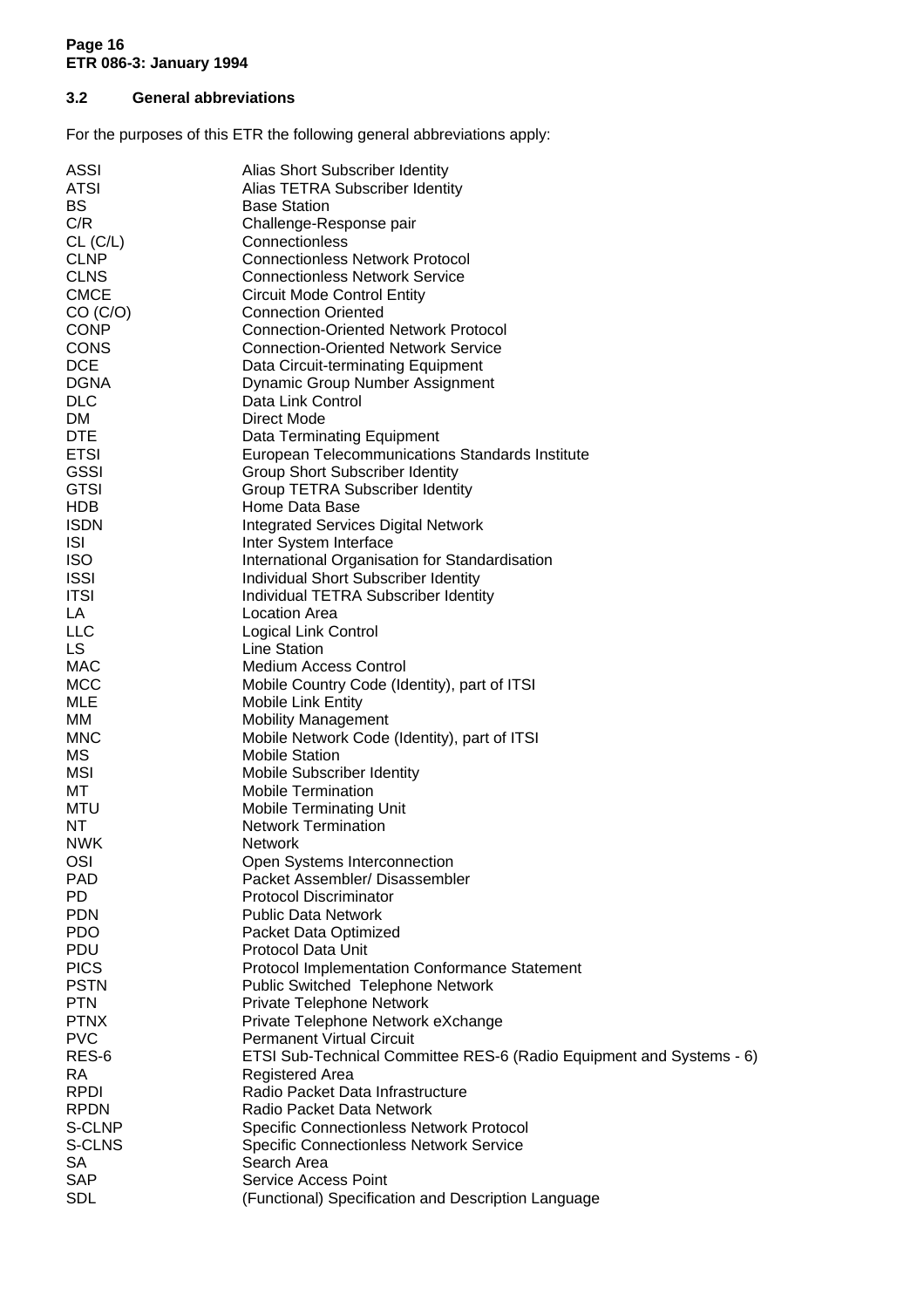### 3.2 General abbreviations

For the purposes of this ETR the following general abbreviations apply:

| | |
|---|---|
| ASSI | Alias Short Subscriber Identity |
| ATSI | Alias TETRA Subscriber Identity |
| BS | Base Station |
| C/R | Challenge-Response pair |
| CL (C/L) | Connectionless |
| CLNP | Connectionless Network Protocol |
| CLNS | Connectionless Network Service |
| CMCE | Circuit Mode Control Entity |
| CO (C/O) | Connection Oriented |
| CONP | Connection-Oriented Network Protocol |
| CONS | Connection-Oriented Network Service |
| DCE | Data Circuit-terminating Equipment |
| DGNA | Dynamic Group Number Assignment |
| DLC | Data Link Control |
| DM | Direct Mode |
| DTE | Data Terminating Equipment |
| ETSI | European Telecommunications Standards Institute |
| GSSI | Group Short Subscriber Identity |
| GTSI | Group TETRA Subscriber Identity |
| HDB | Home Data Base |
| ISDN | Integrated Services Digital Network |
| ISI | Inter System Interface |
| ISO | International Organisation for Standardisation |
| ISSI | Individual Short Subscriber Identity |
| ITSI | Individual TETRA Subscriber Identity |
| LA | Location Area |
| LLC | Logical Link Control |
| LS | Line Station |
| MAC | Medium Access Control |
| MCC | Mobile Country Code (Identity), part of ITSI |
| MLE | Mobile Link Entity |
| MM | Mobility Management |
| MNC | Mobile Network Code (Identity), part of ITSI |
| MS | Mobile Station |
| MSI | Mobile Subscriber Identity |
| MT | Mobile Termination |
| MTU | Mobile Terminating Unit |
| NT | Network Termination |
| NWK | Network |
| OSI | Open Systems Interconnection |
| PAD | Packet Assembler/ Disassembler |
| PD | Protocol Discriminator |
| PDN | Public Data Network |
| PDO | Packet Data Optimized |
| PDU | Protocol Data Unit |
| PICS | Protocol Implementation Conformance Statement |
| PSTN | Public Switched Telephone Network |
| PTN | Private Telephone Network |
| PTNX | Private Telephone Network eXchange |
| PVC | Permanent Virtual Circuit |
| RES-6 | ETSI Sub-Technical Committee RES-6 (Radio Equipment and Systems - 6) |
| RA | Registered Area |
| RPDI | Radio Packet Data Infrastructure |
| RPDN | Radio Packet Data Network |
| S-CLNP | Specific Connectionless Network Protocol |
| S-CLNS | Specific Connectionless Network Service |
| SA | Search Area |
| SAP | Service Access Point |
| SDL | (Functional) Specification and Description Language |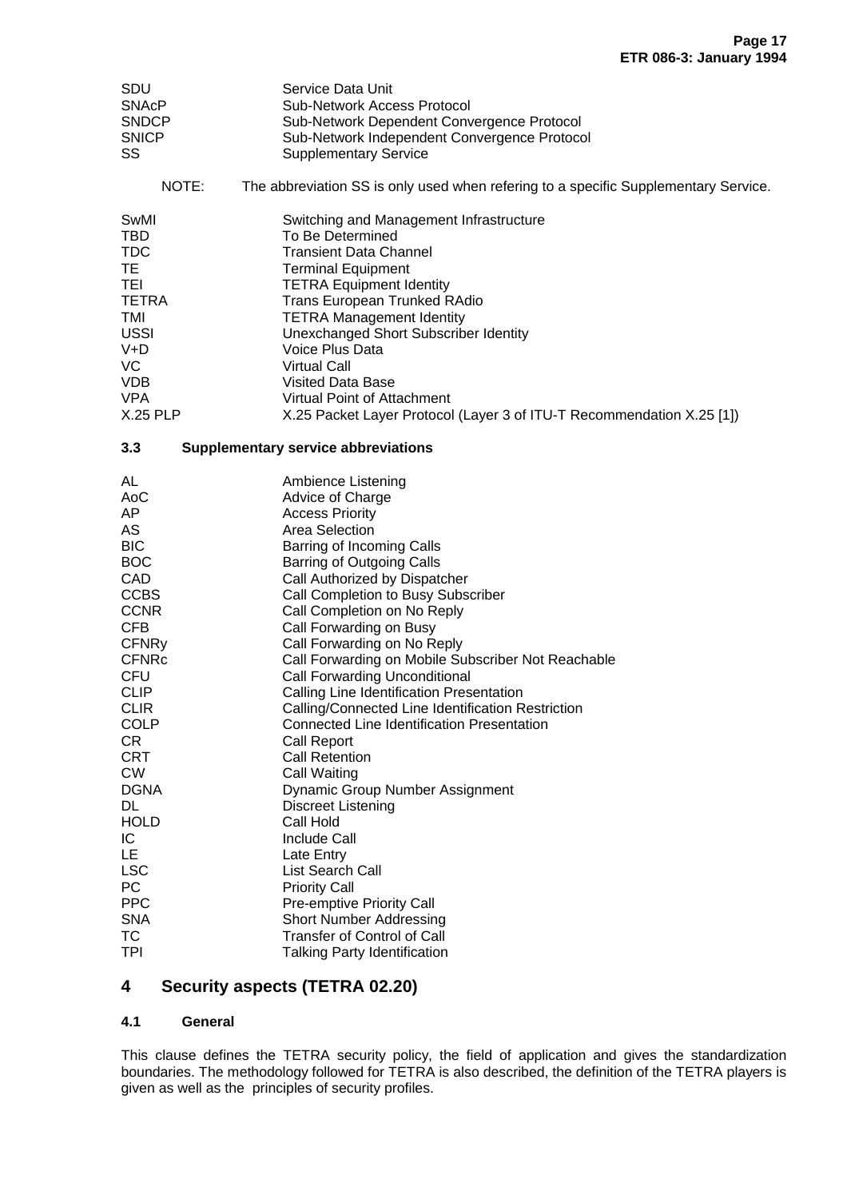| | |
|---|---|
| SDU | Service Data Unit |
| SNAcP | Sub-Network Access Protocol |
| SNDCP | Sub-Network Dependent Convergence Protocol |
| SNICP | Sub-Network Independent Convergence Protocol |
| SS | Supplementary Service |

NOTE: The abbreviation SS is only used when refering to a specific Supplementary Service.

| | |
|---|---|
| SwMI | Switching and Management Infrastructure |
| TBD | To Be Determined |
| TDC | Transient Data Channel |
| TE | Terminal Equipment |
| TEI | TETRA Equipment Identity |
| TETRA | Trans European Trunked RAdio |
| TMI | TETRA Management Identity |
| USSI | Unexchanged Short Subscriber Identity |
| V+D | Voice Plus Data |
| VC | Virtual Call |
| VDB | Visited Data Base |
| VPA | Virtual Point of Attachment |
| X.25 PLP | X.25 Packet Layer Protocol (Layer 3 of ITU-T Recommendation X.25 [1]) |

### 3.3 Supplementary service abbreviations

| | |
|---|---|
| AL | Ambience Listening |
| AoC | Advice of Charge |
| AP | Access Priority |
| AS | Area Selection |
| BIC | Barring of Incoming Calls |
| BOC | Barring of Outgoing Calls |
| CAD | Call Authorized by Dispatcher |
| CCBS | Call Completion to Busy Subscriber |
| CCNR | Call Completion on No Reply |
| CFB | Call Forwarding on Busy |
| CFNRy | Call Forwarding on No Reply |
| CFNRc | Call Forwarding on Mobile Subscriber Not Reachable |
| CFU | Call Forwarding Unconditional |
| CLIP | Calling Line Identification Presentation |
| CLIR | Calling/Connected Line Identification Restriction |
| COLP | Connected Line Identification Presentation |
| CR | Call Report |
| CRT | Call Retention |
| CW | Call Waiting |
| DGNA | Dynamic Group Number Assignment |
| DL | Discreet Listening |
| HOLD | Call Hold |
| IC | Include Call |
| LE | Late Entry |
| LSC | List Search Call |
| PC | Priority Call |
| PPC | Pre-emptive Priority Call |
| SNA | Short Number Addressing |
| TC | Transfer of Control of Call |
| TPI | Talking Party Identification |

# 4 Security aspects (TETRA 02.20)

### 4.1 General

This clause defines the TETRA security policy, the field of application and gives the standardization boundaries. The methodology followed for TETRA is also described, the definition of the TETRA players is given as well as the principles of security profiles.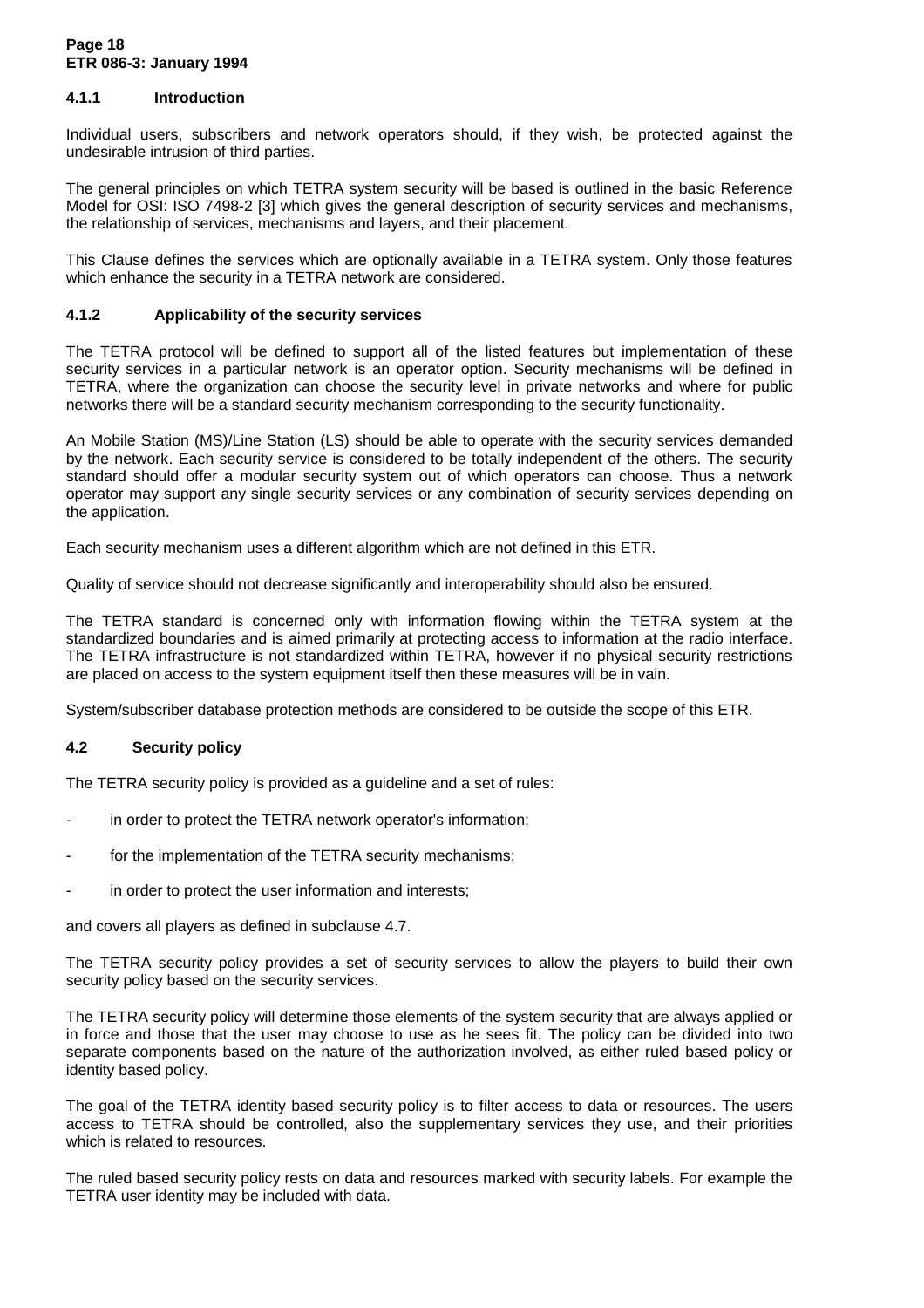#### 4.1.1 Introduction

Individual users, subscribers and network operators should, if they wish, be protected against the undesirable intrusion of third parties.

The general principles on which TETRA system security will be based is outlined in the basic Reference Model for OSI: ISO 7498-2 [3] which gives the general description of security services and mechanisms, the relationship of services, mechanisms and layers, and their placement.

This Clause defines the services which are optionally available in a TETRA system. Only those features which enhance the security in a TETRA network are considered.

#### 4.1.2 Applicability of the security services

The TETRA protocol will be defined to support all of the listed features but implementation of these security services in a particular network is an operator option. Security mechanisms will be defined in TETRA, where the organization can choose the security level in private networks and where for public networks there will be a standard security mechanism corresponding to the security functionality.

An Mobile Station (MS)/Line Station (LS) should be able to operate with the security services demanded by the network. Each security service is considered to be totally independent of the others. The security standard should offer a modular security system out of which operators can choose. Thus a network operator may support any single security services or any combination of security services depending on the application.

Each security mechanism uses a different algorithm which are not defined in this ETR.

Quality of service should not decrease significantly and interoperability should also be ensured.

The TETRA standard is concerned only with information flowing within the TETRA system at the standardized boundaries and is aimed primarily at protecting access to information at the radio interface. The TETRA infrastructure is not standardized within TETRA, however if no physical security restrictions are placed on access to the system equipment itself then these measures will be in vain.

System/subscriber database protection methods are considered to be outside the scope of this ETR.

### 4.2 Security policy

The TETRA security policy is provided as a guideline and a set of rules:

- in order to protect the TETRA network operator's information;
- for the implementation of the TETRA security mechanisms;
- in order to protect the user information and interests;

and covers all players as defined in subclause 4.7.

The TETRA security policy provides a set of security services to allow the players to build their own security policy based on the security services.

The TETRA security policy will determine those elements of the system security that are always applied or in force and those that the user may choose to use as he sees fit. The policy can be divided into two separate components based on the nature of the authorization involved, as either ruled based policy or identity based policy.

The goal of the TETRA identity based security policy is to filter access to data or resources. The users access to TETRA should be controlled, also the supplementary services they use, and their priorities which is related to resources.

The ruled based security policy rests on data and resources marked with security labels. For example the TETRA user identity may be included with data.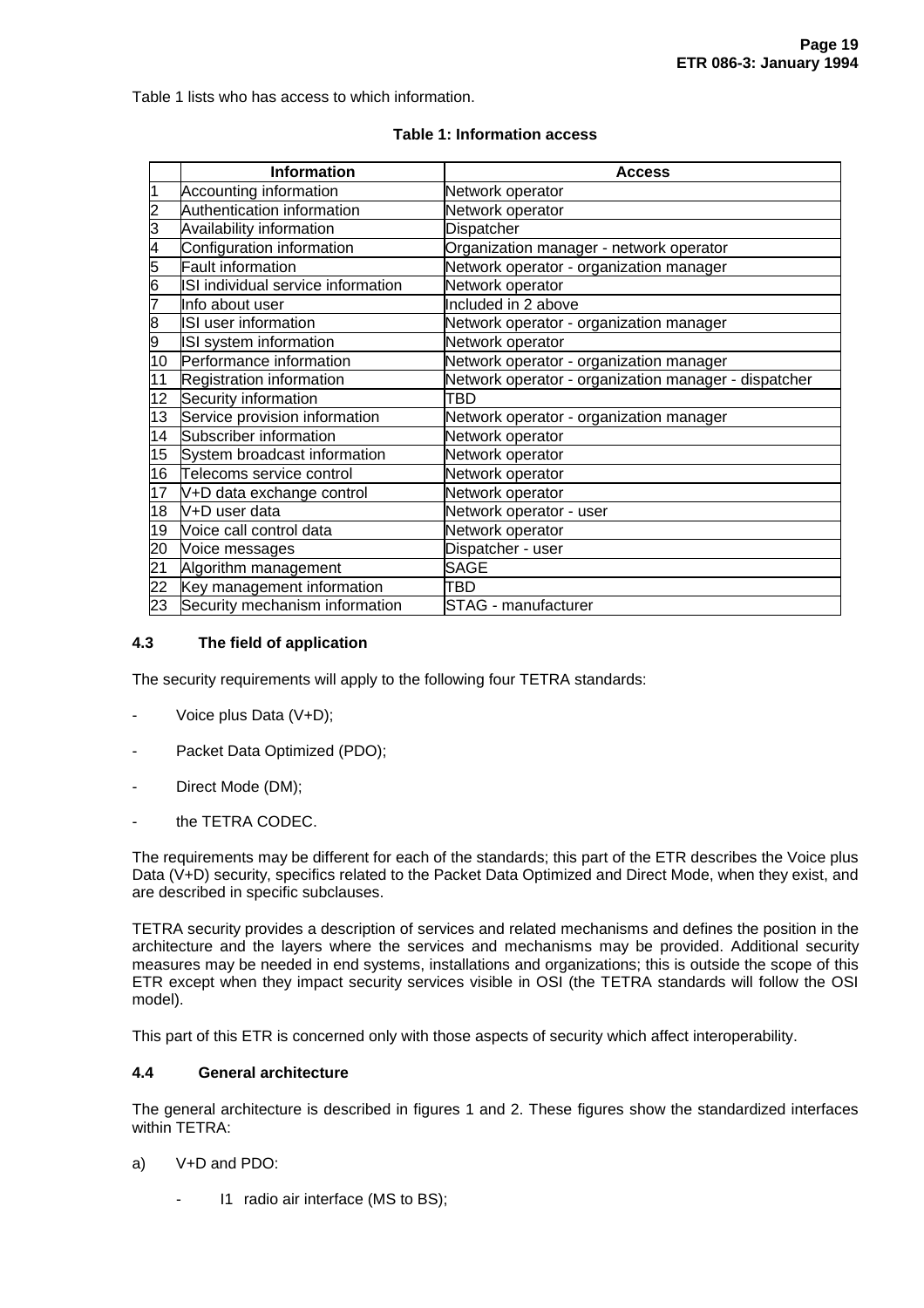Table 1 lists who has access to which information.

**Table 1: Information access**

| | Information | Access |
|---|---|---|
| 1 | Accounting information | Network operator |
| 2 | Authentication information | Network operator |
| 3 | Availability information | Dispatcher |
| 4 | Configuration information | Organization manager - network operator |
| 5 | Fault information | Network operator - organization manager |
| 6 | ISI individual service information | Network operator |
| 7 | Info about user | Included in 2 above |
| 8 | ISI user information | Network operator - organization manager |
| 9 | ISI system information | Network operator |
| 10 | Performance information | Network operator - organization manager |
| 11 | Registration information | Network operator - organization manager - dispatcher |
| 12 | Security information | TBD |
| 13 | Service provision information | Network operator - organization manager |
| 14 | Subscriber information | Network operator |
| 15 | System broadcast information | Network operator |
| 16 | Telecoms service control | Network operator |
| 17 | V+D data exchange control | Network operator |
| 18 | V+D user data | Network operator - user |
| 19 | Voice call control data | Network operator |
| 20 | Voice messages | Dispatcher - user |
| 21 | Algorithm management | SAGE |
| 22 | Key management information | TBD |
| 23 | Security mechanism information | STAG - manufacturer |

### 4.3 The field of application

The security requirements will apply to the following four TETRA standards:

- Voice plus Data (V+D);
- Packet Data Optimized (PDO);
- Direct Mode (DM);
- the TETRA CODEC.

The requirements may be different for each of the standards; this part of the ETR describes the Voice plus Data (V+D) security, specifics related to the Packet Data Optimized and Direct Mode, when they exist, and are described in specific subclauses.

TETRA security provides a description of services and related mechanisms and defines the position in the architecture and the layers where the services and mechanisms may be provided. Additional security measures may be needed in end systems, installations and organizations; this is outside the scope of this ETR except when they impact security services visible in OSI (the TETRA standards will follow the OSI model).

This part of this ETR is concerned only with those aspects of security which affect interoperability.

### 4.4 General architecture

The general architecture is described in figures 1 and 2. These figures show the standardized interfaces within TETRA:

a) V+D and PDO:

- I1 radio air interface (MS to BS);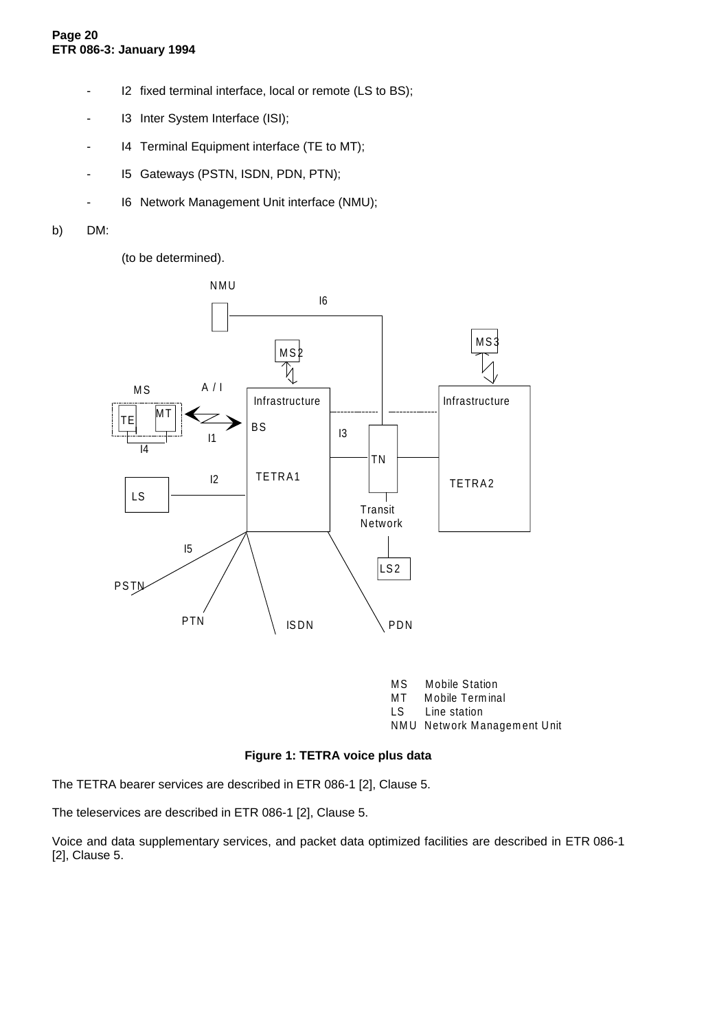- I2 fixed terminal interface, local or remote (LS to BS);
- I3 Inter System Interface (ISI);
- I4 Terminal Equipment interface (TE to MT);
- I5 Gateways (PSTN, ISDN, PDN, PTN);
- I6 Network Management Unit interface (NMU);

b) DM:

(to be determined).

MS Mobile Station
MT Mobile Terminal
LS Line station
NMU Network Management Unit

**Figure 1: TETRA voice plus data**

The TETRA bearer services are described in ETR 086-1 [2], Clause 5.

The teleservices are described in ETR 086-1 [2], Clause 5.

Voice and data supplementary services, and packet data optimized facilities are described in ETR 086-1 [2], Clause 5.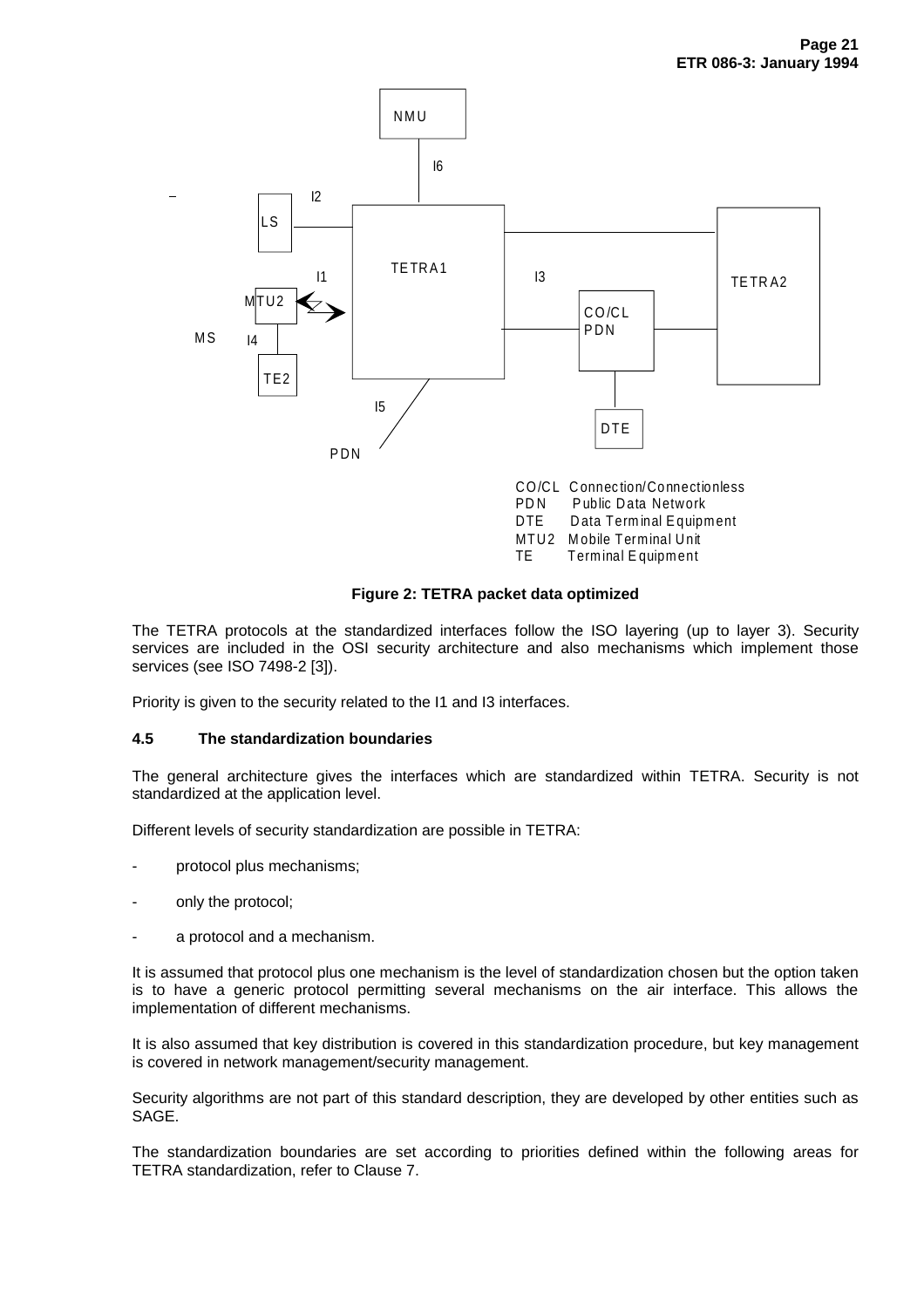CO/CL Connection/Connectionless
PDN Public Data Network
DTE Data Terminal Equipment
MTU2 Mobile Terminal Unit
TE Terminal Equipment

**Figure 2: TETRA packet data optimized**

The TETRA protocols at the standardized interfaces follow the ISO layering (up to layer 3). Security services are included in the OSI security architecture and also mechanisms which implement those services (see ISO 7498-2 [3]).

Priority is given to the security related to the I1 and I3 interfaces.

### 4.5 The standardization boundaries

The general architecture gives the interfaces which are standardized within TETRA. Security is not standardized at the application level.

Different levels of security standardization are possible in TETRA:

- protocol plus mechanisms;
- only the protocol;
- a protocol and a mechanism.

It is assumed that protocol plus one mechanism is the level of standardization chosen but the option taken is to have a generic protocol permitting several mechanisms on the air interface. This allows the implementation of different mechanisms.

It is also assumed that key distribution is covered in this standardization procedure, but key management is covered in network management/security management.

Security algorithms are not part of this standard description, they are developed by other entities such as SAGE.

The standardization boundaries are set according to priorities defined within the following areas for TETRA standardization, refer to Clause 7.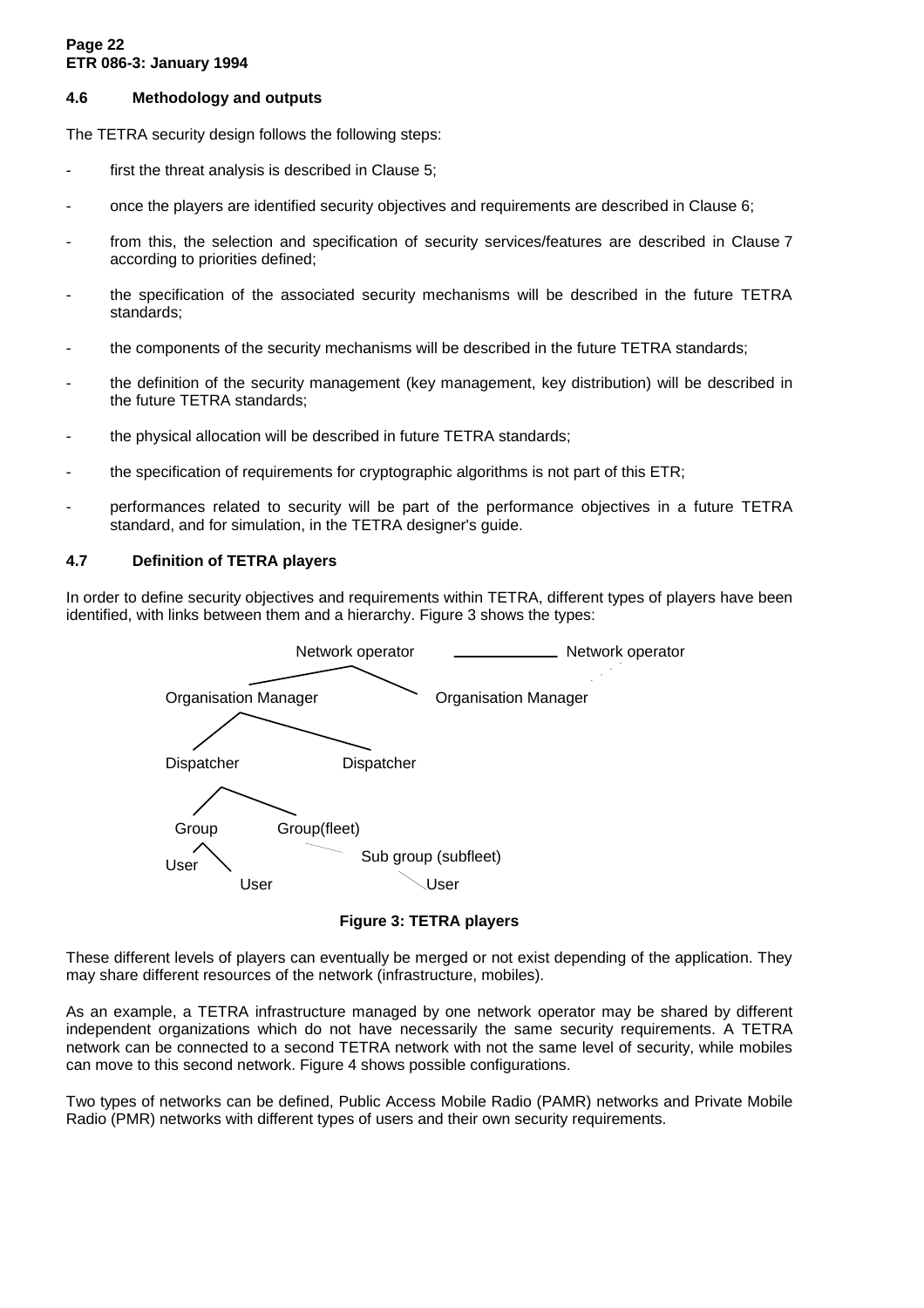## 4.6 Methodology and outputs

The TETRA security design follows the following steps:

- first the threat analysis is described in Clause 5;
- once the players are identified security objectives and requirements are described in Clause 6;
- from this, the selection and specification of security services/features are described in Clause 7 according to priorities defined;
- the specification of the associated security mechanisms will be described in the future TETRA standards;
- the components of the security mechanisms will be described in the future TETRA standards;
- the definition of the security management (key management, key distribution) will be described in the future TETRA standards;
- the physical allocation will be described in future TETRA standards;
- the specification of requirements for cryptographic algorithms is not part of this ETR;
- performances related to security will be part of the performance objectives in a future TETRA standard, and for simulation, in the TETRA designer's guide.

## 4.7 Definition of TETRA players

In order to define security objectives and requirements within TETRA, different types of players have been identified, with links between them and a hierarchy. Figure 3 shows the types:

```
                    Network operator  ____________  Network operator
        Organisation Manager             Organisation Manager
Dispatcher            Dispatcher
 Group      Group(fleet)
User                  Sub group (subfleet)
        User                User
```

**Figure 3: TETRA players**

These different levels of players can eventually be merged or not exist depending of the application. They may share different resources of the network (infrastructure, mobiles).

As an example, a TETRA infrastructure managed by one network operator may be shared by different independent organizations which do not have necessarily the same security requirements. A TETRA network can be connected to a second TETRA network with not the same level of security, while mobiles can move to this second network. Figure 4 shows possible configurations.

Two types of networks can be defined, Public Access Mobile Radio (PAMR) networks and Private Mobile Radio (PMR) networks with different types of users and their own security requirements.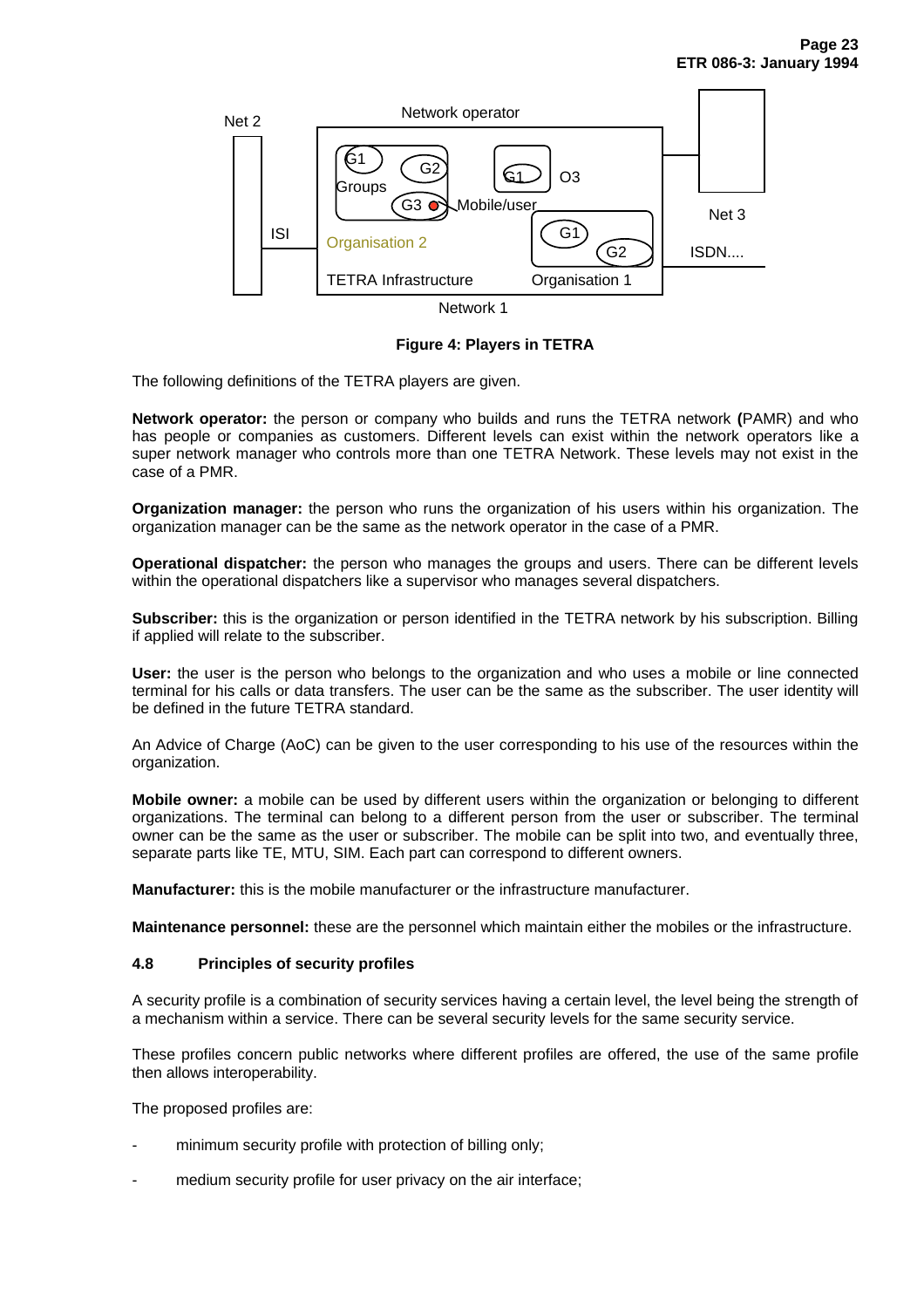Net 2

Network operator

ISI

Groups

G1 G2 G3

Mobile/user

G1 O3

Organisation 2

G1 G2

Net 3

ISDN....

TETRA Infrastructure

Organisation 1

Network 1

**Figure 4: Players in TETRA**

The following definitions of the TETRA players are given.

**Network operator:** the person or company who builds and runs the TETRA network **(**PAMR) and who has people or companies as customers. Different levels can exist within the network operators like a super network manager who controls more than one TETRA Network. These levels may not exist in the case of a PMR.

**Organization manager:** the person who runs the organization of his users within his organization. The organization manager can be the same as the network operator in the case of a PMR.

**Operational dispatcher:** the person who manages the groups and users. There can be different levels within the operational dispatchers like a supervisor who manages several dispatchers.

**Subscriber:** this is the organization or person identified in the TETRA network by his subscription. Billing if applied will relate to the subscriber.

**User:** the user is the person who belongs to the organization and who uses a mobile or line connected terminal for his calls or data transfers. The user can be the same as the subscriber. The user identity will be defined in the future TETRA standard.

An Advice of Charge (AoC) can be given to the user corresponding to his use of the resources within the organization.

**Mobile owner:** a mobile can be used by different users within the organization or belonging to different organizations. The terminal can belong to a different person from the user or subscriber. The terminal owner can be the same as the user or subscriber. The mobile can be split into two, and eventually three, separate parts like TE, MTU, SIM. Each part can correspond to different owners.

**Manufacturer:** this is the mobile manufacturer or the infrastructure manufacturer.

**Maintenance personnel:** these are the personnel which maintain either the mobiles or the infrastructure.

### 4.8 Principles of security profiles

A security profile is a combination of security services having a certain level, the level being the strength of a mechanism within a service. There can be several security levels for the same security service.

These profiles concern public networks where different profiles are offered, the use of the same profile then allows interoperability.

The proposed profiles are:

- minimum security profile with protection of billing only;
- medium security profile for user privacy on the air interface;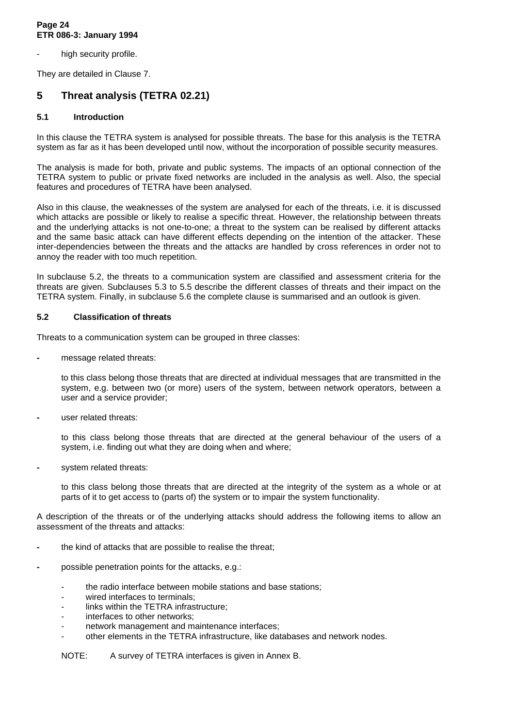- high security profile.

They are detailed in Clause 7.

# 5 Threat analysis (TETRA 02.21)

## 5.1 Introduction

In this clause the TETRA system is analysed for possible threats. The base for this analysis is the TETRA system as far as it has been developed until now, without the incorporation of possible security measures.

The analysis is made for both, private and public systems. The impacts of an optional connection of the TETRA system to public or private fixed networks are included in the analysis as well. Also, the special features and procedures of TETRA have been analysed.

Also in this clause, the weaknesses of the system are analysed for each of the threats, i.e. it is discussed which attacks are possible or likely to realise a specific threat. However, the relationship between threats and the underlying attacks is not one-to-one; a threat to the system can be realised by different attacks and the same basic attack can have different effects depending on the intention of the attacker. These inter-dependencies between the threats and the attacks are handled by cross references in order not to annoy the reader with too much repetition.

In subclause 5.2, the threats to a communication system are classified and assessment criteria for the threats are given. Subclauses 5.3 to 5.5 describe the different classes of threats and their impact on the TETRA system. Finally, in subclause 5.6 the complete clause is summarised and an outlook is given.

## 5.2 Classification of threats

Threats to a communication system can be grouped in three classes:

- message related threats:

  to this class belong those threats that are directed at individual messages that are transmitted in the system, e.g. between two (or more) users of the system, between network operators, between a user and a service provider;

- user related threats:

  to this class belong those threats that are directed at the general behaviour of the users of a system, i.e. finding out what they are doing when and where;

- system related threats:

  to this class belong those threats that are directed at the integrity of the system as a whole or at parts of it to get access to (parts of) the system or to impair the system functionality.

A description of the threats or of the underlying attacks should address the following items to allow an assessment of the threats and attacks:

- the kind of attacks that are possible to realise the threat;
- possible penetration points for the attacks, e.g.:
  - the radio interface between mobile stations and base stations;
  - wired interfaces to terminals;
  - links within the TETRA infrastructure;
  - interfaces to other networks;
  - network management and maintenance interfaces;
  - other elements in the TETRA infrastructure, like databases and network nodes.

NOTE: A survey of TETRA interfaces is given in Annex B.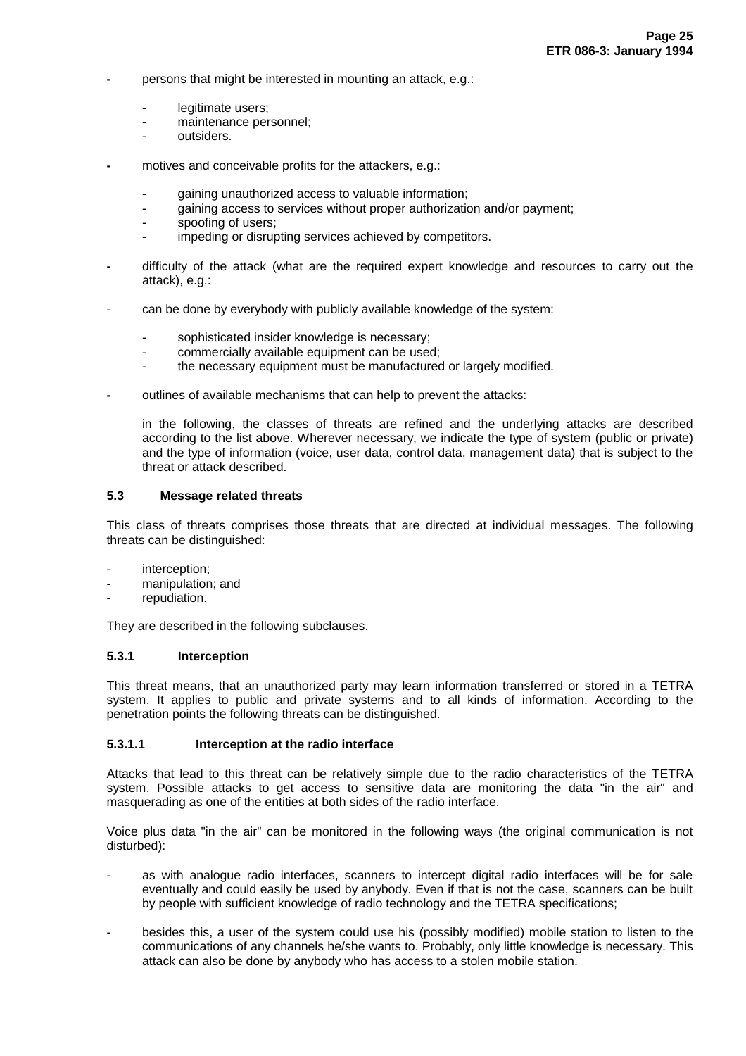- persons that might be interested in mounting an attack, e.g.:
  - legitimate users;
  - maintenance personnel;
  - outsiders.

- motives and conceivable profits for the attackers, e.g.:
  - gaining unauthorized access to valuable information;
  - gaining access to services without proper authorization and/or payment;
  - spoofing of users;
  - impeding or disrupting services achieved by competitors.

- difficulty of the attack (what are the required expert knowledge and resources to carry out the attack), e.g.:

- can be done by everybody with publicly available knowledge of the system:
  - sophisticated insider knowledge is necessary;
  - commercially available equipment can be used;
  - the necessary equipment must be manufactured or largely modified.

- outlines of available mechanisms that can help to prevent the attacks:

  in the following, the classes of threats are refined and the underlying attacks are described according to the list above. Wherever necessary, we indicate the type of system (public or private) and the type of information (voice, user data, control data, management data) that is subject to the threat or attack described.

### 5.3 Message related threats

This class of threats comprises those threats that are directed at individual messages. The following threats can be distinguished:

- interception;
- manipulation; and
- repudiation.

They are described in the following subclauses.

#### 5.3.1 Interception

This threat means, that an unauthorized party may learn information transferred or stored in a TETRA system. It applies to public and private systems and to all kinds of information. According to the penetration points the following threats can be distinguished.

##### 5.3.1.1 Interception at the radio interface

Attacks that lead to this threat can be relatively simple due to the radio characteristics of the TETRA system. Possible attacks to get access to sensitive data are monitoring the data "in the air" and masquerading as one of the entities at both sides of the radio interface.

Voice plus data "in the air" can be monitored in the following ways (the original communication is not disturbed):

- as with analogue radio interfaces, scanners to intercept digital radio interfaces will be for sale eventually and could easily be used by anybody. Even if that is not the case, scanners can be built by people with sufficient knowledge of radio technology and the TETRA specifications;

- besides this, a user of the system could use his (possibly modified) mobile station to listen to the communications of any channels he/she wants to. Probably, only little knowledge is necessary. This attack can also be done by anybody who has access to a stolen mobile station.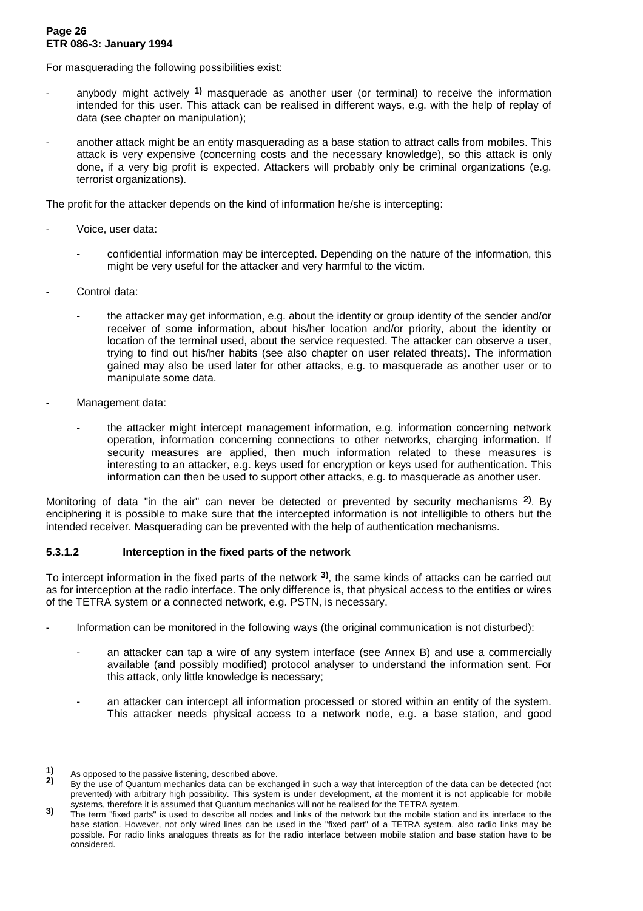For masquerading the following possibilities exist:

- anybody might actively [1)] masquerade as another user (or terminal) to receive the information intended for this user. This attack can be realised in different ways, e.g. with the help of replay of data (see chapter on manipulation);
- another attack might be an entity masquerading as a base station to attract calls from mobiles. This attack is very expensive (concerning costs and the necessary knowledge), so this attack is only done, if a very big profit is expected. Attackers will probably only be criminal organizations (e.g. terrorist organizations).

The profit for the attacker depends on the kind of information he/she is intercepting:

- Voice, user data:
  - confidential information may be intercepted. Depending on the nature of the information, this might be very useful for the attacker and very harmful to the victim.
- Control data:
  - the attacker may get information, e.g. about the identity or group identity of the sender and/or receiver of some information, about his/her location and/or priority, about the identity or location of the terminal used, about the service requested. The attacker can observe a user, trying to find out his/her habits (see also chapter on user related threats). The information gained may also be used later for other attacks, e.g. to masquerade as another user or to manipulate some data.
- Management data:
  - the attacker might intercept management information, e.g. information concerning network operation, information concerning connections to other networks, charging information. If security measures are applied, then much information related to these measures is interesting to an attacker, e.g. keys used for encryption or keys used for authentication. This information can then be used to support other attacks, e.g. to masquerade as another user.

Monitoring of data "in the air" can never be detected or prevented by security mechanisms [2)]. By enciphering it is possible to make sure that the intercepted information is not intelligible to others but the intended receiver. Masquerading can be prevented with the help of authentication mechanisms.

#### 5.3.1.2 Interception in the fixed parts of the network

To intercept information in the fixed parts of the network [3)], the same kinds of attacks can be carried out as for interception at the radio interface. The only difference is, that physical access to the entities or wires of the TETRA system or a connected network, e.g. PSTN, is necessary.

- Information can be monitored in the following ways (the original communication is not disturbed):
  - an attacker can tap a wire of any system interface (see Annex B) and use a commercially available (and possibly modified) protocol analyser to understand the information sent. For this attack, only little knowledge is necessary;
  - an attacker can intercept all information processed or stored within an entity of the system. This attacker needs physical access to a network node, e.g. a base station, and good

---

[1)] As opposed to the passive listening, described above.

[2)] By the use of Quantum mechanics data can be exchanged in such a way that interception of the data can be detected (not prevented) with arbitrary high possibility. This system is under development, at the moment it is not applicable for mobile systems, therefore it is assumed that Quantum mechanics will not be realised for the TETRA system.

[3)] The term "fixed parts" is used to describe all nodes and links of the network but the mobile station and its interface to the base station. However, not only wired lines can be used in the "fixed part" of a TETRA system, also radio links may be possible. For radio links analogues threats as for the radio interface between mobile station and base station have to be considered.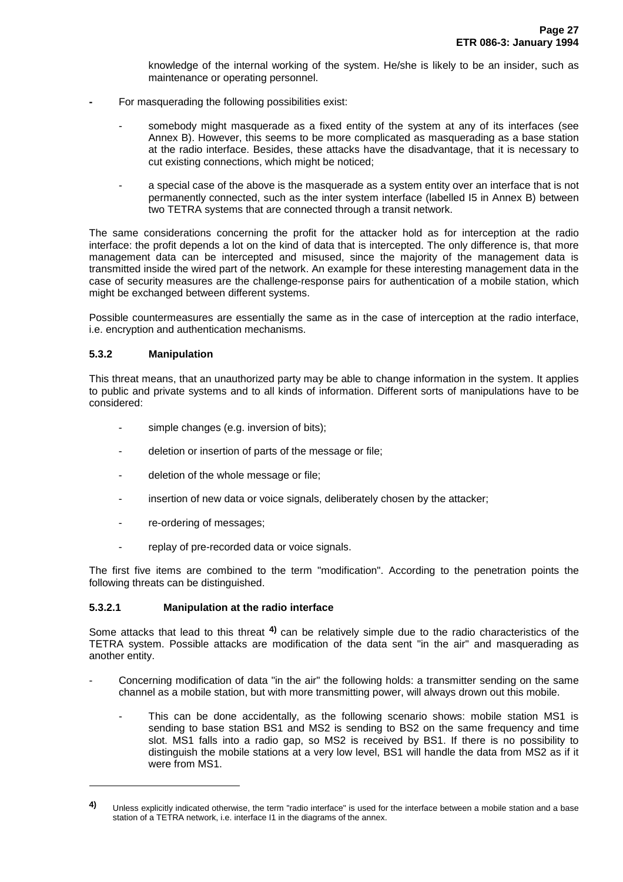knowledge of the internal working of the system. He/she is likely to be an insider, such as maintenance or operating personnel.

- For masquerading the following possibilities exist:

  - somebody might masquerade as a fixed entity of the system at any of its interfaces (see Annex B). However, this seems to be more complicated as masquerading as a base station at the radio interface. Besides, these attacks have the disadvantage, that it is necessary to cut existing connections, which might be noticed;

  - a special case of the above is the masquerade as a system entity over an interface that is not permanently connected, such as the inter system interface (labelled I5 in Annex B) between two TETRA systems that are connected through a transit network.

The same considerations concerning the profit for the attacker hold as for interception at the radio interface: the profit depends a lot on the kind of data that is intercepted. The only difference is, that more management data can be intercepted and misused, since the majority of the management data is transmitted inside the wired part of the network. An example for these interesting management data in the case of security measures are the challenge-response pairs for authentication of a mobile station, which might be exchanged between different systems.

Possible countermeasures are essentially the same as in the case of interception at the radio interface, i.e. encryption and authentication mechanisms.

#### 5.3.2 Manipulation

This threat means, that an unauthorized party may be able to change information in the system. It applies to public and private systems and to all kinds of information. Different sorts of manipulations have to be considered:

- simple changes (e.g. inversion of bits);
- deletion or insertion of parts of the message or file;
- deletion of the whole message or file;
- insertion of new data or voice signals, deliberately chosen by the attacker;
- re-ordering of messages;
- replay of pre-recorded data or voice signals.

The first five items are combined to the term "modification". According to the penetration points the following threats can be distinguished.

##### 5.3.2.1 Manipulation at the radio interface

Some attacks that lead to this threat [4)] can be relatively simple due to the radio characteristics of the TETRA system. Possible attacks are modification of the data sent "in the air" and masquerading as another entity.

- Concerning modification of data "in the air" the following holds: a transmitter sending on the same channel as a mobile station, but with more transmitting power, will always drown out this mobile.

  - This can be done accidentally, as the following scenario shows: mobile station MS1 is sending to base station BS1 and MS2 is sending to BS2 on the same frequency and time slot. MS1 falls into a radio gap, so MS2 is received by BS1. If there is no possibility to distinguish the mobile stations at a very low level, BS1 will handle the data from MS2 as if it were from MS1.

---

[4)] Unless explicitly indicated otherwise, the term "radio interface" is used for the interface between a mobile station and a base station of a TETRA network, i.e. interface I1 in the diagrams of the annex.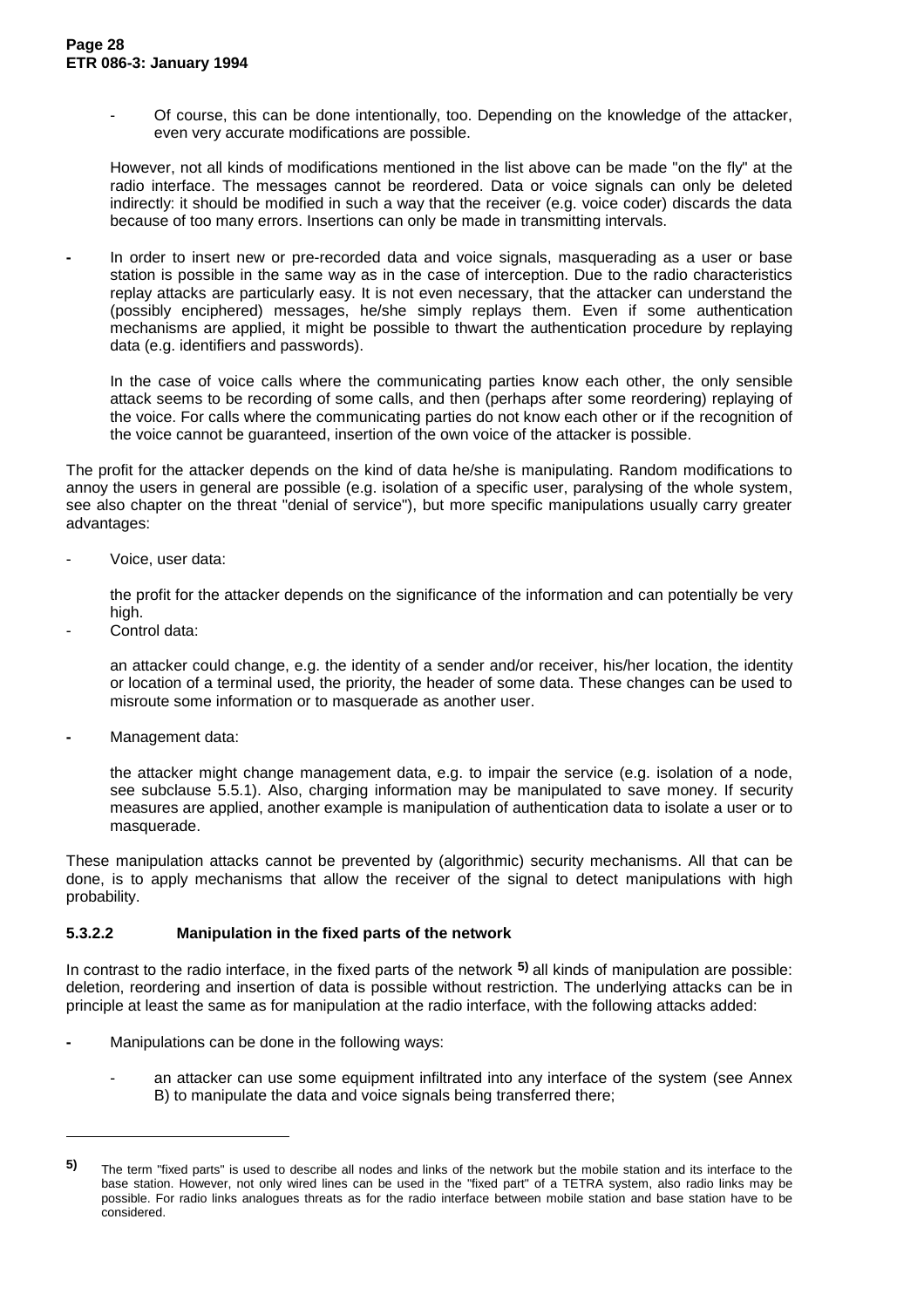- Of course, this can be done intentionally, too. Depending on the knowledge of the attacker, even very accurate modifications are possible.

  However, not all kinds of modifications mentioned in the list above can be made "on the fly" at the radio interface. The messages cannot be reordered. Data or voice signals can only be deleted indirectly: it should be modified in such a way that the receiver (e.g. voice coder) discards the data because of too many errors. Insertions can only be made in transmitting intervals.

- In order to insert new or pre-recorded data and voice signals, masquerading as a user or base station is possible in the same way as in the case of interception. Due to the radio characteristics replay attacks are particularly easy. It is not even necessary, that the attacker can understand the (possibly enciphered) messages, he/she simply replays them. Even if some authentication mechanisms are applied, it might be possible to thwart the authentication procedure by replaying data (e.g. identifiers and passwords).

  In the case of voice calls where the communicating parties know each other, the only sensible attack seems to be recording of some calls, and then (perhaps after some reordering) replaying of the voice. For calls where the communicating parties do not know each other or if the recognition of the voice cannot be guaranteed, insertion of the own voice of the attacker is possible.

The profit for the attacker depends on the kind of data he/she is manipulating. Random modifications to annoy the users in general are possible (e.g. isolation of a specific user, paralysing of the whole system, see also chapter on the threat "denial of service"), but more specific manipulations usually carry greater advantages:

- Voice, user data:

  the profit for the attacker depends on the significance of the information and can potentially be very high.

- Control data:

  an attacker could change, e.g. the identity of a sender and/or receiver, his/her location, the identity or location of a terminal used, the priority, the header of some data. These changes can be used to misroute some information or to masquerade as another user.

- Management data:

  the attacker might change management data, e.g. to impair the service (e.g. isolation of a node, see subclause 5.5.1). Also, charging information may be manipulated to save money. If security measures are applied, another example is manipulation of authentication data to isolate a user or to masquerade.

These manipulation attacks cannot be prevented by (algorithmic) security mechanisms. All that can be done, is to apply mechanisms that allow the receiver of the signal to detect manipulations with high probability.

#### 5.3.2.2 Manipulation in the fixed parts of the network

In contrast to the radio interface, in the fixed parts of the network [5] all kinds of manipulation are possible: deletion, reordering and insertion of data is possible without restriction. The underlying attacks can be in principle at least the same as for manipulation at the radio interface, with the following attacks added:

- Manipulations can be done in the following ways:

  - an attacker can use some equipment infiltrated into any interface of the system (see Annex B) to manipulate the data and voice signals being transferred there;

---

[5] The term "fixed parts" is used to describe all nodes and links of the network but the mobile station and its interface to the base station. However, not only wired lines can be used in the "fixed part" of a TETRA system, also radio links may be possible. For radio links analogues threats as for the radio interface between mobile station and base station have to be considered.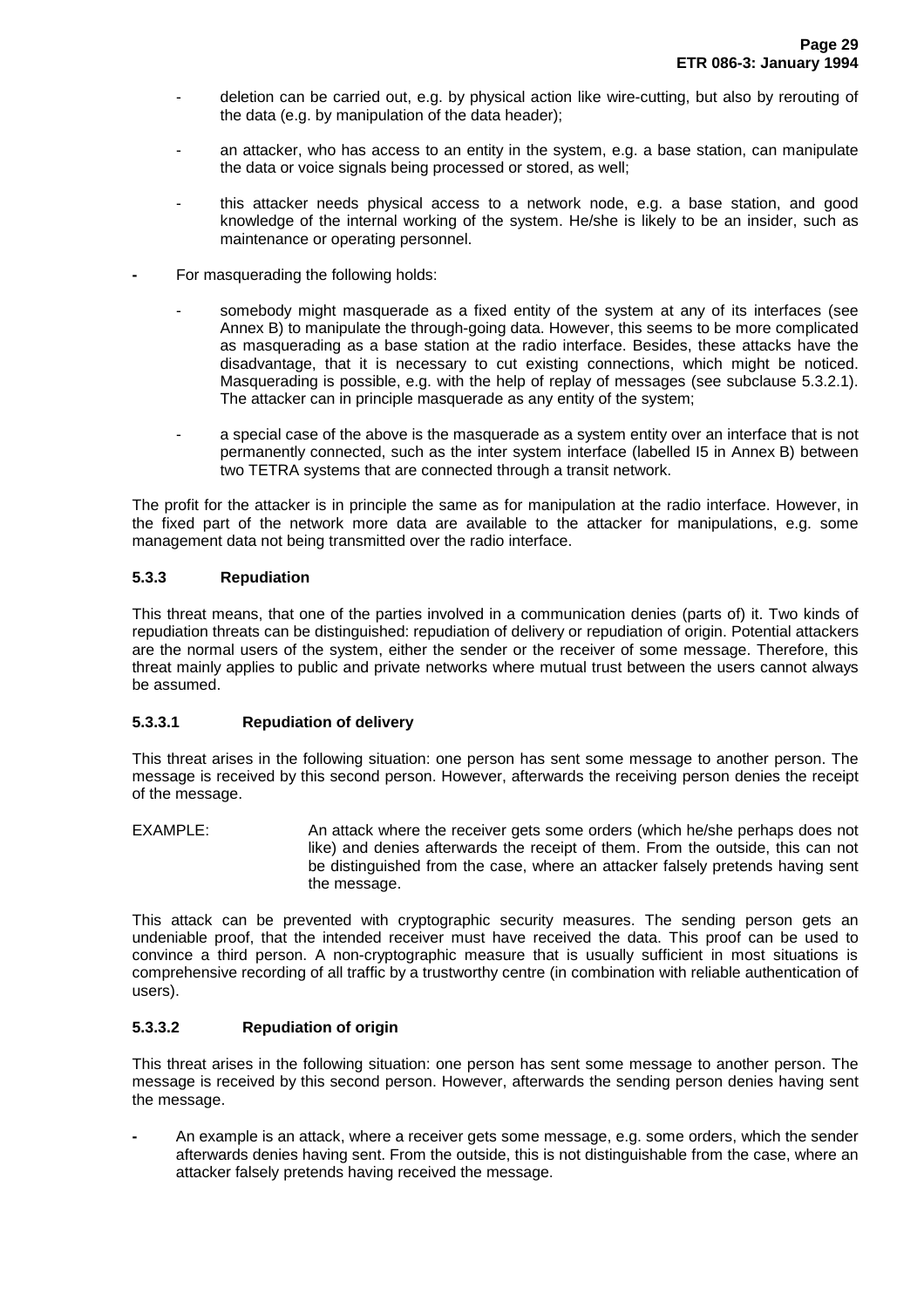- deletion can be carried out, e.g. by physical action like wire-cutting, but also by rerouting of the data (e.g. by manipulation of the data header);
  - an attacker, who has access to an entity in the system, e.g. a base station, can manipulate the data or voice signals being processed or stored, as well;
  - this attacker needs physical access to a network node, e.g. a base station, and good knowledge of the internal working of the system. He/she is likely to be an insider, such as maintenance or operating personnel.

- For masquerading the following holds:
  - somebody might masquerade as a fixed entity of the system at any of its interfaces (see Annex B) to manipulate the through-going data. However, this seems to be more complicated as masquerading as a base station at the radio interface. Besides, these attacks have the disadvantage, that it is necessary to cut existing connections, which might be noticed. Masquerading is possible, e.g. with the help of replay of messages (see subclause 5.3.2.1). The attacker can in principle masquerade as any entity of the system;
  - a special case of the above is the masquerade as a system entity over an interface that is not permanently connected, such as the inter system interface (labelled I5 in Annex B) between two TETRA systems that are connected through a transit network.

The profit for the attacker is in principle the same as for manipulation at the radio interface. However, in the fixed part of the network more data are available to the attacker for manipulations, e.g. some management data not being transmitted over the radio interface.

### 5.3.3 Repudiation

This threat means, that one of the parties involved in a communication denies (parts of) it. Two kinds of repudiation threats can be distinguished: repudiation of delivery or repudiation of origin. Potential attackers are the normal users of the system, either the sender or the receiver of some message. Therefore, this threat mainly applies to public and private networks where mutual trust between the users cannot always be assumed.

#### 5.3.3.1 Repudiation of delivery

This threat arises in the following situation: one person has sent some message to another person. The message is received by this second person. However, afterwards the receiving person denies the receipt of the message.

EXAMPLE: An attack where the receiver gets some orders (which he/she perhaps does not like) and denies afterwards the receipt of them. From the outside, this can not be distinguished from the case, where an attacker falsely pretends having sent the message.

This attack can be prevented with cryptographic security measures. The sending person gets an undeniable proof, that the intended receiver must have received the data. This proof can be used to convince a third person. A non-cryptographic measure that is usually sufficient in most situations is comprehensive recording of all traffic by a trustworthy centre (in combination with reliable authentication of users).

#### 5.3.3.2 Repudiation of origin

This threat arises in the following situation: one person has sent some message to another person. The message is received by this second person. However, afterwards the sending person denies having sent the message.

- An example is an attack, where a receiver gets some message, e.g. some orders, which the sender afterwards denies having sent. From the outside, this is not distinguishable from the case, where an attacker falsely pretends having received the message.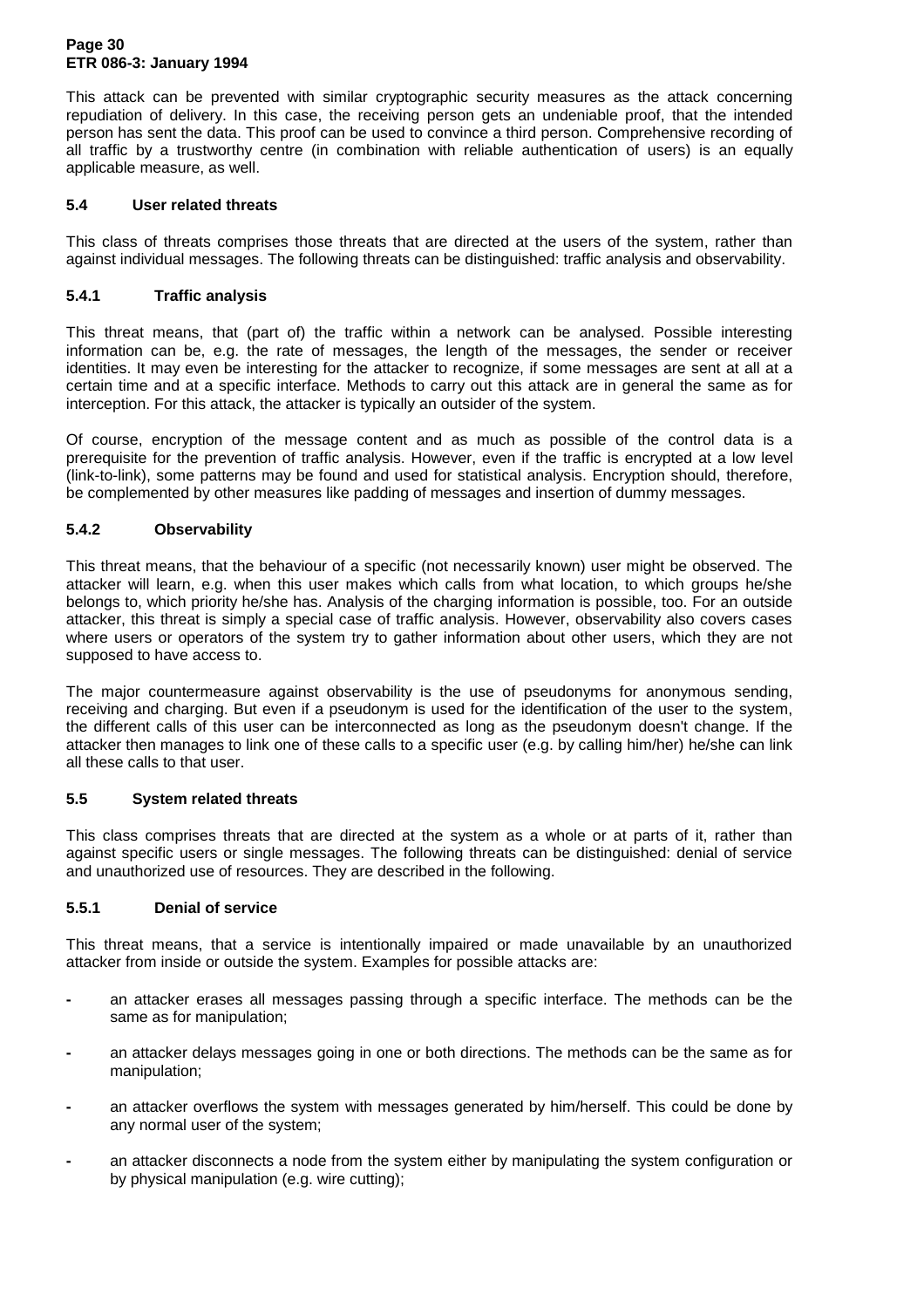This attack can be prevented with similar cryptographic security measures as the attack concerning repudiation of delivery. In this case, the receiving person gets an undeniable proof, that the intended person has sent the data. This proof can be used to convince a third person. Comprehensive recording of all traffic by a trustworthy centre (in combination with reliable authentication of users) is an equally applicable measure, as well.

### 5.4 User related threats

This class of threats comprises those threats that are directed at the users of the system, rather than against individual messages. The following threats can be distinguished: traffic analysis and observability.

#### 5.4.1 Traffic analysis

This threat means, that (part of) the traffic within a network can be analysed. Possible interesting information can be, e.g. the rate of messages, the length of the messages, the sender or receiver identities. It may even be interesting for the attacker to recognize, if some messages are sent at all at a certain time and at a specific interface. Methods to carry out this attack are in general the same as for interception. For this attack, the attacker is typically an outsider of the system.

Of course, encryption of the message content and as much as possible of the control data is a prerequisite for the prevention of traffic analysis. However, even if the traffic is encrypted at a low level (link-to-link), some patterns may be found and used for statistical analysis. Encryption should, therefore, be complemented by other measures like padding of messages and insertion of dummy messages.

#### 5.4.2 Observability

This threat means, that the behaviour of a specific (not necessarily known) user might be observed. The attacker will learn, e.g. when this user makes which calls from what location, to which groups he/she belongs to, which priority he/she has. Analysis of the charging information is possible, too. For an outside attacker, this threat is simply a special case of traffic analysis. However, observability also covers cases where users or operators of the system try to gather information about other users, which they are not supposed to have access to.

The major countermeasure against observability is the use of pseudonyms for anonymous sending, receiving and charging. But even if a pseudonym is used for the identification of the user to the system, the different calls of this user can be interconnected as long as the pseudonym doesn't change. If the attacker then manages to link one of these calls to a specific user (e.g. by calling him/her) he/she can link all these calls to that user.

### 5.5 System related threats

This class comprises threats that are directed at the system as a whole or at parts of it, rather than against specific users or single messages. The following threats can be distinguished: denial of service and unauthorized use of resources. They are described in the following.

#### 5.5.1 Denial of service

This threat means, that a service is intentionally impaired or made unavailable by an unauthorized attacker from inside or outside the system. Examples for possible attacks are:

- an attacker erases all messages passing through a specific interface. The methods can be the same as for manipulation;
- an attacker delays messages going in one or both directions. The methods can be the same as for manipulation;
- an attacker overflows the system with messages generated by him/herself. This could be done by any normal user of the system;
- an attacker disconnects a node from the system either by manipulating the system configuration or by physical manipulation (e.g. wire cutting);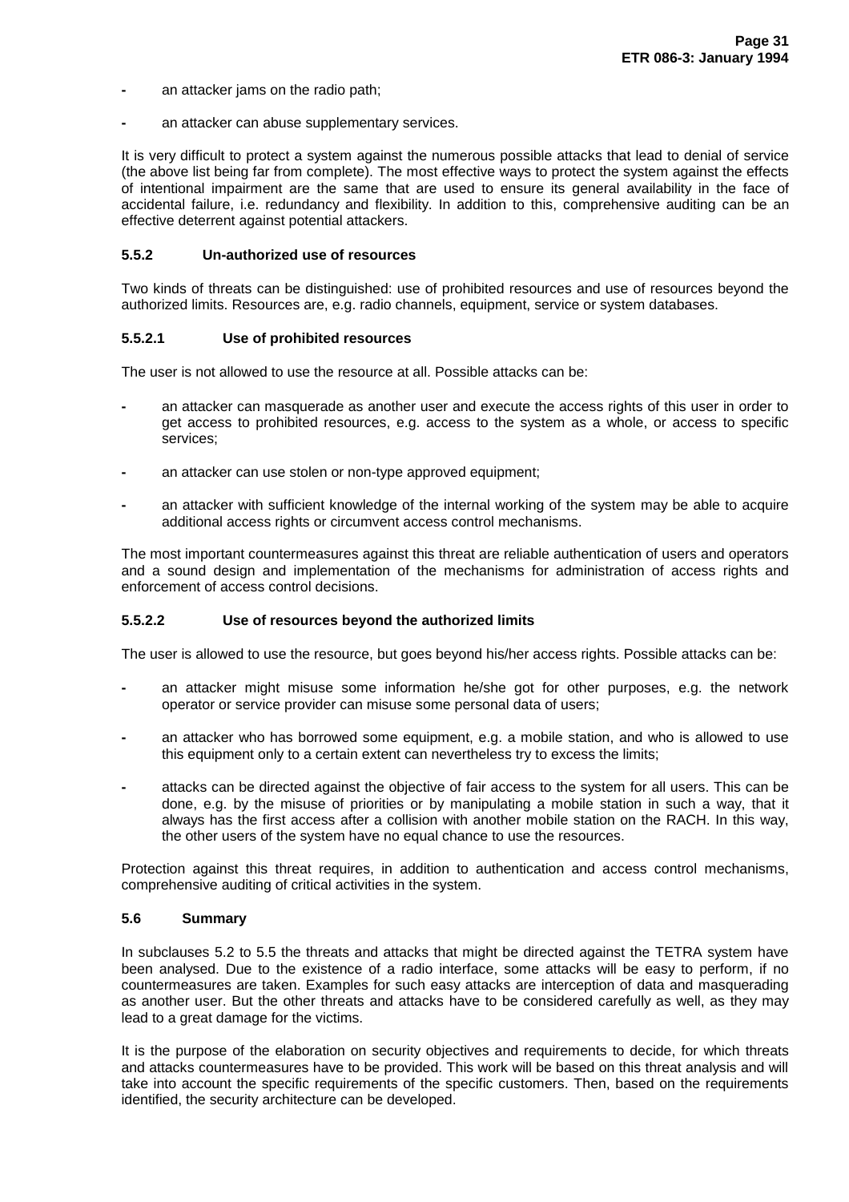- an attacker jams on the radio path;
- an attacker can abuse supplementary services.

It is very difficult to protect a system against the numerous possible attacks that lead to denial of service (the above list being far from complete). The most effective ways to protect the system against the effects of intentional impairment are the same that are used to ensure its general availability in the face of accidental failure, i.e. redundancy and flexibility. In addition to this, comprehensive auditing can be an effective deterrent against potential attackers.

### 5.5.2 Un-authorized use of resources

Two kinds of threats can be distinguished: use of prohibited resources and use of resources beyond the authorized limits. Resources are, e.g. radio channels, equipment, service or system databases.

#### 5.5.2.1 Use of prohibited resources

The user is not allowed to use the resource at all. Possible attacks can be:

- an attacker can masquerade as another user and execute the access rights of this user in order to get access to prohibited resources, e.g. access to the system as a whole, or access to specific services;
- an attacker can use stolen or non-type approved equipment;
- an attacker with sufficient knowledge of the internal working of the system may be able to acquire additional access rights or circumvent access control mechanisms.

The most important countermeasures against this threat are reliable authentication of users and operators and a sound design and implementation of the mechanisms for administration of access rights and enforcement of access control decisions.

#### 5.5.2.2 Use of resources beyond the authorized limits

The user is allowed to use the resource, but goes beyond his/her access rights. Possible attacks can be:

- an attacker might misuse some information he/she got for other purposes, e.g. the network operator or service provider can misuse some personal data of users;
- an attacker who has borrowed some equipment, e.g. a mobile station, and who is allowed to use this equipment only to a certain extent can nevertheless try to excess the limits;
- attacks can be directed against the objective of fair access to the system for all users. This can be done, e.g. by the misuse of priorities or by manipulating a mobile station in such a way, that it always has the first access after a collision with another mobile station on the RACH. In this way, the other users of the system have no equal chance to use the resources.

Protection against this threat requires, in addition to authentication and access control mechanisms, comprehensive auditing of critical activities in the system.

## 5.6 Summary

In subclauses 5.2 to 5.5 the threats and attacks that might be directed against the TETRA system have been analysed. Due to the existence of a radio interface, some attacks will be easy to perform, if no countermeasures are taken. Examples for such easy attacks are interception of data and masquerading as another user. But the other threats and attacks have to be considered carefully as well, as they may lead to a great damage for the victims.

It is the purpose of the elaboration on security objectives and requirements to decide, for which threats and attacks countermeasures have to be provided. This work will be based on this threat analysis and will take into account the specific requirements of the specific customers. Then, based on the requirements identified, the security architecture can be developed.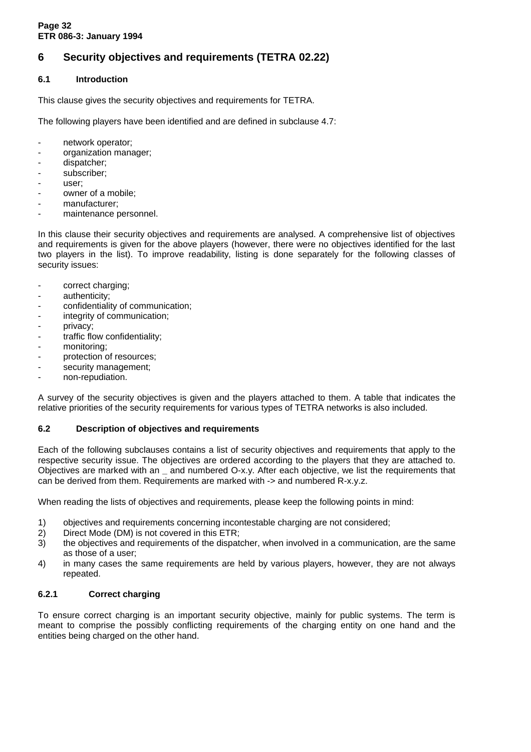# 6 Security objectives and requirements (TETRA 02.22)

## 6.1 Introduction

This clause gives the security objectives and requirements for TETRA.

The following players have been identified and are defined in subclause 4.7:

- network operator;
- organization manager;
- dispatcher;
- subscriber;
- user;
- owner of a mobile;
- manufacturer;
- maintenance personnel.

In this clause their security objectives and requirements are analysed. A comprehensive list of objectives and requirements is given for the above players (however, there were no objectives identified for the last two players in the list). To improve readability, listing is done separately for the following classes of security issues:

- correct charging;
- authenticity;
- confidentiality of communication;
- integrity of communication;
- privacy;
- traffic flow confidentiality;
- monitoring;
- protection of resources;
- security management;
- non-repudiation.

A survey of the security objectives is given and the players attached to them. A table that indicates the relative priorities of the security requirements for various types of TETRA networks is also included.

## 6.2 Description of objectives and requirements

Each of the following subclauses contains a list of security objectives and requirements that apply to the respective security issue. The objectives are ordered according to the players that they are attached to. Objectives are marked with an _ and numbered O-x.y. After each objective, we list the requirements that can be derived from them. Requirements are marked with -> and numbered R-x.y.z.

When reading the lists of objectives and requirements, please keep the following points in mind:

1) objectives and requirements concerning incontestable charging are not considered;
2) Direct Mode (DM) is not covered in this ETR;
3) the objectives and requirements of the dispatcher, when involved in a communication, are the same as those of a user;
4) in many cases the same requirements are held by various players, however, they are not always repeated.

### 6.2.1 Correct charging

To ensure correct charging is an important security objective, mainly for public systems. The term is meant to comprise the possibly conflicting requirements of the charging entity on one hand and the entities being charged on the other hand.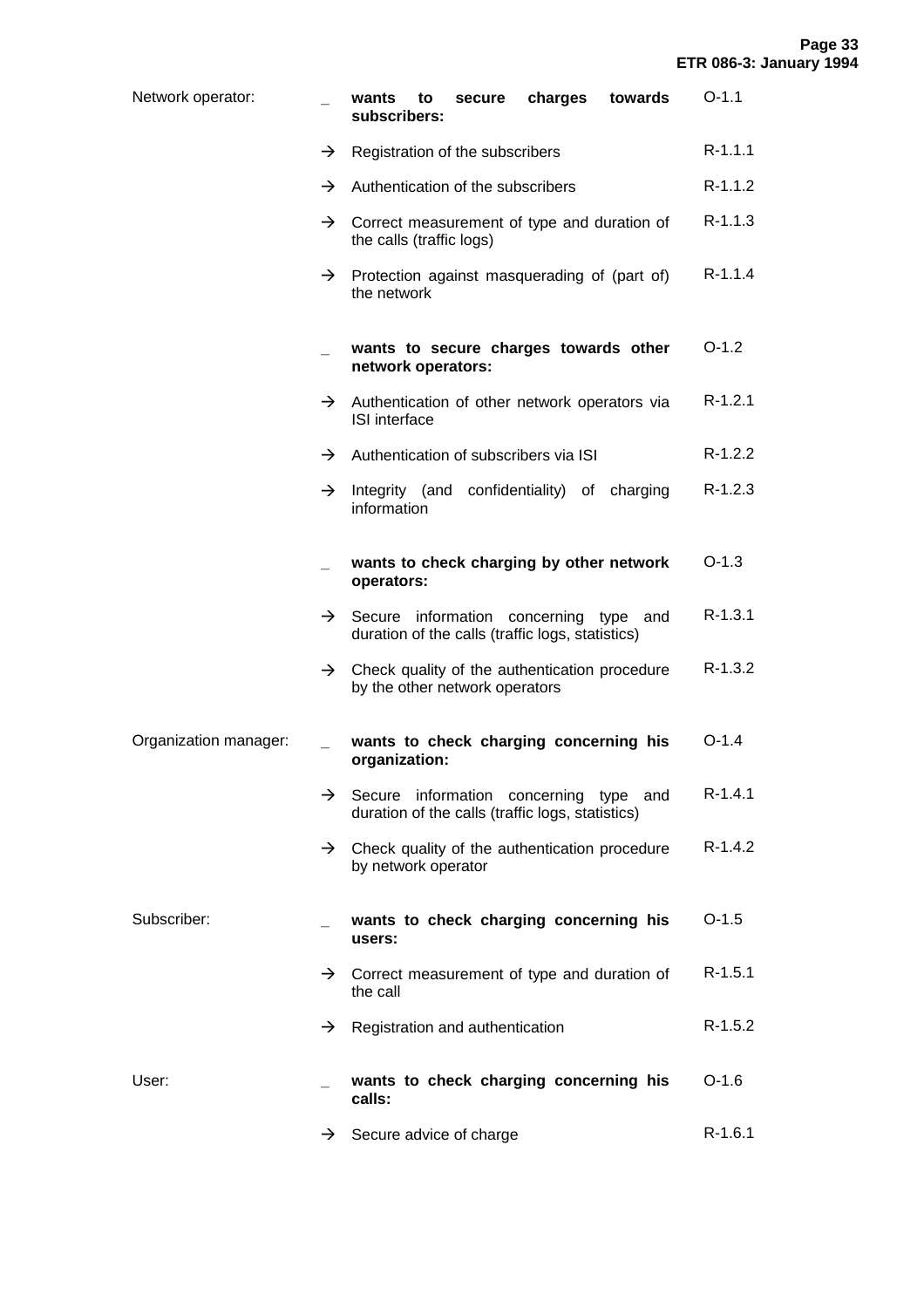| | | | |
|---|---|---|---|
| Network operator: | _ | **wants to secure charges towards subscribers:** | O-1.1 |
| | → | Registration of the subscribers | R-1.1.1 |
| | → | Authentication of the subscribers | R-1.1.2 |
| | → | Correct measurement of type and duration of the calls (traffic logs) | R-1.1.3 |
| | → | Protection against masquerading of (part of) the network | R-1.1.4 |
| | _ | **wants to secure charges towards other network operators:** | O-1.2 |
| | → | Authentication of other network operators via ISI interface | R-1.2.1 |
| | → | Authentication of subscribers via ISI | R-1.2.2 |
| | → | Integrity (and confidentiality) of charging information | R-1.2.3 |
| | _ | **wants to check charging by other network operators:** | O-1.3 |
| | → | Secure information concerning type and duration of the calls (traffic logs, statistics) | R-1.3.1 |
| | → | Check quality of the authentication procedure by the other network operators | R-1.3.2 |
| Organization manager: | _ | **wants to check charging concerning his organization:** | O-1.4 |
| | → | Secure information concerning type and duration of the calls (traffic logs, statistics) | R-1.4.1 |
| | → | Check quality of the authentication procedure by network operator | R-1.4.2 |
| Subscriber: | _ | **wants to check charging concerning his users:** | O-1.5 |
| | → | Correct measurement of type and duration of the call | R-1.5.1 |
| | → | Registration and authentication | R-1.5.2 |
| User: | _ | **wants to check charging concerning his calls:** | O-1.6 |
| | → | Secure advice of charge | R-1.6.1 |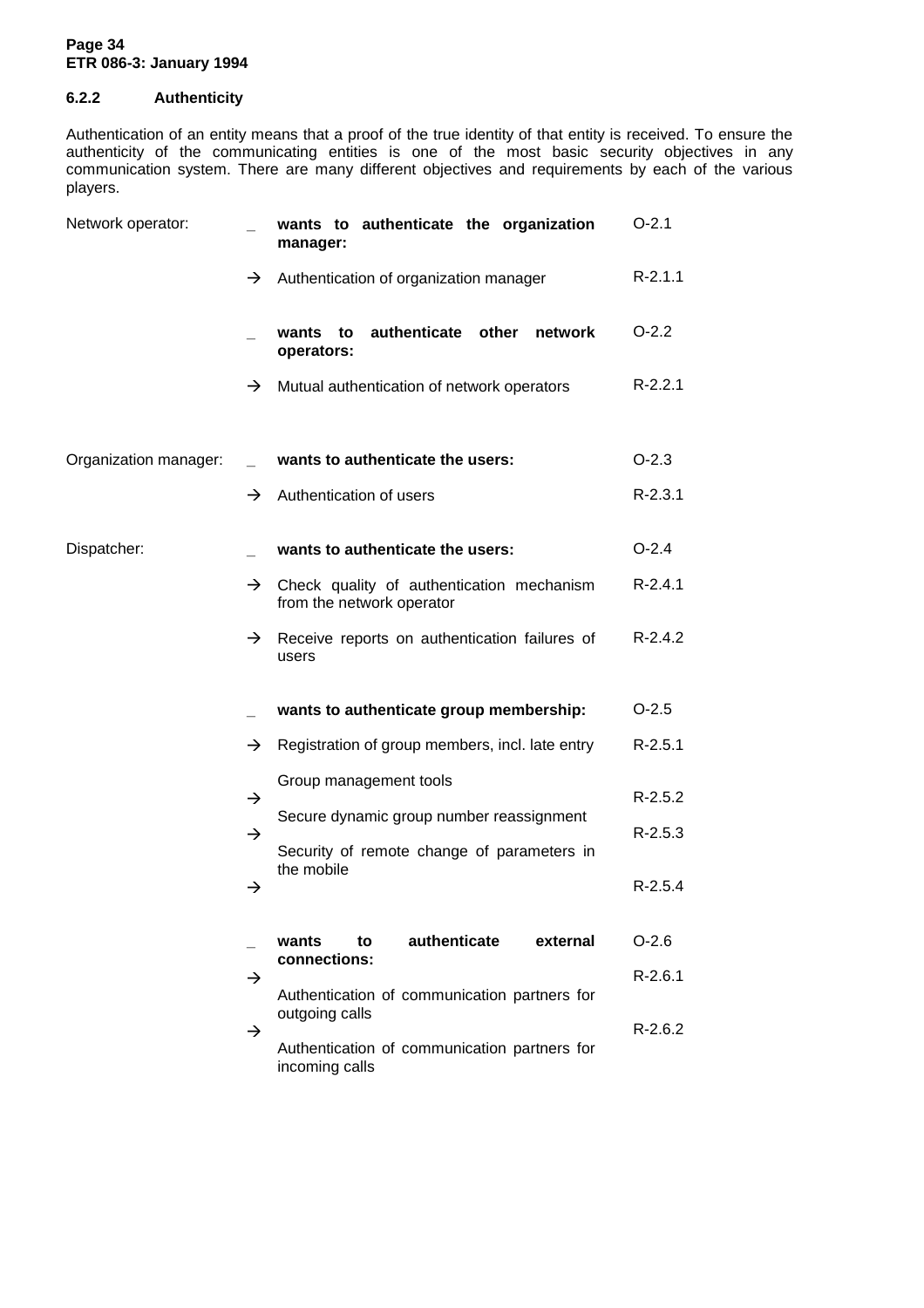### 6.2.2 Authenticity

Authentication of an entity means that a proof of the true identity of that entity is received. To ensure the authenticity of the communicating entities is one of the most basic security objectives in any communication system. There are many different objectives and requirements by each of the various players.

| | | | |
|---|---|---|---|
| Network operator: | _ | **wants to authenticate the organization manager:** | O-2.1 |
| | → | Authentication of organization manager | R-2.1.1 |
| | _ | **wants to authenticate other network operators:** | O-2.2 |
| | → | Mutual authentication of network operators | R-2.2.1 |
| Organization manager: | _ | **wants to authenticate the users:** | O-2.3 |
| | → | Authentication of users | R-2.3.1 |
| Dispatcher: | _ | **wants to authenticate the users:** | O-2.4 |
| | → | Check quality of authentication mechanism from the network operator | R-2.4.1 |
| | → | Receive reports on authentication failures of users | R-2.4.2 |
| | _ | **wants to authenticate group membership:** | O-2.5 |
| | → | Registration of group members, incl. late entry | R-2.5.1 |
| | → | Group management tools | R-2.5.2 |
| | → | Secure dynamic group number reassignment | R-2.5.3 |
| | → | Security of remote change of parameters in the mobile | R-2.5.4 |
| | _ | **wants to authenticate external connections:** | O-2.6 |
| | → | Authentication of communication partners for outgoing calls | R-2.6.1 |
| | → | Authentication of communication partners for incoming calls | R-2.6.2 |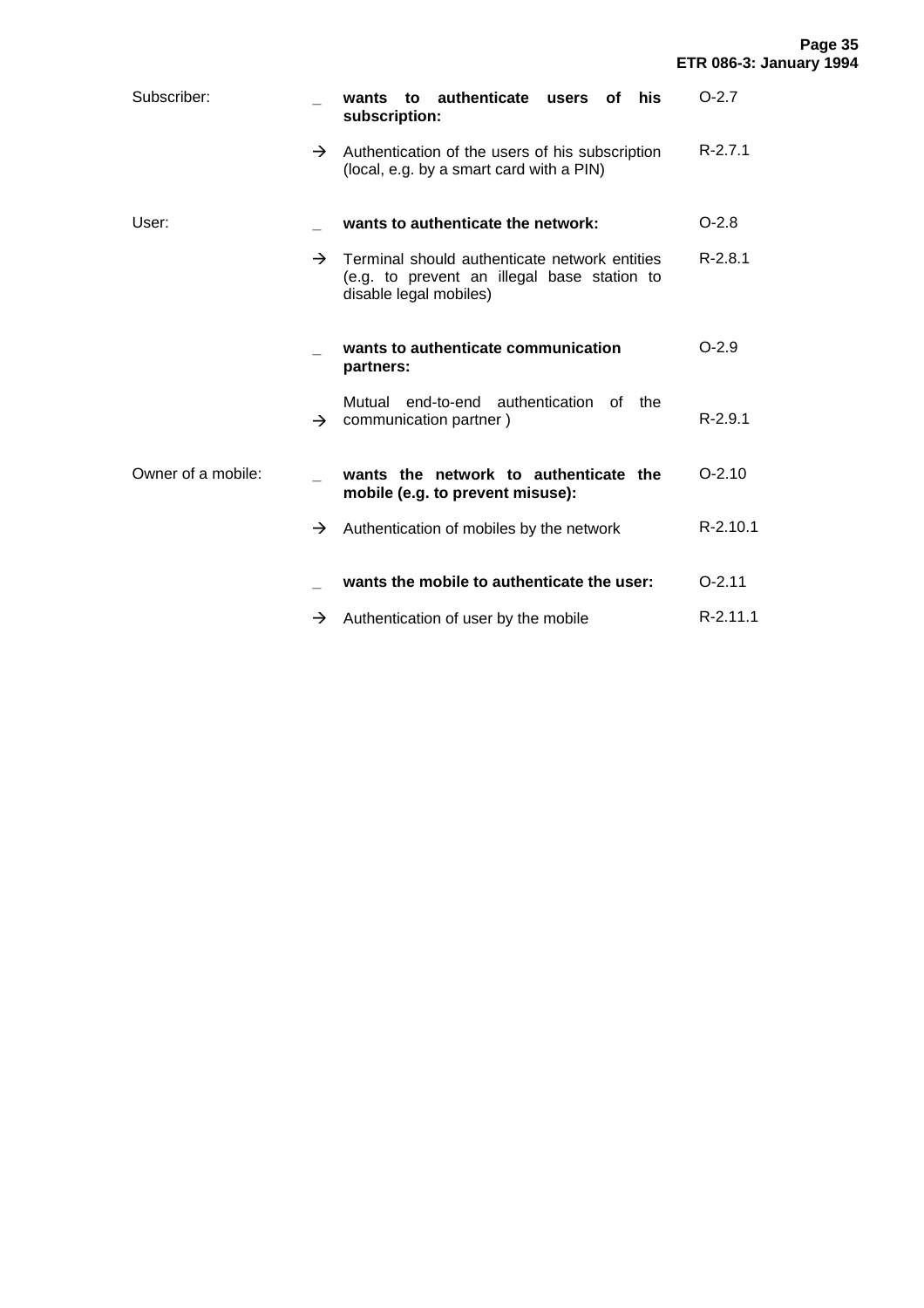| | | | |
|---|---|---|---|
| Subscriber: | _ | **wants to authenticate users of his subscription:** | O-2.7 |
| | → | Authentication of the users of his subscription (local, e.g. by a smart card with a PIN) | R-2.7.1 |
| User: | _ | **wants to authenticate the network:** | O-2.8 |
| | → | Terminal should authenticate network entities (e.g. to prevent an illegal base station to disable legal mobiles) | R-2.8.1 |
| | _ | **wants to authenticate communication partners:** | O-2.9 |
| | → | Mutual end-to-end authentication of the communication partner ) | R-2.9.1 |
| Owner of a mobile: | _ | **wants the network to authenticate the mobile (e.g. to prevent misuse):** | O-2.10 |
| | → | Authentication of mobiles by the network | R-2.10.1 |
| | _ | **wants the mobile to authenticate the user:** | O-2.11 |
| | → | Authentication of user by the mobile | R-2.11.1 |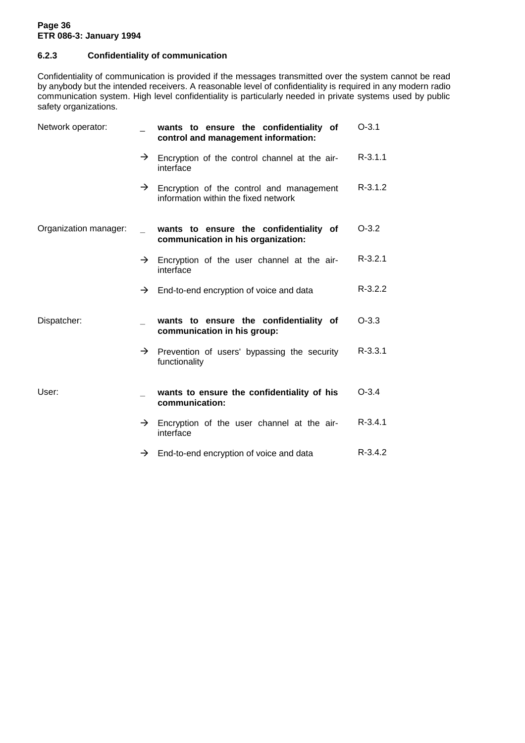### 6.2.3 Confidentiality of communication

Confidentiality of communication is provided if the messages transmitted over the system cannot be read by anybody but the intended receivers. A reasonable level of confidentiality is required in any modern radio communication system. High level confidentiality is particularly needed in private systems used by public safety organizations.

| | | | |
|---|---|---|---|
| Network operator: | _ | **wants to ensure the confidentiality of control and management information:** | O-3.1 |
| | → | Encryption of the control channel at the air-interface | R-3.1.1 |
| | → | Encryption of the control and management information within the fixed network | R-3.1.2 |
| Organization manager: | _ | **wants to ensure the confidentiality of communication in his organization:** | O-3.2 |
| | → | Encryption of the user channel at the air-interface | R-3.2.1 |
| | → | End-to-end encryption of voice and data | R-3.2.2 |
| Dispatcher: | _ | **wants to ensure the confidentiality of communication in his group:** | O-3.3 |
| | → | Prevention of users' bypassing the security functionality | R-3.3.1 |
| User: | _ | **wants to ensure the confidentiality of his communication:** | O-3.4 |
| | → | Encryption of the user channel at the air-interface | R-3.4.1 |
| | → | End-to-end encryption of voice and data | R-3.4.2 |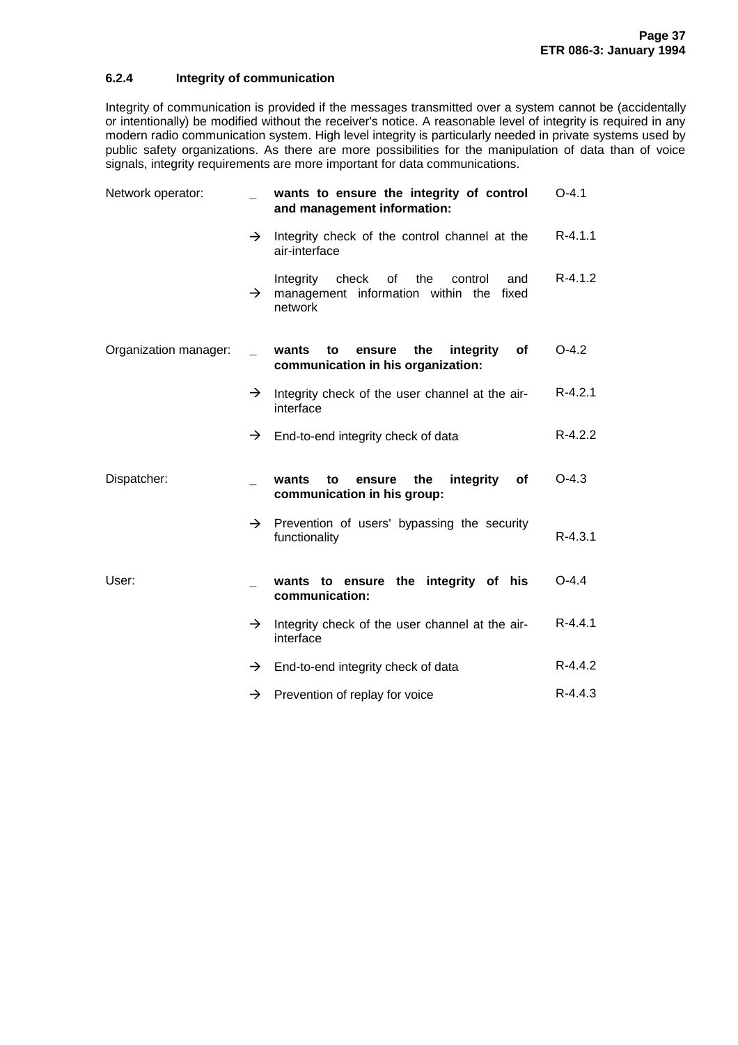### 6.2.4 Integrity of communication

Integrity of communication is provided if the messages transmitted over a system cannot be (accidentally or intentionally) be modified without the receiver's notice. A reasonable level of integrity is required in any modern radio communication system. High level integrity is particularly needed in private systems used by public safety organizations. As there are more possibilities for the manipulation of data than of voice signals, integrity requirements are more important for data communications.

| | | | |
|---|---|---|---|
| Network operator: | _ | **wants to ensure the integrity of control and management information:** | O-4.1 |
| | → | Integrity check of the control channel at the air-interface | R-4.1.1 |
| | → | Integrity check of the control and management information within the fixed network | R-4.1.2 |
| Organization manager: | _ | **wants to ensure the integrity of communication in his organization:** | O-4.2 |
| | → | Integrity check of the user channel at the air-interface | R-4.2.1 |
| | → | End-to-end integrity check of data | R-4.2.2 |
| Dispatcher: | _ | **wants to ensure the integrity of communication in his group:** | O-4.3 |
| | → | Prevention of users' bypassing the security functionality | R-4.3.1 |
| User: | _ | **wants to ensure the integrity of his communication:** | O-4.4 |
| | → | Integrity check of the user channel at the air-interface | R-4.4.1 |
| | → | End-to-end integrity check of data | R-4.4.2 |
| | → | Prevention of replay for voice | R-4.4.3 |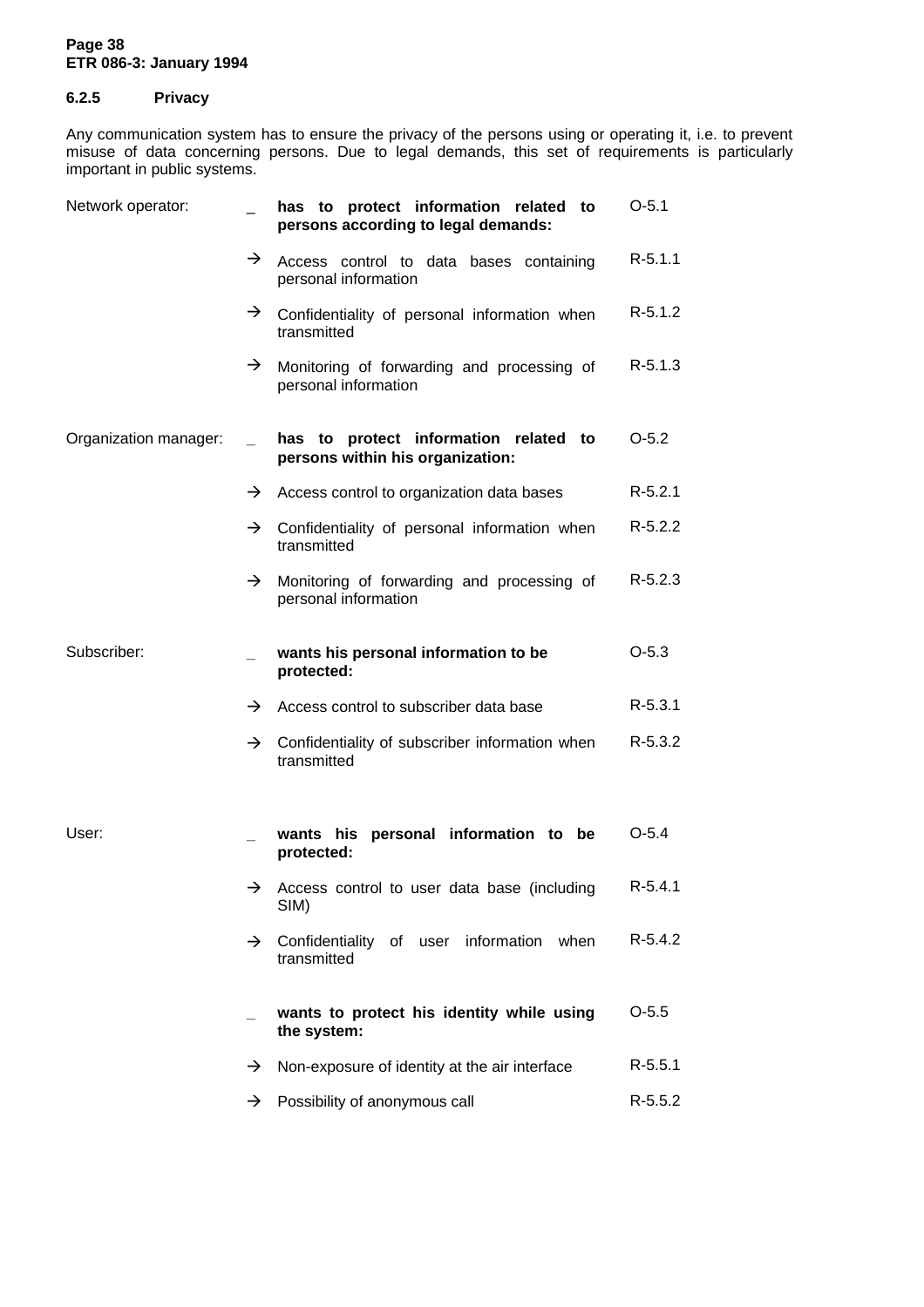### 6.2.5 Privacy

Any communication system has to ensure the privacy of the persons using or operating it, i.e. to prevent misuse of data concerning persons. Due to legal demands, this set of requirements is particularly important in public systems.

| | | | |
|---|---|---|---|
| Network operator: | _ | **has to protect information related to persons according to legal demands:** | O-5.1 |
| | → | Access control to data bases containing personal information | R-5.1.1 |
| | → | Confidentiality of personal information when transmitted | R-5.1.2 |
| | → | Monitoring of forwarding and processing of personal information | R-5.1.3 |
| Organization manager: | _ | **has to protect information related to persons within his organization:** | O-5.2 |
| | → | Access control to organization data bases | R-5.2.1 |
| | → | Confidentiality of personal information when transmitted | R-5.2.2 |
| | → | Monitoring of forwarding and processing of personal information | R-5.2.3 |
| Subscriber: | _ | **wants his personal information to be protected:** | O-5.3 |
| | → | Access control to subscriber data base | R-5.3.1 |
| | → | Confidentiality of subscriber information when transmitted | R-5.3.2 |
| User: | _ | **wants his personal information to be protected:** | O-5.4 |
| | → | Access control to user data base (including SIM) | R-5.4.1 |
| | → | Confidentiality of user information when transmitted | R-5.4.2 |
| | _ | **wants to protect his identity while using the system:** | O-5.5 |
| | → | Non-exposure of identity at the air interface | R-5.5.1 |
| | → | Possibility of anonymous call | R-5.5.2 |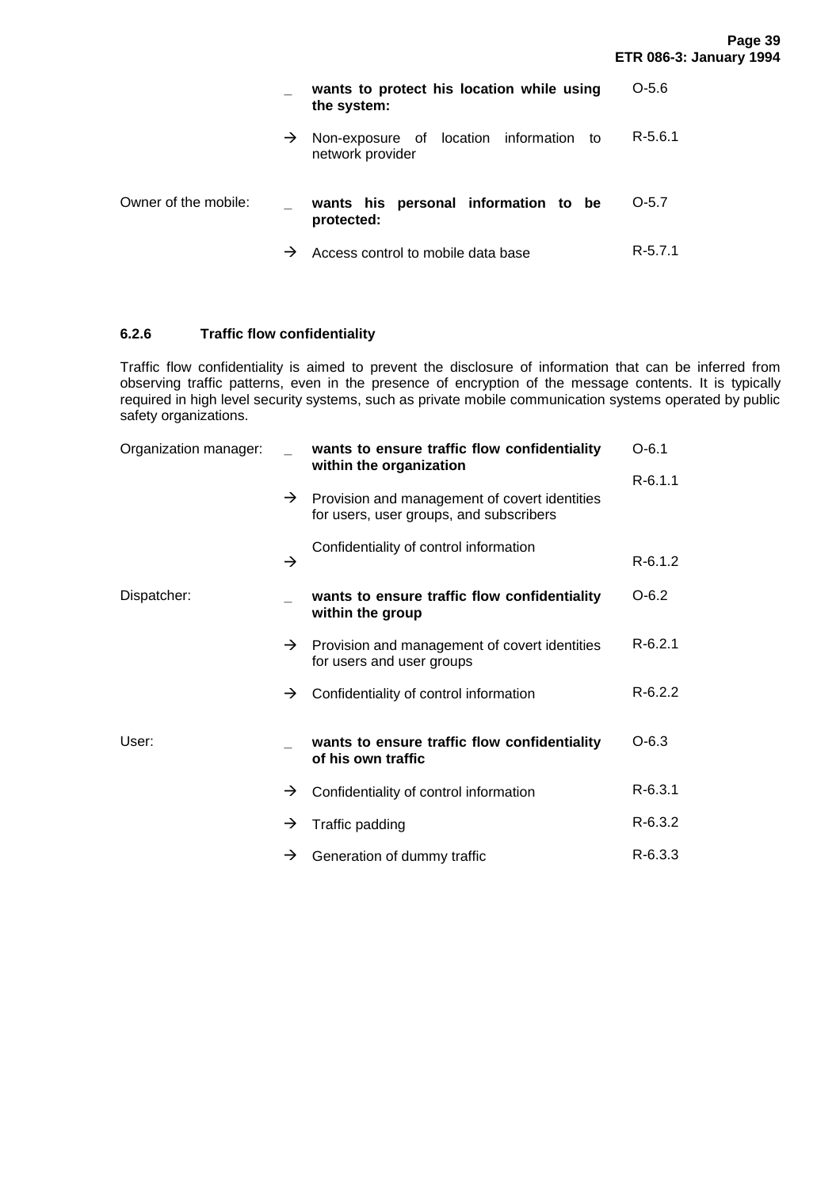| | | | |
|---|---|---|---|
| | _ | **wants to protect his location while using the system:** | O-5.6 |
| | → | Non-exposure of location information to network provider | R-5.6.1 |
| Owner of the mobile: | _ | **wants his personal information to be protected:** | O-5.7 |
| | → | Access control to mobile data base | R-5.7.1 |

### 6.2.6 Traffic flow confidentiality

Traffic flow confidentiality is aimed to prevent the disclosure of information that can be inferred from observing traffic patterns, even in the presence of encryption of the message contents. It is typically required in high level security systems, such as private mobile communication systems operated by public safety organizations.

| | | | |
|---|---|---|---|
| Organization manager: | _ | **wants to ensure traffic flow confidentiality within the organization** | O-6.1 |
| | → | Provision and management of covert identities for users, user groups, and subscribers | R-6.1.1 |
| | → | Confidentiality of control information | R-6.1.2 |
| Dispatcher: | _ | **wants to ensure traffic flow confidentiality within the group** | O-6.2 |
| | → | Provision and management of covert identities for users and user groups | R-6.2.1 |
| | → | Confidentiality of control information | R-6.2.2 |
| User: | _ | **wants to ensure traffic flow confidentiality of his own traffic** | O-6.3 |
| | → | Confidentiality of control information | R-6.3.1 |
| | → | Traffic padding | R-6.3.2 |
| | → | Generation of dummy traffic | R-6.3.3 |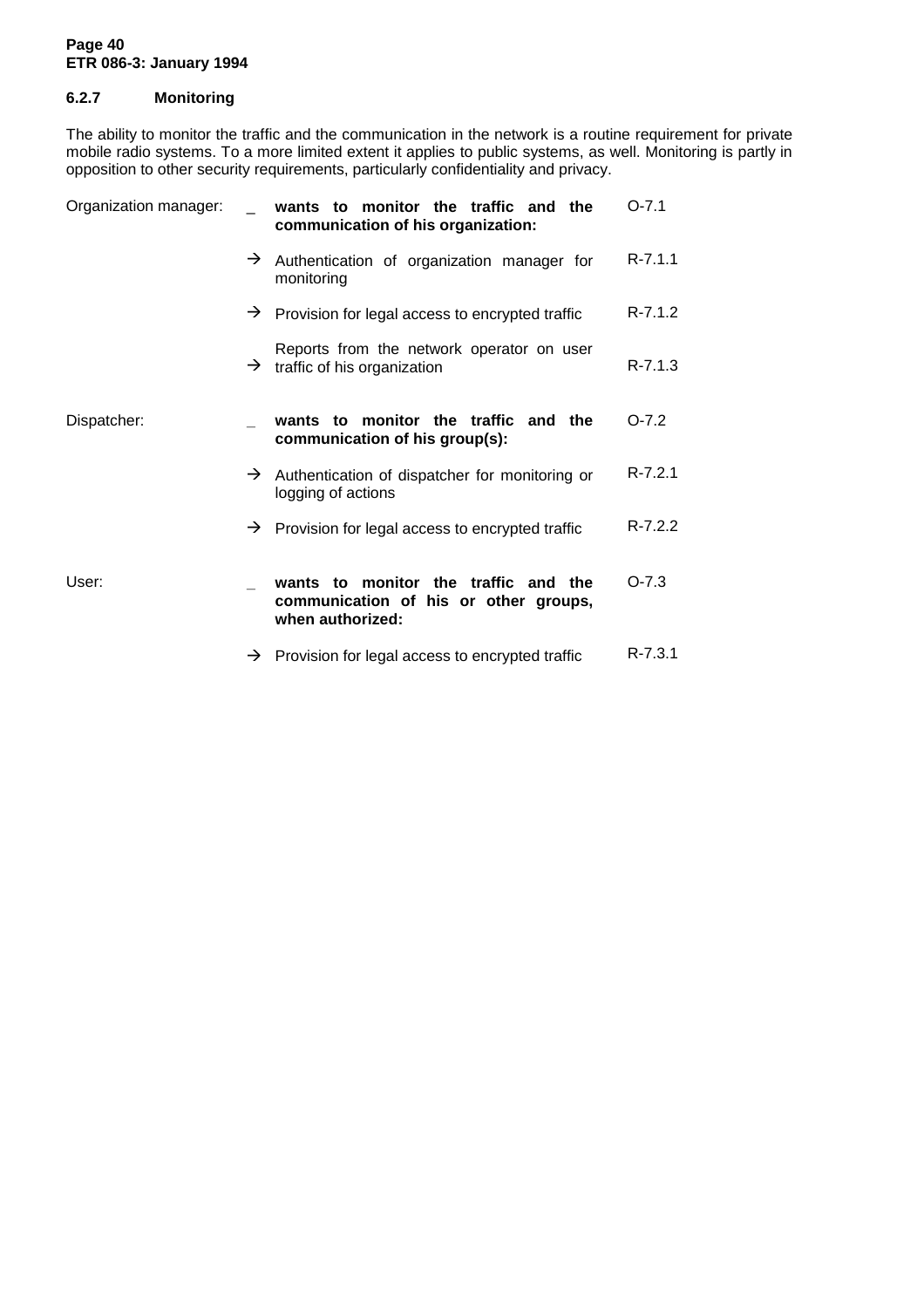### 6.2.7 Monitoring

The ability to monitor the traffic and the communication in the network is a routine requirement for private mobile radio systems. To a more limited extent it applies to public systems, as well. Monitoring is partly in opposition to other security requirements, particularly confidentiality and privacy.

| | | | |
|---|---|---|---|
| Organization manager: | _ | **wants to monitor the traffic and the communication of his organization:** | O-7.1 |
| | → | Authentication of organization manager for monitoring | R-7.1.1 |
| | → | Provision for legal access to encrypted traffic | R-7.1.2 |
| | → | Reports from the network operator on user traffic of his organization | R-7.1.3 |
| Dispatcher: | _ | **wants to monitor the traffic and the communication of his group(s):** | O-7.2 |
| | → | Authentication of dispatcher for monitoring or logging of actions | R-7.2.1 |
| | → | Provision for legal access to encrypted traffic | R-7.2.2 |
| User: | _ | **wants to monitor the traffic and the communication of his or other groups, when authorized:** | O-7.3 |
| | → | Provision for legal access to encrypted traffic | R-7.3.1 |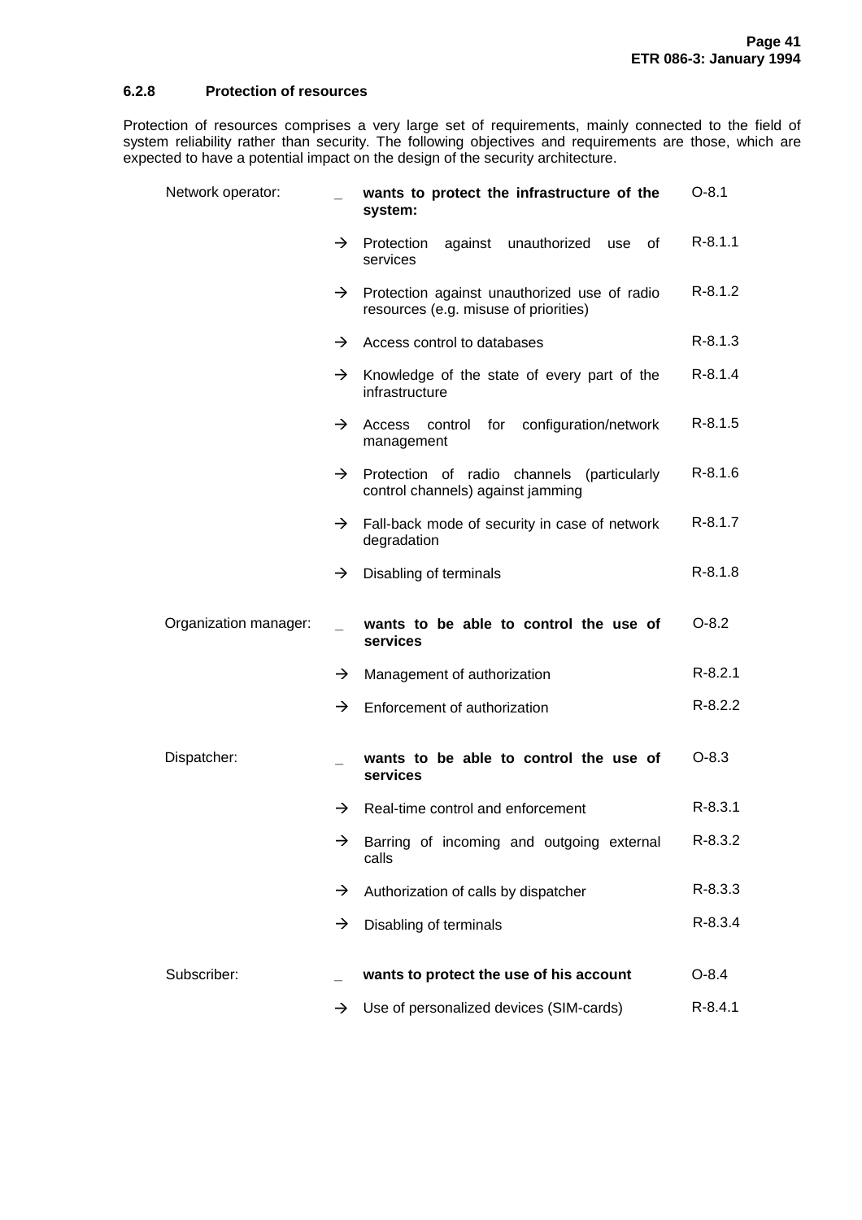### 6.2.8 Protection of resources

Protection of resources comprises a very large set of requirements, mainly connected to the field of system reliability rather than security. The following objectives and requirements are those, which are expected to have a potential impact on the design of the security architecture.

| | | | |
|---|---|---|---|
| Network operator: | _ | **wants to protect the infrastructure of the system:** | O-8.1 |
| | → | Protection against unauthorized use of services | R-8.1.1 |
| | → | Protection against unauthorized use of radio resources (e.g. misuse of priorities) | R-8.1.2 |
| | → | Access control to databases | R-8.1.3 |
| | → | Knowledge of the state of every part of the infrastructure | R-8.1.4 |
| | → | Access control for configuration/network management | R-8.1.5 |
| | → | Protection of radio channels (particularly control channels) against jamming | R-8.1.6 |
| | → | Fall-back mode of security in case of network degradation | R-8.1.7 |
| | → | Disabling of terminals | R-8.1.8 |
| Organization manager: | _ | **wants to be able to control the use of services** | O-8.2 |
| | → | Management of authorization | R-8.2.1 |
| | → | Enforcement of authorization | R-8.2.2 |
| Dispatcher: | _ | **wants to be able to control the use of services** | O-8.3 |
| | → | Real-time control and enforcement | R-8.3.1 |
| | → | Barring of incoming and outgoing external calls | R-8.3.2 |
| | → | Authorization of calls by dispatcher | R-8.3.3 |
| | → | Disabling of terminals | R-8.3.4 |
| Subscriber: | _ | **wants to protect the use of his account** | O-8.4 |
| | → | Use of personalized devices (SIM-cards) | R-8.4.1 |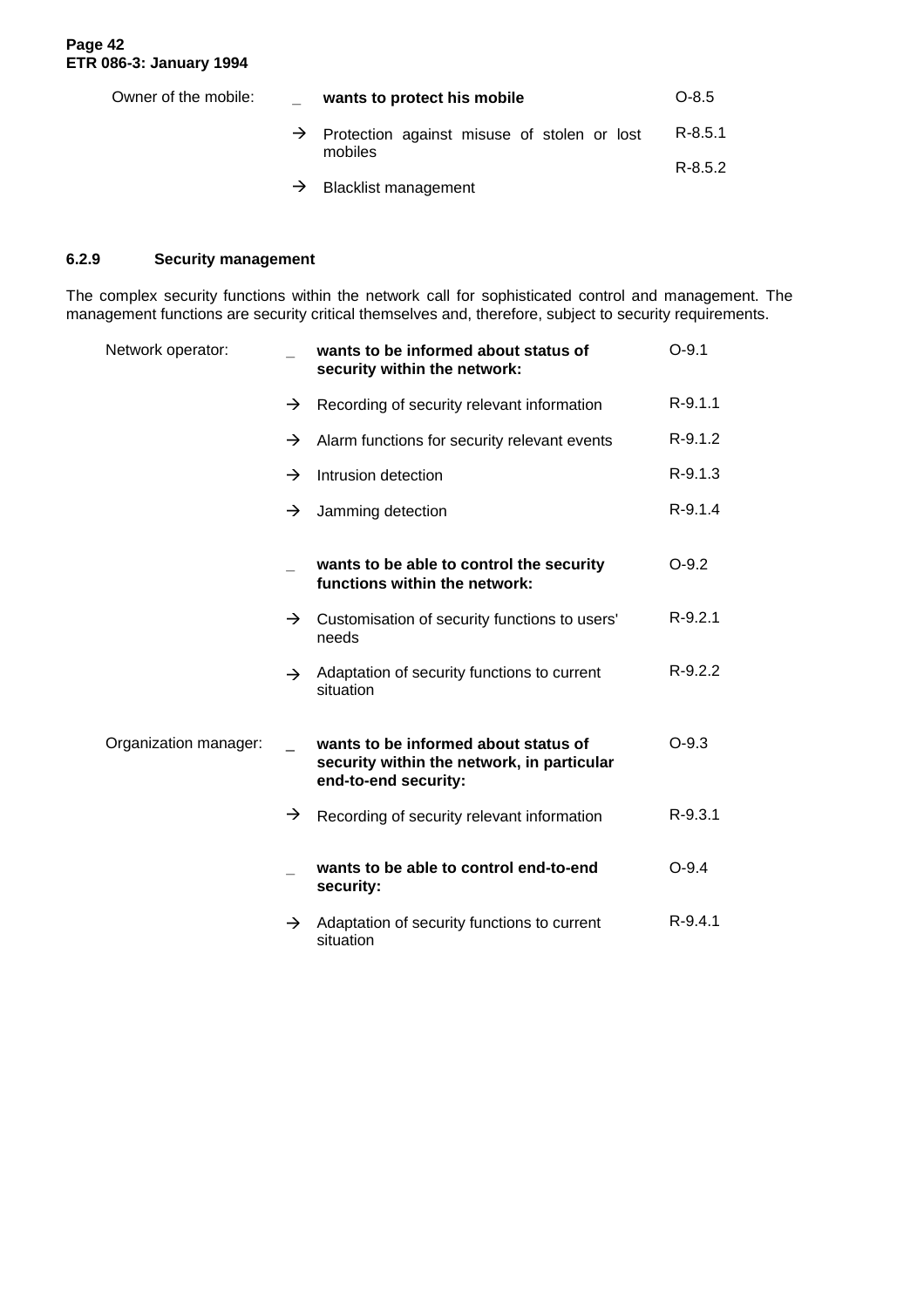| | | | |
|---|---|---|---|
| Owner of the mobile: | _ | **wants to protect his mobile** | O-8.5 |
| | → | Protection against misuse of stolen or lost mobiles | R-8.5.1 |
| | → | Blacklist management | R-8.5.2 |

### 6.2.9 Security management

The complex security functions within the network call for sophisticated control and management. The management functions are security critical themselves and, therefore, subject to security requirements.

| | | | |
|---|---|---|---|
| Network operator: | _ | **wants to be informed about status of security within the network:** | O-9.1 |
| | → | Recording of security relevant information | R-9.1.1 |
| | → | Alarm functions for security relevant events | R-9.1.2 |
| | → | Intrusion detection | R-9.1.3 |
| | → | Jamming detection | R-9.1.4 |
| | _ | **wants to be able to control the security functions within the network:** | O-9.2 |
| | → | Customisation of security functions to users' needs | R-9.2.1 |
| | → | Adaptation of security functions to current situation | R-9.2.2 |
| Organization manager: | _ | **wants to be informed about status of security within the network, in particular end-to-end security:** | O-9.3 |
| | → | Recording of security relevant information | R-9.3.1 |
| | _ | **wants to be able to control end-to-end security:** | O-9.4 |
| | → | Adaptation of security functions to current situation | R-9.4.1 |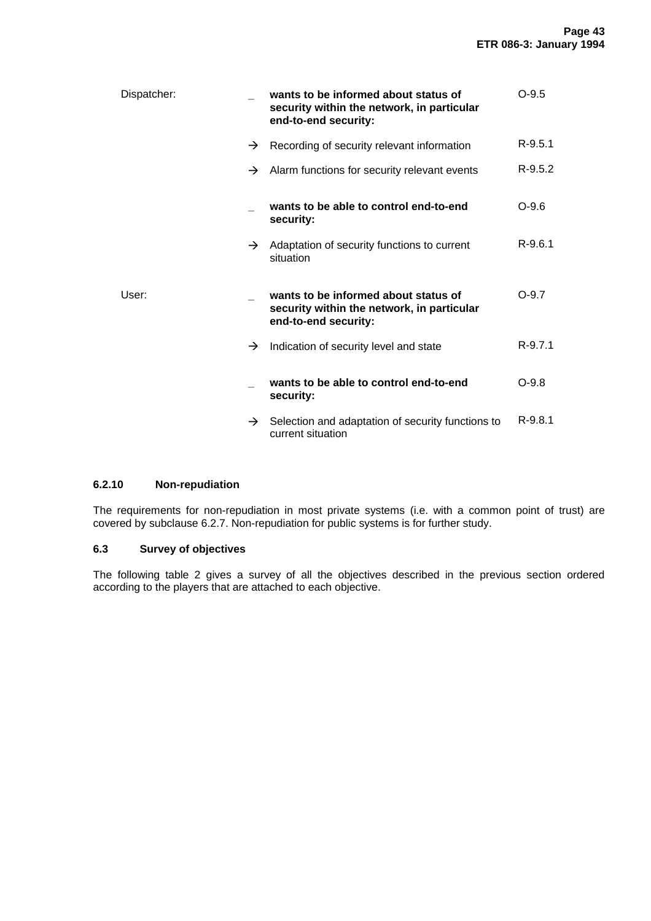| | | | |
|---|---|---|---|
| Dispatcher: | _ | **wants to be informed about status of security within the network, in particular end-to-end security:** | O-9.5 |
| | → | Recording of security relevant information | R-9.5.1 |
| | → | Alarm functions for security relevant events | R-9.5.2 |
| | _ | **wants to be able to control end-to-end security:** | O-9.6 |
| | → | Adaptation of security functions to current situation | R-9.6.1 |
| User: | _ | **wants to be informed about status of security within the network, in particular end-to-end security:** | O-9.7 |
| | → | Indication of security level and state | R-9.7.1 |
| | _ | **wants to be able to control end-to-end security:** | O-9.8 |
| | → | Selection and adaptation of security functions to current situation | R-9.8.1 |

### 6.2.10 Non-repudiation

The requirements for non-repudiation in most private systems (i.e. with a common point of trust) are covered by subclause 6.2.7. Non-repudiation for public systems is for further study.

## 6.3 Survey of objectives

The following table 2 gives a survey of all the objectives described in the previous section ordered according to the players that are attached to each objective.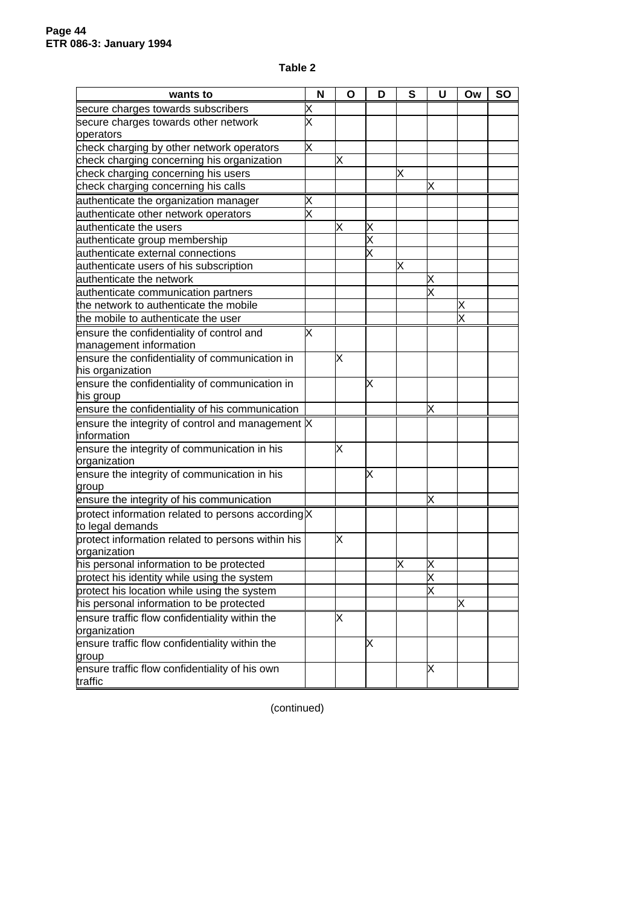**Table 2**

| wants to | N | O | D | S | U | Ow | SO |
|---|---|---|---|---|---|---|---|
| secure charges towards subscribers | X | | | | | | |
| secure charges towards other network operators | X | | | | | | |
| check charging by other network operators | X | | | | | | |
| check charging concerning his organization | | X | | | | | |
| check charging concerning his users | | | | X | | | |
| check charging concerning his calls | | | | | X | | |
| authenticate the organization manager | X | | | | | | |
| authenticate other network operators | X | | | | | | |
| authenticate the users | | X | X | | | | |
| authenticate group membership | | | X | | | | |
| authenticate external connections | | | X | | | | |
| authenticate users of his subscription | | | | X | | | |
| authenticate the network | | | | | X | | |
| authenticate communication partners | | | | | X | | |
| the network to authenticate the mobile | | | | | | X | |
| the mobile to authenticate the user | | | | | | X | |
| ensure the confidentiality of control and management information | X | | | | | | |
| ensure the confidentiality of communication in his organization | | X | | | | | |
| ensure the confidentiality of communication in his group | | | X | | | | |
| ensure the confidentiality of his communication | | | | | X | | |
| ensure the integrity of control and management information | X | | | | | | |
| ensure the integrity of communication in his organization | | X | | | | | |
| ensure the integrity of communication in his group | | | X | | | | |
| ensure the integrity of his communication | | | | | X | | |
| protect information related to persons according to legal demands | X | | | | | | |
| protect information related to persons within his organization | | X | | | | | |
| his personal information to be protected | | | | X | X | | |
| protect his identity while using the system | | | | | X | | |
| protect his location while using the system | | | | | X | | |
| his personal information to be protected | | | | | | X | |
| ensure traffic flow confidentiality within the organization | | X | | | | | |
| ensure traffic flow confidentiality within the group | | | X | | | | |
| ensure traffic flow confidentiality of his own traffic | | | | | X | | |

(continued)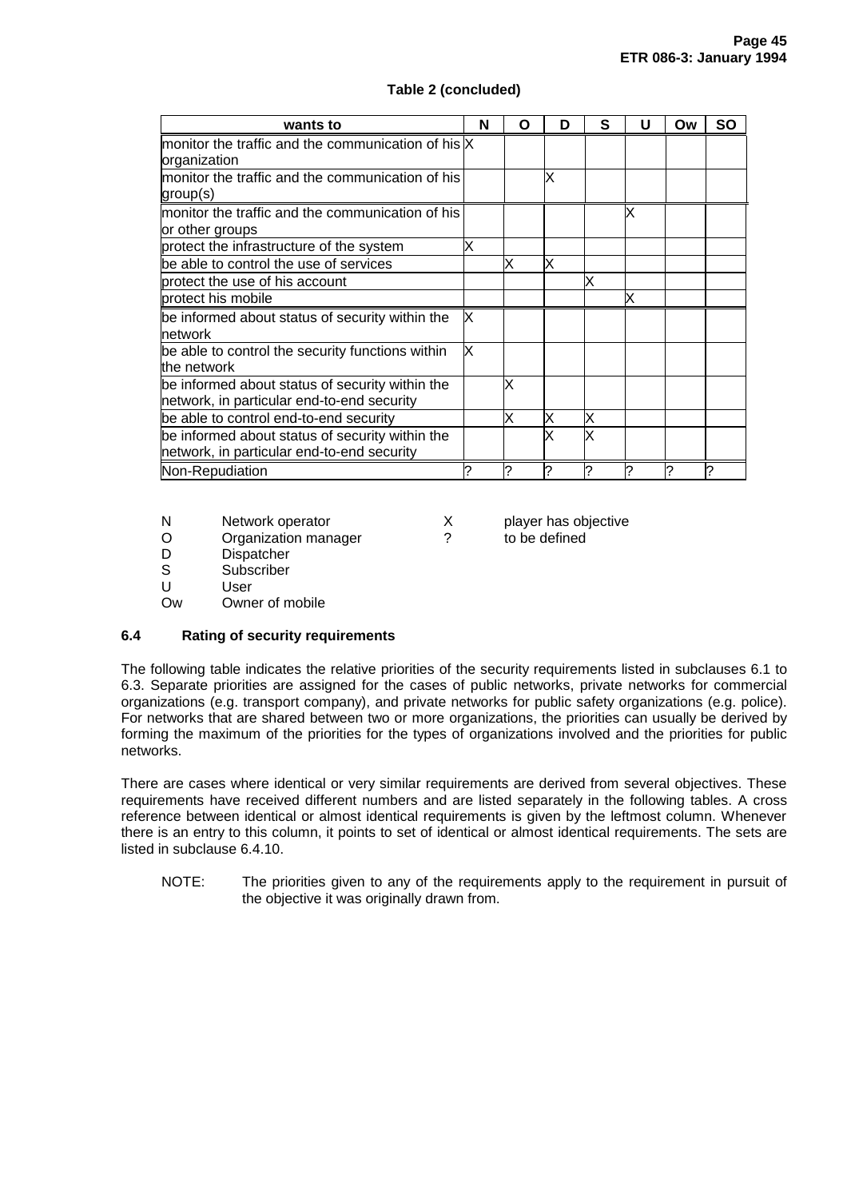**Table 2 (concluded)**

| wants to | N | O | D | S | U | Ow | SO |
|---|---|---|---|---|---|---|---|
| monitor the traffic and the communication of his organization | X | | | | | | |
| monitor the traffic and the communication of his group(s) | | | X | | | | |
| monitor the traffic and the communication of his or other groups | | | | | X | | |
| protect the infrastructure of the system | X | | | | | | |
| be able to control the use of services | | X | X | | | | |
| protect the use of his account | | | | X | | | |
| protect his mobile | | | | | X | | |
| be informed about status of security within the network | X | | | | | | |
| be able to control the security functions within the network | X | | | | | | |
| be informed about status of security within the network, in particular end-to-end security | | X | | | | | |
| be able to control end-to-end security | | X | X | X | | | |
| be informed about status of security within the network, in particular end-to-end security | | | X | X | | | |
| Non-Repudiation | ? | ? | ? | ? | ? | ? | ? |

N Network operator
O Organization manager
D Dispatcher
S Subscriber
U User
Ow Owner of mobile

X player has objective
? to be defined

### 6.4 Rating of security requirements

The following table indicates the relative priorities of the security requirements listed in subclauses 6.1 to 6.3. Separate priorities are assigned for the cases of public networks, private networks for commercial organizations (e.g. transport company), and private networks for public safety organizations (e.g. police). For networks that are shared between two or more organizations, the priorities can usually be derived by forming the maximum of the priorities for the types of organizations involved and the priorities for public networks.

There are cases where identical or very similar requirements are derived from several objectives. These requirements have received different numbers and are listed separately in the following tables. A cross reference between identical or almost identical requirements is given by the leftmost column. Whenever there is an entry to this column, it points to set of identical or almost identical requirements. The sets are listed in subclause 6.4.10.

NOTE: The priorities given to any of the requirements apply to the requirement in pursuit of the objective it was originally drawn from.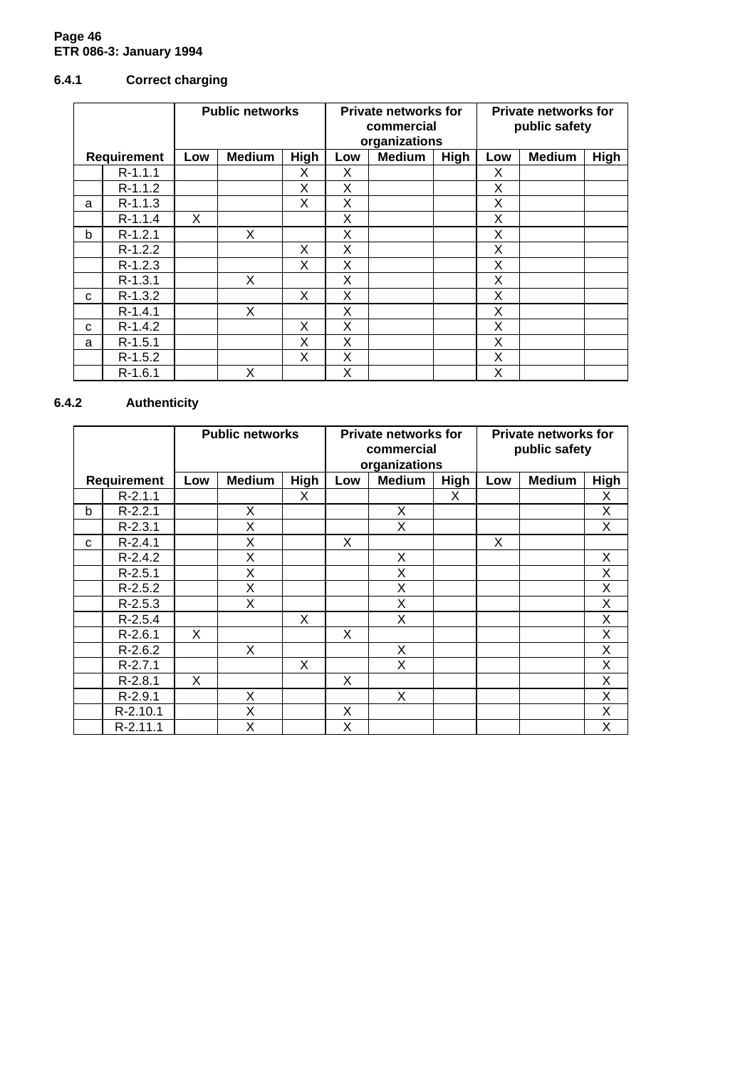### 6.4.1 Correct charging

| Requirement | | Public networks | | | Private networks for commercial organizations | | | Private networks for public safety | | |
|---|---|---|---|---|---|---|---|---|---|---|
| | | Low | Medium | High | Low | Medium | High | Low | Medium | High |
| | R-1.1.1 | | | X | X | | | X | | |
| | R-1.1.2 | | | X | X | | | X | | |
| a | R-1.1.3 | | | X | X | | | X | | |
| | R-1.1.4 | X | | | X | | | X | | |
| b | R-1.2.1 | | X | | X | | | X | | |
| | R-1.2.2 | | | X | X | | | X | | |
| | R-1.2.3 | | | X | X | | | X | | |
| | R-1.3.1 | | X | | X | | | X | | |
| c | R-1.3.2 | | | X | X | | | X | | |
| | R-1.4.1 | | X | | X | | | X | | |
| c | R-1.4.2 | | | X | X | | | X | | |
| a | R-1.5.1 | | | X | X | | | X | | |
| | R-1.5.2 | | | X | X | | | X | | |
| | R-1.6.1 | | X | | X | | | X | | |

### 6.4.2 Authenticity

| Requirement | | Public networks | | | Private networks for commercial organizations | | | Private networks for public safety | | |
|---|---|---|---|---|---|---|---|---|---|---|
| | | Low | Medium | High | Low | Medium | High | Low | Medium | High |
| | R-2.1.1 | | | X | | | X | | | X |
| b | R-2.2.1 | | X | | | X | | | | X |
| | R-2.3.1 | | X | | | X | | | | X |
| c | R-2.4.1 | | X | | X | | | X | | |
| | R-2.4.2 | | X | | | X | | | | X |
| | R-2.5.1 | | X | | | X | | | | X |
| | R-2.5.2 | | X | | | X | | | | X |
| | R-2.5.3 | | X | | | X | | | | X |
| | R-2.5.4 | | | X | | X | | | | X |
| | R-2.6.1 | X | | | X | | | | | X |
| | R-2.6.2 | | X | | | X | | | | X |
| | R-2.7.1 | | | X | | X | | | | X |
| | R-2.8.1 | X | | | X | | | | | X |
| | R-2.9.1 | | X | | | X | | | | X |
| | R-2.10.1 | | X | | X | | | | | X |
| | R-2.11.1 | | X | | X | | | | | X |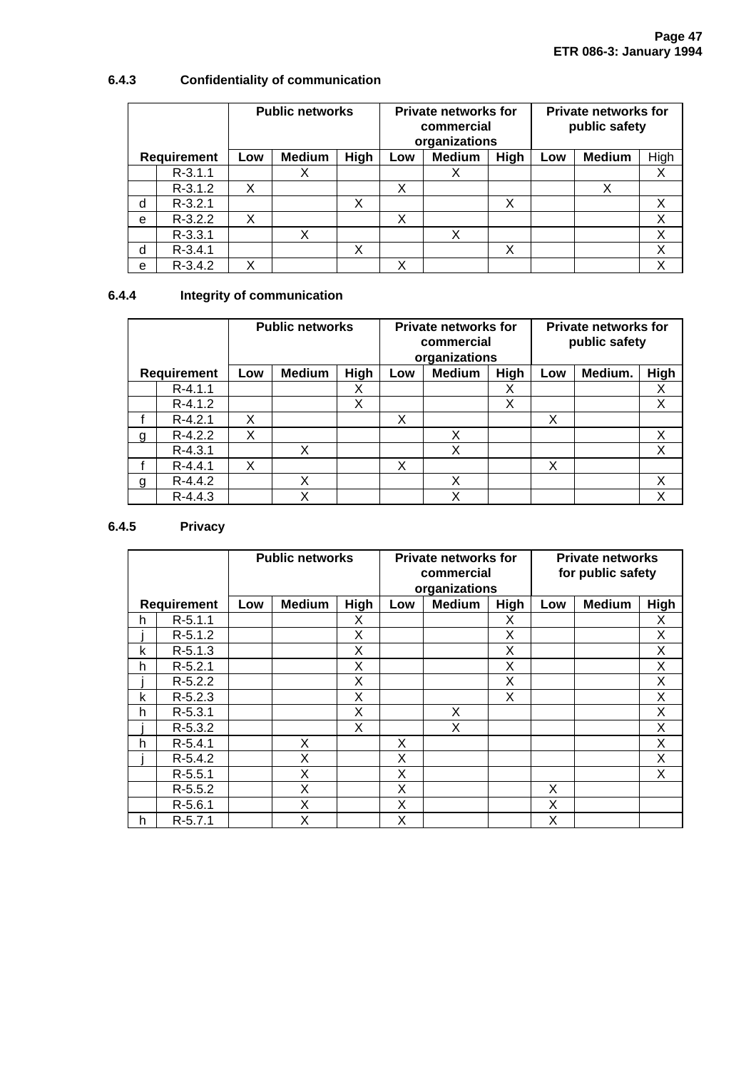### 6.4.3 Confidentiality of communication

| | | Public networks | | | Private networks for commercial organizations | | | Private networks for public safety | | |
|---|---|---|---|---|---|---|---|---|---|---|
| Requirement | | Low | Medium | High | Low | Medium | High | Low | Medium | High |
| | R-3.1.1 | | X | | | X | | | | X |
| | R-3.1.2 | X | | | X | | | | X | |
| d | R-3.2.1 | | | X | | | X | | | X |
| e | R-3.2.2 | X | | | X | | | | | X |
| | R-3.3.1 | | X | | | X | | | | X |
| d | R-3.4.1 | | | X | | | X | | | X |
| e | R-3.4.2 | X | | | X | | | | | X |

### 6.4.4 Integrity of communication

| | | Public networks | | | Private networks for commercial organizations | | | Private networks for public safety | | |
|---|---|---|---|---|---|---|---|---|---|---|
| Requirement | | Low | Medium | High | Low | Medium | High | Low | Medium. | High |
| | R-4.1.1 | | | X | | | X | | | X |
| | R-4.1.2 | | | X | | | X | | | X |
| f | R-4.2.1 | X | | | X | | | X | | |
| g | R-4.2.2 | X | | | | X | | | | X |
| | R-4.3.1 | | X | | | X | | | | X |
| f | R-4.4.1 | X | | | X | | | X | | |
| g | R-4.4.2 | | X | | | X | | | | X |
| | R-4.4.3 | | X | | | X | | | | X |

### 6.4.5 Privacy

| | | Public networks | | | Private networks for commercial organizations | | | Private networks for public safety | | |
|---|---|---|---|---|---|---|---|---|---|---|
| Requirement | | Low | Medium | High | Low | Medium | High | Low | Medium | High |
| h | R-5.1.1 | | | X | | | X | | | X |
| j | R-5.1.2 | | | X | | | X | | | X |
| k | R-5.1.3 | | | X | | | X | | | X |
| h | R-5.2.1 | | | X | | | X | | | X |
| j | R-5.2.2 | | | X | | | X | | | X |
| k | R-5.2.3 | | | X | | | X | | | X |
| h | R-5.3.1 | | | X | | X | | | | X |
| j | R-5.3.2 | | | X | | X | | | | X |
| h | R-5.4.1 | | X | | X | | | | | X |
| j | R-5.4.2 | | X | | X | | | | | X |
| | R-5.5.1 | | X | | X | | | | | X |
| | R-5.5.2 | | X | | X | | | X | | |
| | R-5.6.1 | | X | | X | | | X | | |
| h | R-5.7.1 | | X | | X | | | X | | |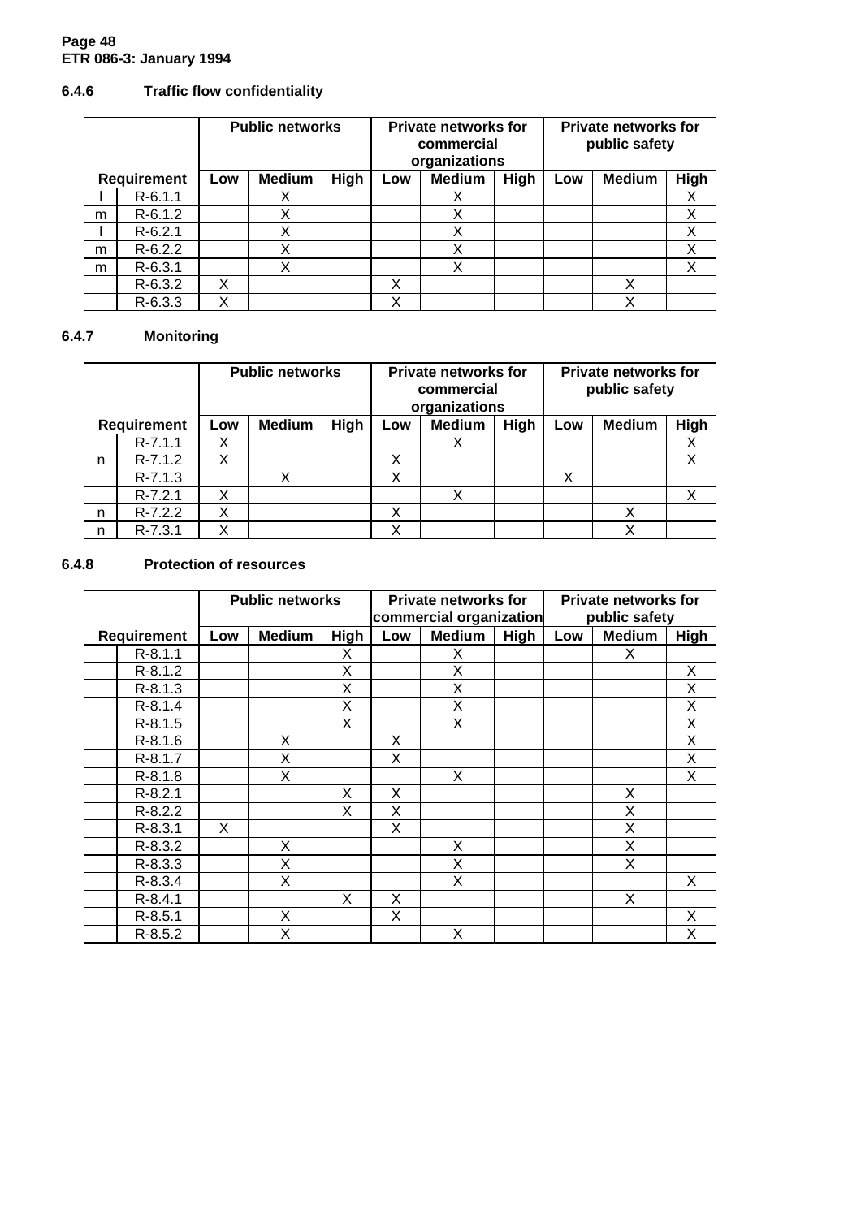### 6.4.6 Traffic flow confidentiality

| | | Public networks | | | Private networks for commercial organizations | | | Private networks for public safety | | |
|---|---|---|---|---|---|---|---|---|---|---|
| Requirement | | Low | Medium | High | Low | Medium | High | Low | Medium | High |
| l | R-6.1.1 | | X | | | X | | | | X |
| m | R-6.1.2 | | X | | | X | | | | X |
| l | R-6.2.1 | | X | | | X | | | | X |
| m | R-6.2.2 | | X | | | X | | | | X |
| m | R-6.3.1 | | X | | | X | | | | X |
| | R-6.3.2 | X | | | X | | | | X | |
| | R-6.3.3 | X | | | X | | | | X | |

### 6.4.7 Monitoring

| | | Public networks | | | Private networks for commercial organizations | | | Private networks for public safety | | |
|---|---|---|---|---|---|---|---|---|---|---|
| Requirement | | Low | Medium | High | Low | Medium | High | Low | Medium | High |
| | R-7.1.1 | X | | | | X | | | | X |
| n | R-7.1.2 | X | | | X | | | | | X |
| | R-7.1.3 | | X | | X | | | X | | |
| | R-7.2.1 | X | | | | X | | | | X |
| n | R-7.2.2 | X | | | X | | | | X | |
| n | R-7.3.1 | X | | | X | | | | X | |

### 6.4.8 Protection of resources

| | | Public networks | | | Private networks for commercial organization | | | Private networks for public safety | | |
|---|---|---|---|---|---|---|---|---|---|---|
| Requirement | | Low | Medium | High | Low | Medium | High | Low | Medium | High |
| | R-8.1.1 | | | X | | X | | | X | |
| | R-8.1.2 | | | X | | X | | | | X |
| | R-8.1.3 | | | X | | X | | | | X |
| | R-8.1.4 | | | X | | X | | | | X |
| | R-8.1.5 | | | X | | X | | | | X |
| | R-8.1.6 | | X | | X | | | | | X |
| | R-8.1.7 | | X | | X | | | | | X |
| | R-8.1.8 | | X | | | X | | | | X |
| | R-8.2.1 | | | X | X | | | | X | |
| | R-8.2.2 | | | X | X | | | | X | |
| | R-8.3.1 | X | | | X | | | | X | |
| | R-8.3.2 | | X | | | X | | | X | |
| | R-8.3.3 | | X | | | X | | | X | |
| | R-8.3.4 | | X | | | X | | | | X |
| | R-8.4.1 | | | X | X | | | | X | |
| | R-8.5.1 | | X | | X | | | | | X |
| | R-8.5.2 | | X | | | X | | | | X |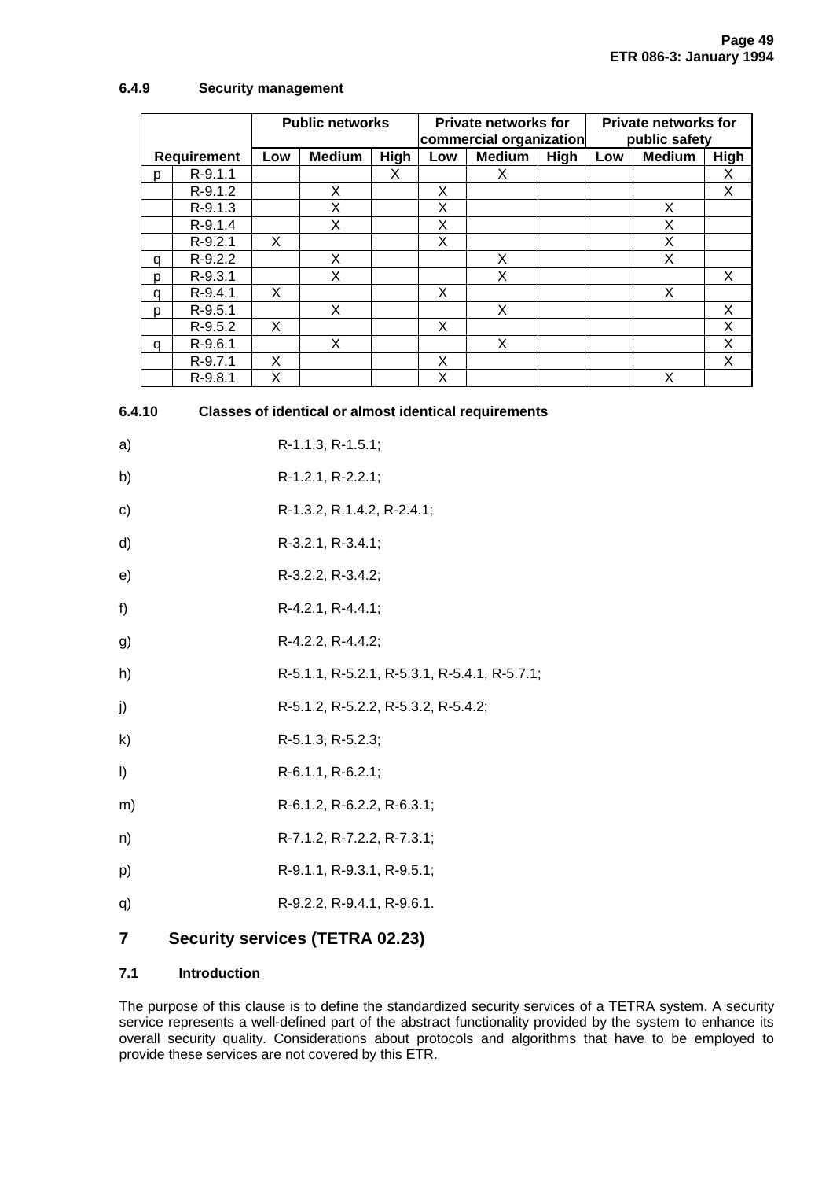### 6.4.9 Security management

| Requirement | | Public networks | | | Private networks for commercial organization | | | Private networks for public safety | | |
|---|---|---|---|---|---|---|---|---|---|---|
| | | Low | Medium | High | Low | Medium | High | Low | Medium | High |
| p | R-9.1.1 | | | X | | X | | | | X |
| | R-9.1.2 | | X | | X | | | | | X |
| | R-9.1.3 | | X | | X | | | | X | |
| | R-9.1.4 | | X | | X | | | | X | |
| | R-9.2.1 | X | | | X | | | | X | |
| q | R-9.2.2 | | X | | | X | | | X | |
| p | R-9.3.1 | | X | | | X | | | | X |
| q | R-9.4.1 | X | | | X | | | | X | |
| p | R-9.5.1 | | X | | | X | | | | X |
| | R-9.5.2 | X | | | X | | | | | X |
| q | R-9.6.1 | | X | | | X | | | | X |
| | R-9.7.1 | X | | | X | | | | | X |
| | R-9.8.1 | X | | | X | | | | X | |

### 6.4.10 Classes of identical or almost identical requirements

a) R-1.1.3, R-1.5.1;

b) R-1.2.1, R-2.2.1;

c) R-1.3.2, R.1.4.2, R-2.4.1;

d) R-3.2.1, R-3.4.1;

e) R-3.2.2, R-3.4.2;

f) R-4.2.1, R-4.4.1;

g) R-4.2.2, R-4.4.2;

h) R-5.1.1, R-5.2.1, R-5.3.1, R-5.4.1, R-5.7.1;

j) R-5.1.2, R-5.2.2, R-5.3.2, R-5.4.2;

k) R-5.1.3, R-5.2.3;

l) R-6.1.1, R-6.2.1;

m) R-6.1.2, R-6.2.2, R-6.3.1;

n) R-7.1.2, R-7.2.2, R-7.3.1;

p) R-9.1.1, R-9.3.1, R-9.5.1;

q) R-9.2.2, R-9.4.1, R-9.6.1.

## 7 Security services (TETRA 02.23)

### 7.1 Introduction

The purpose of this clause is to define the standardized security services of a TETRA system. A security service represents a well-defined part of the abstract functionality provided by the system to enhance its overall security quality. Considerations about protocols and algorithms that have to be employed to provide these services are not covered by this ETR.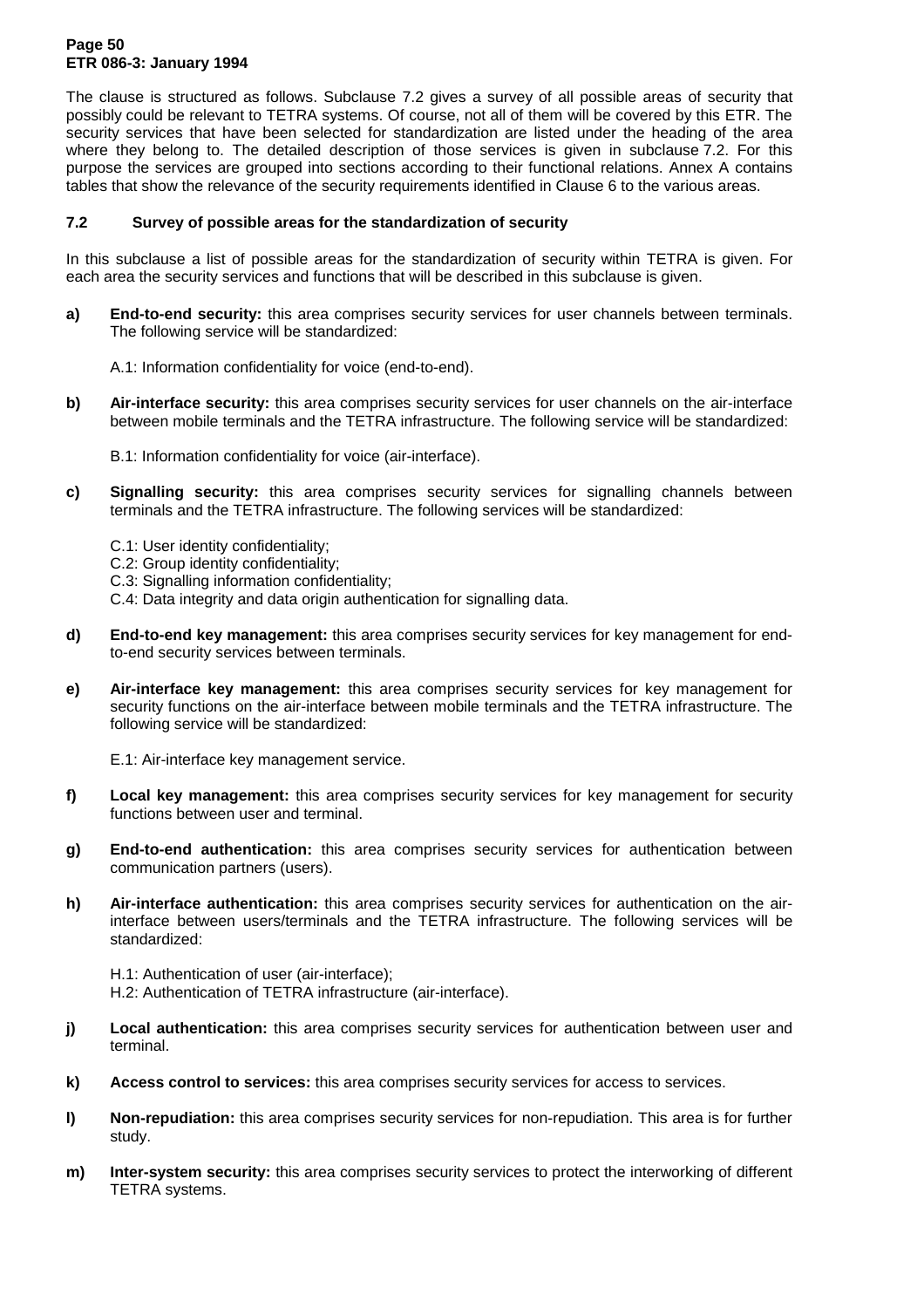The clause is structured as follows. Subclause 7.2 gives a survey of all possible areas of security that possibly could be relevant to TETRA systems. Of course, not all of them will be covered by this ETR. The security services that have been selected for standardization are listed under the heading of the area where they belong to. The detailed description of those services is given in subclause 7.2. For this purpose the services are grouped into sections according to their functional relations. Annex A contains tables that show the relevance of the security requirements identified in Clause 6 to the various areas.

### 7.2 Survey of possible areas for the standardization of security

In this subclause a list of possible areas for the standardization of security within TETRA is given. For each area the security services and functions that will be described in this subclause is given.

**a)** **End-to-end security:** this area comprises security services for user channels between terminals. The following service will be standardized:

A.1: Information confidentiality for voice (end-to-end).

**b)** **Air-interface security:** this area comprises security services for user channels on the air-interface between mobile terminals and the TETRA infrastructure. The following service will be standardized:

B.1: Information confidentiality for voice (air-interface).

**c)** **Signalling security:** this area comprises security services for signalling channels between terminals and the TETRA infrastructure. The following services will be standardized:

C.1: User identity confidentiality;
C.2: Group identity confidentiality;
C.3: Signalling information confidentiality;
C.4: Data integrity and data origin authentication for signalling data.

**d)** **End-to-end key management:** this area comprises security services for key management for end-to-end security services between terminals.

**e)** **Air-interface key management:** this area comprises security services for key management for security functions on the air-interface between mobile terminals and the TETRA infrastructure. The following service will be standardized:

E.1: Air-interface key management service.

**f)** **Local key management:** this area comprises security services for key management for security functions between user and terminal.

**g)** **End-to-end authentication:** this area comprises security services for authentication between communication partners (users).

**h)** **Air-interface authentication:** this area comprises security services for authentication on the air-interface between users/terminals and the TETRA infrastructure. The following services will be standardized:

H.1: Authentication of user (air-interface);
H.2: Authentication of TETRA infrastructure (air-interface).

**j)** **Local authentication:** this area comprises security services for authentication between user and terminal.

**k)** **Access control to services:** this area comprises security services for access to services.

**l)** **Non-repudiation:** this area comprises security services for non-repudiation. This area is for further study.

**m)** **Inter-system security:** this area comprises security services to protect the interworking of different TETRA systems.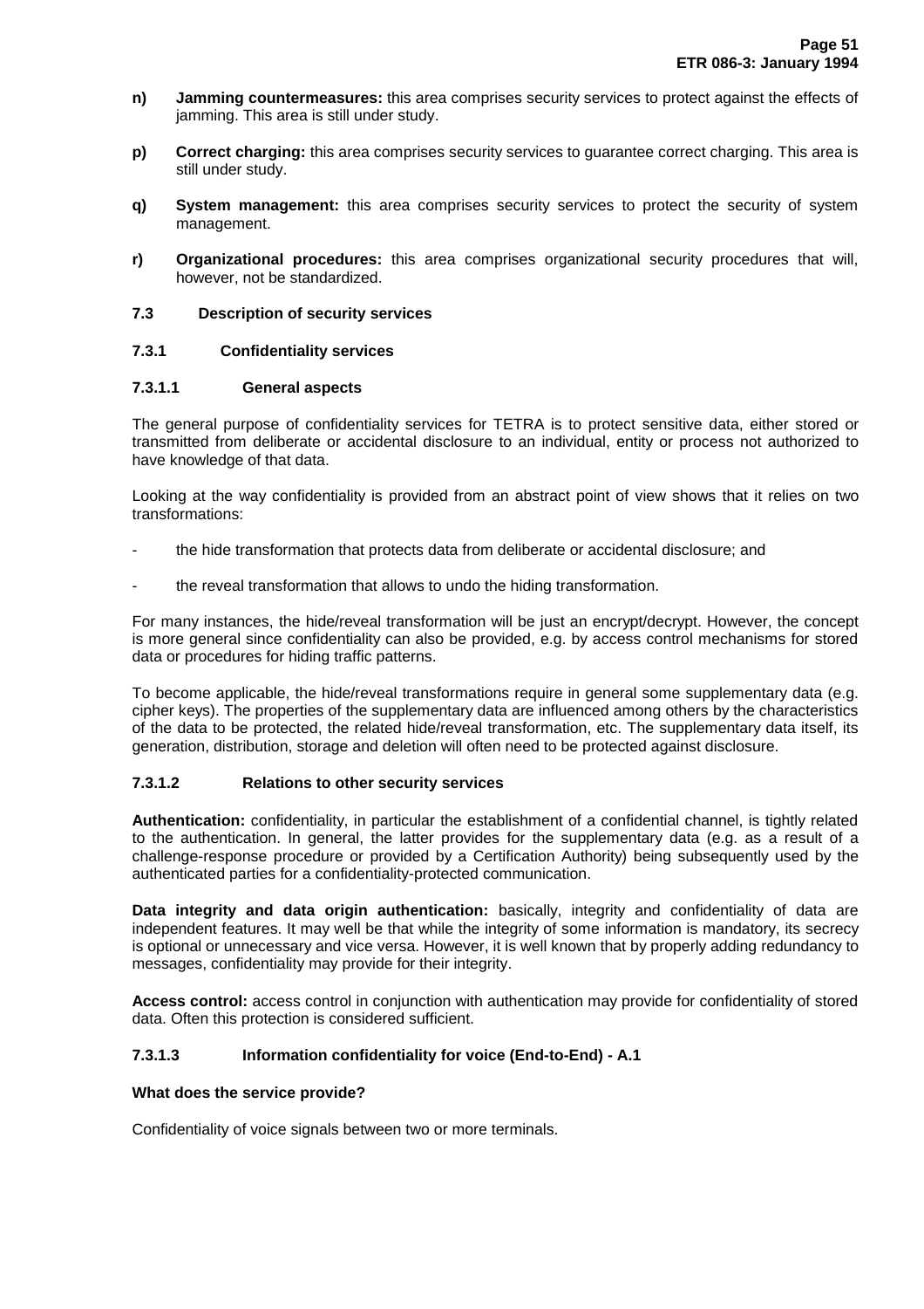- **n) Jamming countermeasures:** this area comprises security services to protect against the effects of jamming. This area is still under study.

- **p) Correct charging:** this area comprises security services to guarantee correct charging. This area is still under study.

- **q) System management:** this area comprises security services to protect the security of system management.

- **r) Organizational procedures:** this area comprises organizational security procedures that will, however, not be standardized.

## 7.3 Description of security services

### 7.3.1 Confidentiality services

#### 7.3.1.1 General aspects

The general purpose of confidentiality services for TETRA is to protect sensitive data, either stored or transmitted from deliberate or accidental disclosure to an individual, entity or process not authorized to have knowledge of that data.

Looking at the way confidentiality is provided from an abstract point of view shows that it relies on two transformations:

- the hide transformation that protects data from deliberate or accidental disclosure; and

- the reveal transformation that allows to undo the hiding transformation.

For many instances, the hide/reveal transformation will be just an encrypt/decrypt. However, the concept is more general since confidentiality can also be provided, e.g. by access control mechanisms for stored data or procedures for hiding traffic patterns.

To become applicable, the hide/reveal transformations require in general some supplementary data (e.g. cipher keys). The properties of the supplementary data are influenced among others by the characteristics of the data to be protected, the related hide/reveal transformation, etc. The supplementary data itself, its generation, distribution, storage and deletion will often need to be protected against disclosure.

#### 7.3.1.2 Relations to other security services

**Authentication:** confidentiality, in particular the establishment of a confidential channel, is tightly related to the authentication. In general, the latter provides for the supplementary data (e.g. as a result of a challenge-response procedure or provided by a Certification Authority) being subsequently used by the authenticated parties for a confidentiality-protected communication.

**Data integrity and data origin authentication:** basically, integrity and confidentiality of data are independent features. It may well be that while the integrity of some information is mandatory, its secrecy is optional or unnecessary and vice versa. However, it is well known that by properly adding redundancy to messages, confidentiality may provide for their integrity.

**Access control:** access control in conjunction with authentication may provide for confidentiality of stored data. Often this protection is considered sufficient.

#### 7.3.1.3 Information confidentiality for voice (End-to-End) - A.1

**What does the service provide?**

Confidentiality of voice signals between two or more terminals.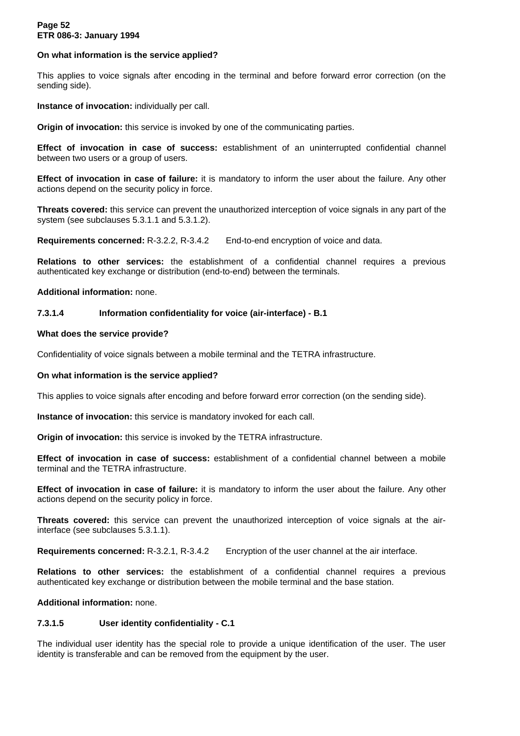**On what information is the service applied?**

This applies to voice signals after encoding in the terminal and before forward error correction (on the sending side).

**Instance of invocation:** individually per call.

**Origin of invocation:** this service is invoked by one of the communicating parties.

**Effect of invocation in case of success:** establishment of an uninterrupted confidential channel between two users or a group of users.

**Effect of invocation in case of failure:** it is mandatory to inform the user about the failure. Any other actions depend on the security policy in force.

**Threats covered:** this service can prevent the unauthorized interception of voice signals in any part of the system (see subclauses 5.3.1.1 and 5.3.1.2).

**Requirements concerned:** R-3.2.2, R-3.4.2 End-to-end encryption of voice and data.

**Relations to other services:** the establishment of a confidential channel requires a previous authenticated key exchange or distribution (end-to-end) between the terminals.

**Additional information:** none.

#### 7.3.1.4 Information confidentiality for voice (air-interface) - B.1

**What does the service provide?**

Confidentiality of voice signals between a mobile terminal and the TETRA infrastructure.

**On what information is the service applied?**

This applies to voice signals after encoding and before forward error correction (on the sending side).

**Instance of invocation:** this service is mandatory invoked for each call.

**Origin of invocation:** this service is invoked by the TETRA infrastructure.

**Effect of invocation in case of success:** establishment of a confidential channel between a mobile terminal and the TETRA infrastructure.

**Effect of invocation in case of failure:** it is mandatory to inform the user about the failure. Any other actions depend on the security policy in force.

**Threats covered:** this service can prevent the unauthorized interception of voice signals at the air-interface (see subclauses 5.3.1.1).

**Requirements concerned:** R-3.2.1, R-3.4.2 Encryption of the user channel at the air interface.

**Relations to other services:** the establishment of a confidential channel requires a previous authenticated key exchange or distribution between the mobile terminal and the base station.

**Additional information:** none.

#### 7.3.1.5 User identity confidentiality - C.1

The individual user identity has the special role to provide a unique identification of the user. The user identity is transferable and can be removed from the equipment by the user.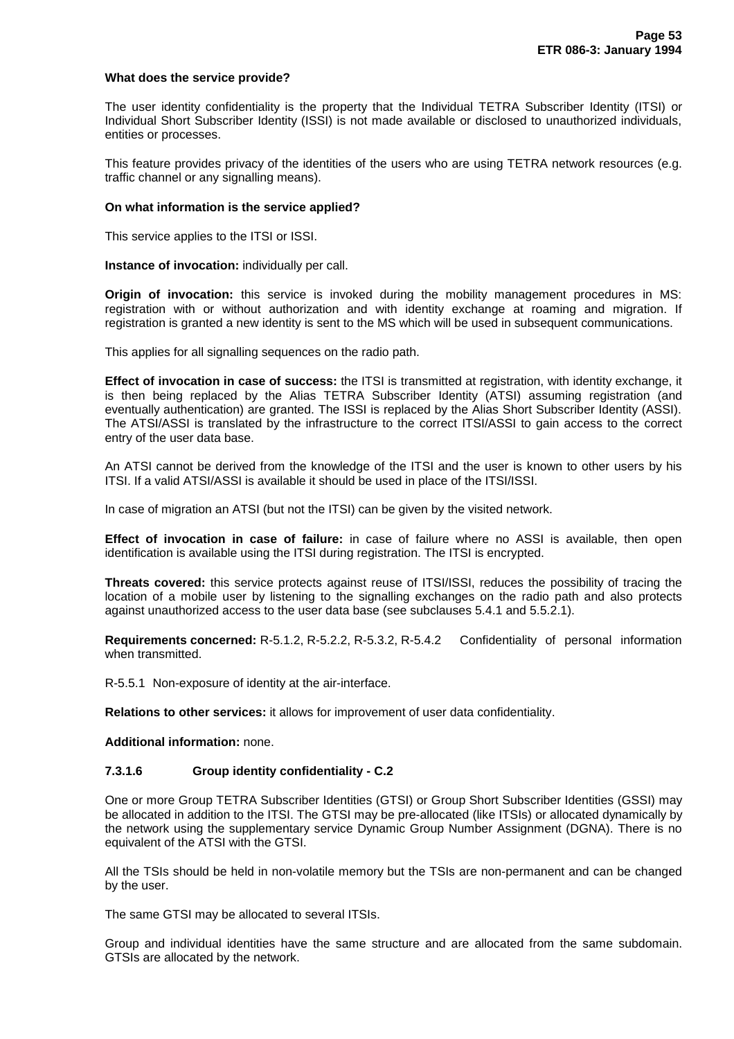**What does the service provide?**

The user identity confidentiality is the property that the Individual TETRA Subscriber Identity (ITSI) or Individual Short Subscriber Identity (ISSI) is not made available or disclosed to unauthorized individuals, entities or processes.

This feature provides privacy of the identities of the users who are using TETRA network resources (e.g. traffic channel or any signalling means).

**On what information is the service applied?**

This service applies to the ITSI or ISSI.

**Instance of invocation:** individually per call.

**Origin of invocation:** this service is invoked during the mobility management procedures in MS: registration with or without authorization and with identity exchange at roaming and migration. If registration is granted a new identity is sent to the MS which will be used in subsequent communications.

This applies for all signalling sequences on the radio path.

**Effect of invocation in case of success:** the ITSI is transmitted at registration, with identity exchange, it is then being replaced by the Alias TETRA Subscriber Identity (ATSI) assuming registration (and eventually authentication) are granted. The ISSI is replaced by the Alias Short Subscriber Identity (ASSI). The ATSI/ASSI is translated by the infrastructure to the correct ITSI/ASSI to gain access to the correct entry of the user data base.

An ATSI cannot be derived from the knowledge of the ITSI and the user is known to other users by his ITSI. If a valid ATSI/ASSI is available it should be used in place of the ITSI/ISSI.

In case of migration an ATSI (but not the ITSI) can be given by the visited network.

**Effect of invocation in case of failure:** in case of failure where no ASSI is available, then open identification is available using the ITSI during registration. The ITSI is encrypted.

**Threats covered:** this service protects against reuse of ITSI/ISSI, reduces the possibility of tracing the location of a mobile user by listening to the signalling exchanges on the radio path and also protects against unauthorized access to the user data base (see subclauses 5.4.1 and 5.5.2.1).

**Requirements concerned:** R-5.1.2, R-5.2.2, R-5.3.2, R-5.4.2 Confidentiality of personal information when transmitted.

R-5.5.1 Non-exposure of identity at the air-interface.

**Relations to other services:** it allows for improvement of user data confidentiality.

**Additional information:** none.

#### 7.3.1.6 Group identity confidentiality - C.2

One or more Group TETRA Subscriber Identities (GTSI) or Group Short Subscriber Identities (GSSI) may be allocated in addition to the ITSI. The GTSI may be pre-allocated (like ITSIs) or allocated dynamically by the network using the supplementary service Dynamic Group Number Assignment (DGNA). There is no equivalent of the ATSI with the GTSI.

All the TSIs should be held in non-volatile memory but the TSIs are non-permanent and can be changed by the user.

The same GTSI may be allocated to several ITSIs.

Group and individual identities have the same structure and are allocated from the same subdomain. GTSIs are allocated by the network.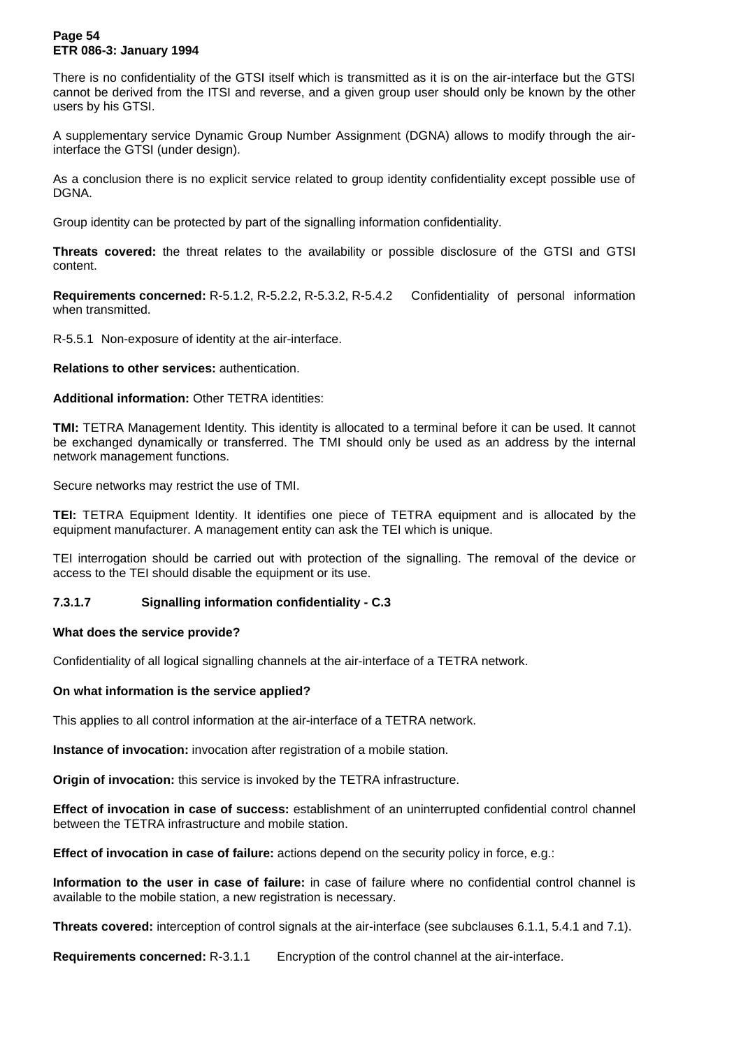There is no confidentiality of the GTSI itself which is transmitted as it is on the air-interface but the GTSI cannot be derived from the ITSI and reverse, and a given group user should only be known by the other users by his GTSI.

A supplementary service Dynamic Group Number Assignment (DGNA) allows to modify through the air-interface the GTSI (under design).

As a conclusion there is no explicit service related to group identity confidentiality except possible use of DGNA.

Group identity can be protected by part of the signalling information confidentiality.

**Threats covered:** the threat relates to the availability or possible disclosure of the GTSI and GTSI content.

**Requirements concerned:** R-5.1.2, R-5.2.2, R-5.3.2, R-5.4.2 Confidentiality of personal information when transmitted.

R-5.5.1 Non-exposure of identity at the air-interface.

**Relations to other services:** authentication.

**Additional information:** Other TETRA identities:

**TMI:** TETRA Management Identity. This identity is allocated to a terminal before it can be used. It cannot be exchanged dynamically or transferred. The TMI should only be used as an address by the internal network management functions.

Secure networks may restrict the use of TMI.

**TEI:** TETRA Equipment Identity. It identifies one piece of TETRA equipment and is allocated by the equipment manufacturer. A management entity can ask the TEI which is unique.

TEI interrogation should be carried out with protection of the signalling. The removal of the device or access to the TEI should disable the equipment or its use.

#### 7.3.1.7 Signalling information confidentiality - C.3

**What does the service provide?**

Confidentiality of all logical signalling channels at the air-interface of a TETRA network.

**On what information is the service applied?**

This applies to all control information at the air-interface of a TETRA network.

**Instance of invocation:** invocation after registration of a mobile station.

**Origin of invocation:** this service is invoked by the TETRA infrastructure.

**Effect of invocation in case of success:** establishment of an uninterrupted confidential control channel between the TETRA infrastructure and mobile station.

**Effect of invocation in case of failure:** actions depend on the security policy in force, e.g.:

**Information to the user in case of failure:** in case of failure where no confidential control channel is available to the mobile station, a new registration is necessary.

**Threats covered:** interception of control signals at the air-interface (see subclauses 6.1.1, 5.4.1 and 7.1).

**Requirements concerned:** R-3.1.1 Encryption of the control channel at the air-interface.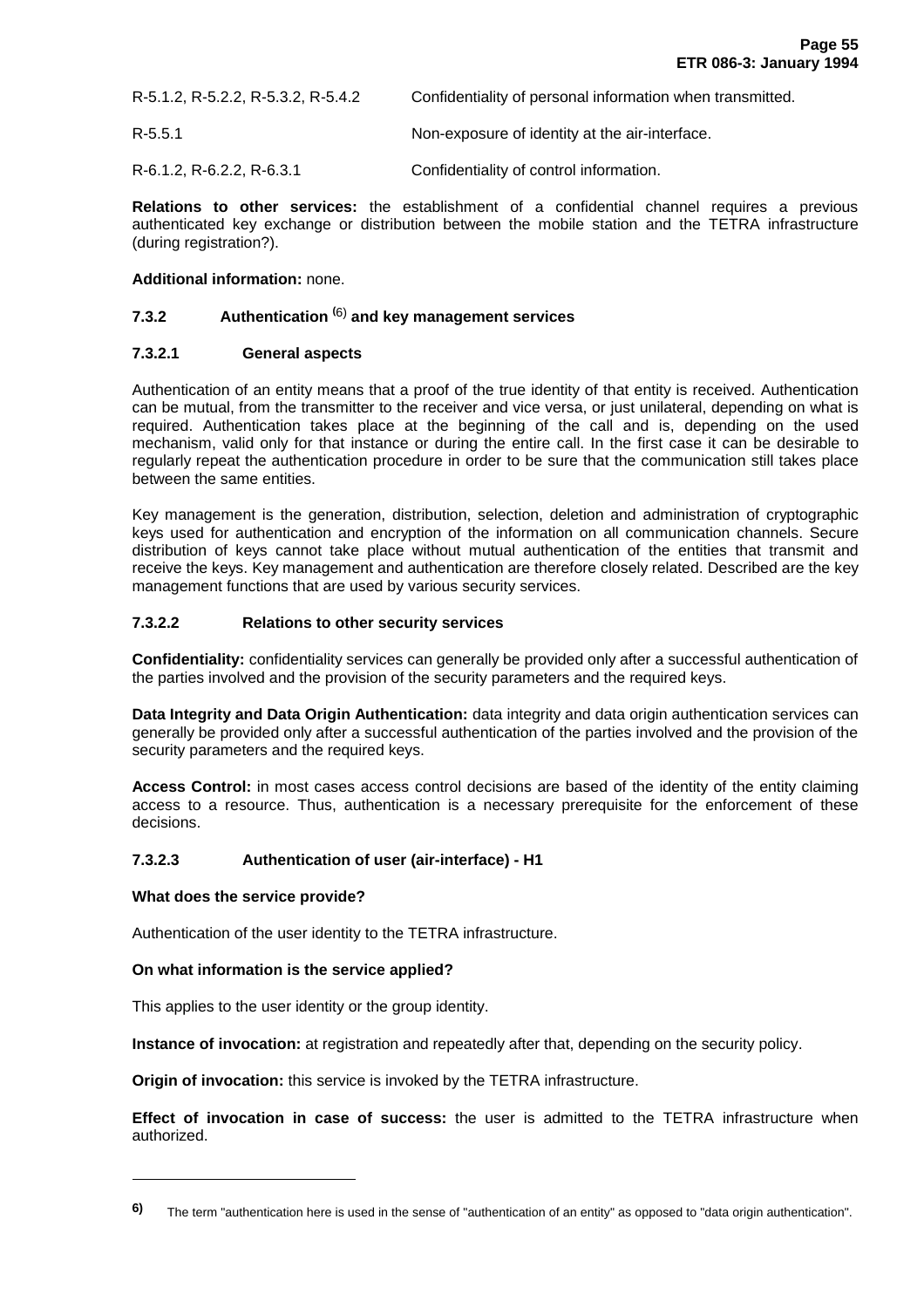| | |
|---|---|
| R-5.1.2, R-5.2.2, R-5.3.2, R-5.4.2 | Confidentiality of personal information when transmitted. |
| R-5.5.1 | Non-exposure of identity at the air-interface. |
| R-6.1.2, R-6.2.2, R-6.3.1 | Confidentiality of control information. |

**Relations to other services:** the establishment of a confidential channel requires a previous authenticated key exchange or distribution between the mobile station and the TETRA infrastructure (during registration?).

**Additional information:** none.

### 7.3.2 Authentication [(6)] and key management services

#### 7.3.2.1 General aspects

Authentication of an entity means that a proof of the true identity of that entity is received. Authentication can be mutual, from the transmitter to the receiver and vice versa, or just unilateral, depending on what is required. Authentication takes place at the beginning of the call and is, depending on the used mechanism, valid only for that instance or during the entire call. In the first case it can be desirable to regularly repeat the authentication procedure in order to be sure that the communication still takes place between the same entities.

Key management is the generation, distribution, selection, deletion and administration of cryptographic keys used for authentication and encryption of the information on all communication channels. Secure distribution of keys cannot take place without mutual authentication of the entities that transmit and receive the keys. Key management and authentication are therefore closely related. Described are the key management functions that are used by various security services.

#### 7.3.2.2 Relations to other security services

**Confidentiality:** confidentiality services can generally be provided only after a successful authentication of the parties involved and the provision of the security parameters and the required keys.

**Data Integrity and Data Origin Authentication:** data integrity and data origin authentication services can generally be provided only after a successful authentication of the parties involved and the provision of the security parameters and the required keys.

**Access Control:** in most cases access control decisions are based of the identity of the entity claiming access to a resource. Thus, authentication is a necessary prerequisite for the enforcement of these decisions.

#### 7.3.2.3 Authentication of user (air-interface) - H1

**What does the service provide?**

Authentication of the user identity to the TETRA infrastructure.

**On what information is the service applied?**

This applies to the user identity or the group identity.

**Instance of invocation:** at registration and repeatedly after that, depending on the security policy.

**Origin of invocation:** this service is invoked by the TETRA infrastructure.

**Effect of invocation in case of success:** the user is admitted to the TETRA infrastructure when authorized.

---

[6)] The term "authentication here is used in the sense of "authentication of an entity" as opposed to "data origin authentication".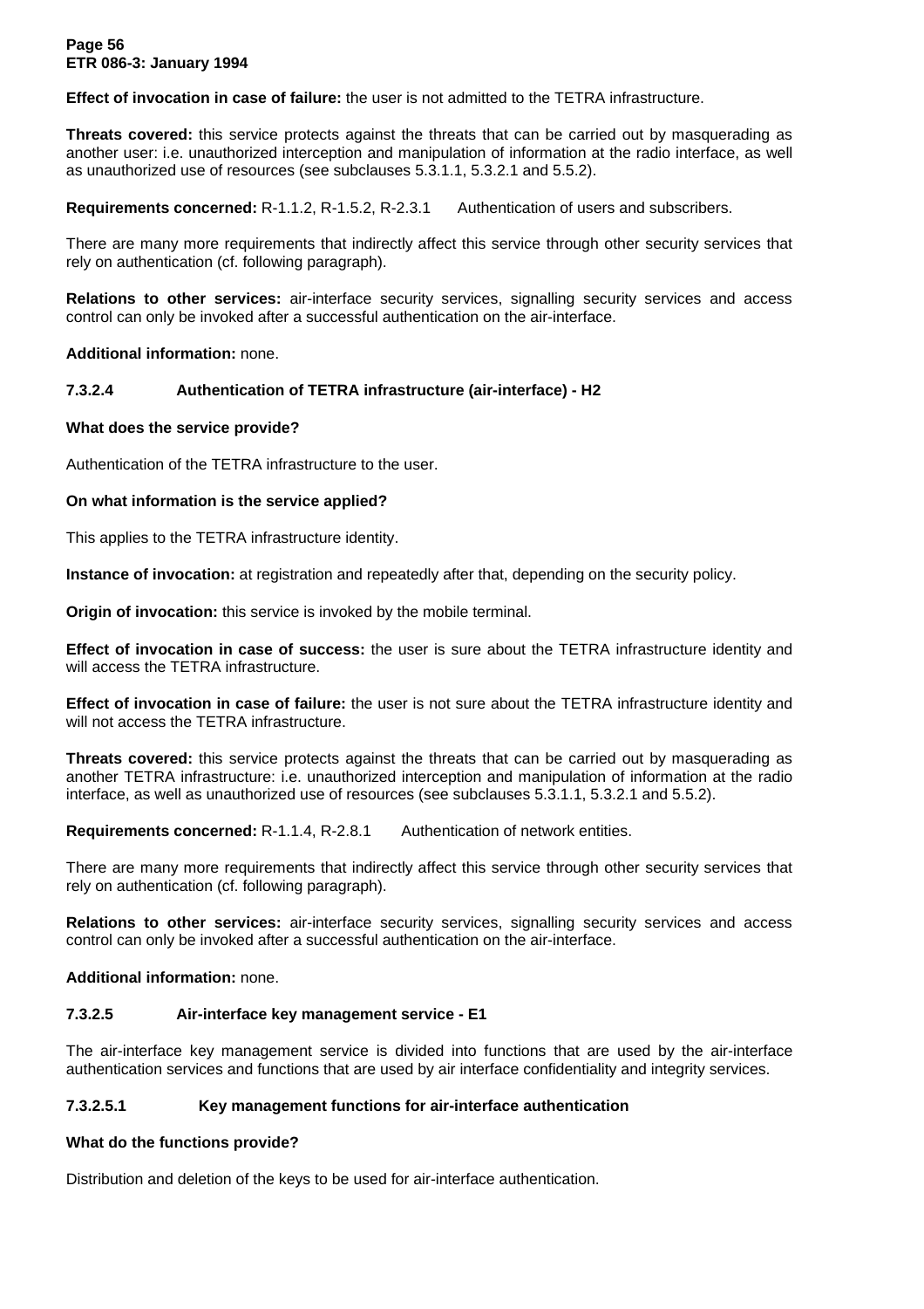**Effect of invocation in case of failure:** the user is not admitted to the TETRA infrastructure.

**Threats covered:** this service protects against the threats that can be carried out by masquerading as another user: i.e. unauthorized interception and manipulation of information at the radio interface, as well as unauthorized use of resources (see subclauses 5.3.1.1, 5.3.2.1 and 5.5.2).

**Requirements concerned:** R-1.1.2, R-1.5.2, R-2.3.1 Authentication of users and subscribers.

There are many more requirements that indirectly affect this service through other security services that rely on authentication (cf. following paragraph).

**Relations to other services:** air-interface security services, signalling security services and access control can only be invoked after a successful authentication on the air-interface.

**Additional information:** none.

#### 7.3.2.4 Authentication of TETRA infrastructure (air-interface) - H2

**What does the service provide?**

Authentication of the TETRA infrastructure to the user.

**On what information is the service applied?**

This applies to the TETRA infrastructure identity.

**Instance of invocation:** at registration and repeatedly after that, depending on the security policy.

**Origin of invocation:** this service is invoked by the mobile terminal.

**Effect of invocation in case of success:** the user is sure about the TETRA infrastructure identity and will access the TETRA infrastructure.

**Effect of invocation in case of failure:** the user is not sure about the TETRA infrastructure identity and will not access the TETRA infrastructure.

**Threats covered:** this service protects against the threats that can be carried out by masquerading as another TETRA infrastructure: i.e. unauthorized interception and manipulation of information at the radio interface, as well as unauthorized use of resources (see subclauses 5.3.1.1, 5.3.2.1 and 5.5.2).

**Requirements concerned:** R-1.1.4, R-2.8.1 Authentication of network entities.

There are many more requirements that indirectly affect this service through other security services that rely on authentication (cf. following paragraph).

**Relations to other services:** air-interface security services, signalling security services and access control can only be invoked after a successful authentication on the air-interface.

**Additional information:** none.

#### 7.3.2.5 Air-interface key management service - E1

The air-interface key management service is divided into functions that are used by the air-interface authentication services and functions that are used by air interface confidentiality and integrity services.

##### 7.3.2.5.1 Key management functions for air-interface authentication

**What do the functions provide?**

Distribution and deletion of the keys to be used for air-interface authentication.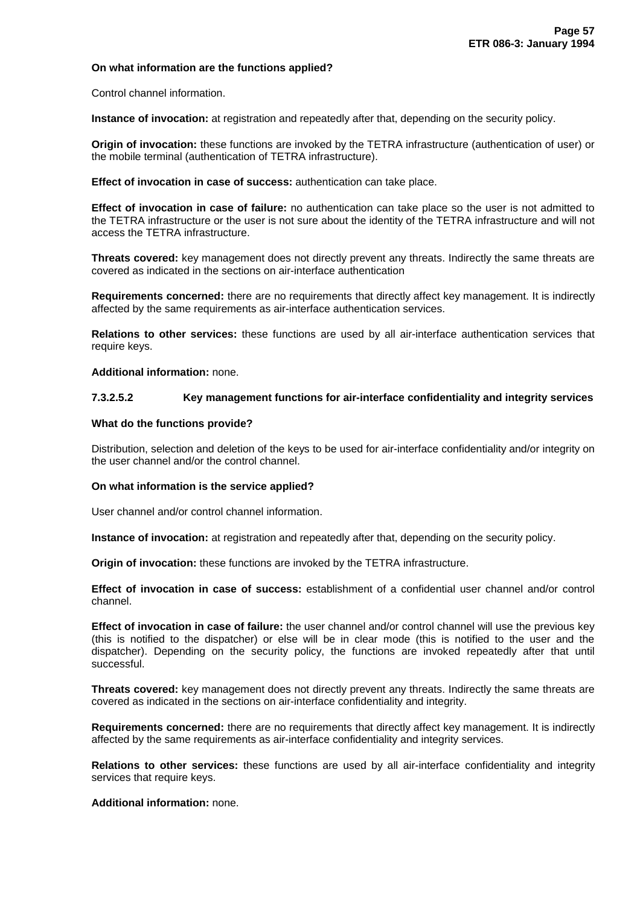**On what information are the functions applied?**

Control channel information.

**Instance of invocation:** at registration and repeatedly after that, depending on the security policy.

**Origin of invocation:** these functions are invoked by the TETRA infrastructure (authentication of user) or the mobile terminal (authentication of TETRA infrastructure).

**Effect of invocation in case of success:** authentication can take place.

**Effect of invocation in case of failure:** no authentication can take place so the user is not admitted to the TETRA infrastructure or the user is not sure about the identity of the TETRA infrastructure and will not access the TETRA infrastructure.

**Threats covered:** key management does not directly prevent any threats. Indirectly the same threats are covered as indicated in the sections on air-interface authentication

**Requirements concerned:** there are no requirements that directly affect key management. It is indirectly affected by the same requirements as air-interface authentication services.

**Relations to other services:** these functions are used by all air-interface authentication services that require keys.

**Additional information:** none.

#### 7.3.2.5.2 Key management functions for air-interface confidentiality and integrity services

**What do the functions provide?**

Distribution, selection and deletion of the keys to be used for air-interface confidentiality and/or integrity on the user channel and/or the control channel.

**On what information is the service applied?**

User channel and/or control channel information.

**Instance of invocation:** at registration and repeatedly after that, depending on the security policy.

**Origin of invocation:** these functions are invoked by the TETRA infrastructure.

**Effect of invocation in case of success:** establishment of a confidential user channel and/or control channel.

**Effect of invocation in case of failure:** the user channel and/or control channel will use the previous key (this is notified to the dispatcher) or else will be in clear mode (this is notified to the user and the dispatcher). Depending on the security policy, the functions are invoked repeatedly after that until successful.

**Threats covered:** key management does not directly prevent any threats. Indirectly the same threats are covered as indicated in the sections on air-interface confidentiality and integrity.

**Requirements concerned:** there are no requirements that directly affect key management. It is indirectly affected by the same requirements as air-interface confidentiality and integrity services.

**Relations to other services:** these functions are used by all air-interface confidentiality and integrity services that require keys.

**Additional information:** none.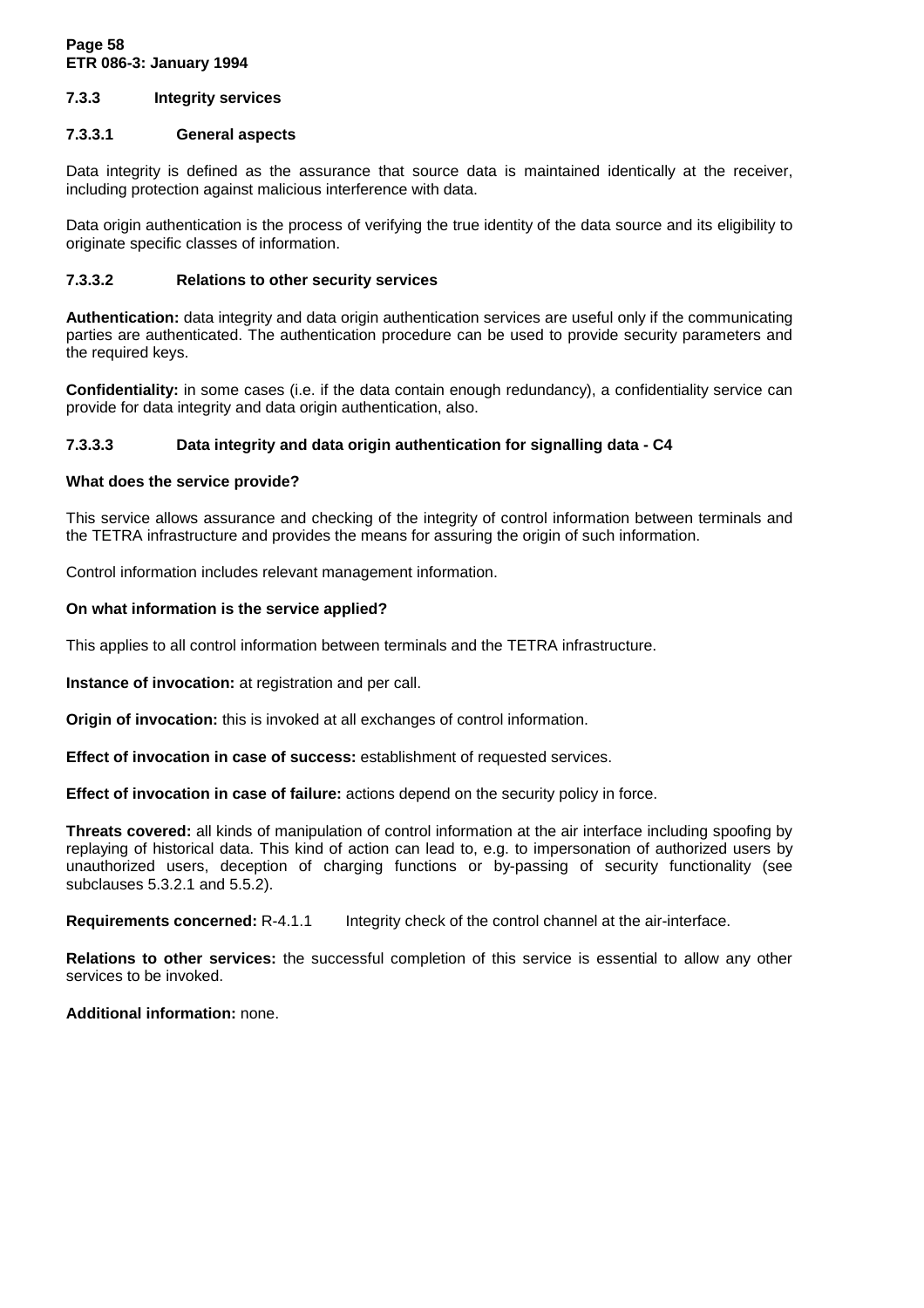### 7.3.3 Integrity services

#### 7.3.3.1 General aspects

Data integrity is defined as the assurance that source data is maintained identically at the receiver, including protection against malicious interference with data.

Data origin authentication is the process of verifying the true identity of the data source and its eligibility to originate specific classes of information.

#### 7.3.3.2 Relations to other security services

**Authentication:** data integrity and data origin authentication services are useful only if the communicating parties are authenticated. The authentication procedure can be used to provide security parameters and the required keys.

**Confidentiality:** in some cases (i.e. if the data contain enough redundancy), a confidentiality service can provide for data integrity and data origin authentication, also.

#### 7.3.3.3 Data integrity and data origin authentication for signalling data - C4

**What does the service provide?**

This service allows assurance and checking of the integrity of control information between terminals and the TETRA infrastructure and provides the means for assuring the origin of such information.

Control information includes relevant management information.

**On what information is the service applied?**

This applies to all control information between terminals and the TETRA infrastructure.

**Instance of invocation:** at registration and per call.

**Origin of invocation:** this is invoked at all exchanges of control information.

**Effect of invocation in case of success:** establishment of requested services.

**Effect of invocation in case of failure:** actions depend on the security policy in force.

**Threats covered:** all kinds of manipulation of control information at the air interface including spoofing by replaying of historical data. This kind of action can lead to, e.g. to impersonation of authorized users by unauthorized users, deception of charging functions or by-passing of security functionality (see subclauses 5.3.2.1 and 5.5.2).

**Requirements concerned:** R-4.1.1 Integrity check of the control channel at the air-interface.

**Relations to other services:** the successful completion of this service is essential to allow any other services to be invoked.

**Additional information:** none.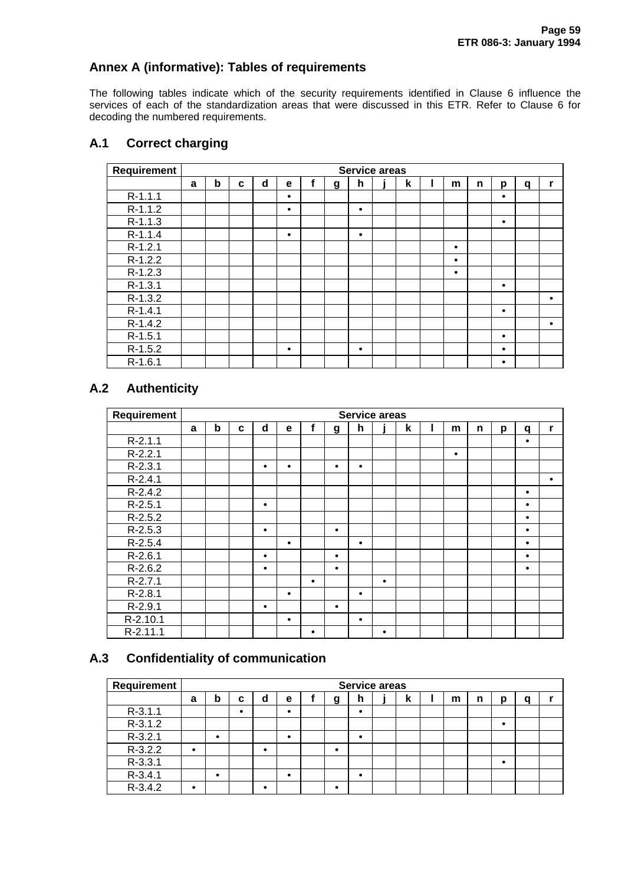## Annex A (informative): Tables of requirements

The following tables indicate which of the security requirements identified in Clause 6 influence the services of each of the standardization areas that were discussed in this ETR. Refer to Clause 6 for decoding the numbered requirements.

### A.1 Correct charging

| Requirement | Service areas | | | | | | | | | | | | | | | |
|---|---|---|---|---|---|---|---|---|---|---|---|---|---|---|---|---|
| | a | b | c | d | e | f | g | h | j | k | l | m | n | p | q | r |
| R-1.1.1 | | | | | • | | | | | | | | | • | | |
| R-1.1.2 | | | | | • | | | • | | | | | | | | |
| R-1.1.3 | | | | | | | | | | | | | | • | | |
| R-1.1.4 | | | | | • | | | • | | | | | | | | |
| R-1.2.1 | | | | | | | | | | | | • | | | | |
| R-1.2.2 | | | | | | | | | | | | • | | | | |
| R-1.2.3 | | | | | | | | | | | | • | | | | |
| R-1.3.1 | | | | | | | | | | | | | | • | | |
| R-1.3.2 | | | | | | | | | | | | | | | | • |
| R-1.4.1 | | | | | | | | | | | | | | • | | |
| R-1.4.2 | | | | | | | | | | | | | | | | • |
| R-1.5.1 | | | | | | | | | | | | | | • | | |
| R-1.5.2 | | | | | • | | | • | | | | | | • | | |
| R-1.6.1 | | | | | | | | | | | | | | • | | |

### A.2 Authenticity

| Requirement | Service areas | | | | | | | | | | | | | | | |
|---|---|---|---|---|---|---|---|---|---|---|---|---|---|---|---|---|
| | a | b | c | d | e | f | g | h | j | k | l | m | n | p | q | r |
| R-2.1.1 | | | | | | | | | | | | | | | • | |
| R-2.2.1 | | | | | | | | | | | | • | | | | |
| R-2.3.1 | | | | • | • | | • | • | | | | | | | | |
| R-2.4.1 | | | | | | | | | | | | | | | | • |
| R-2.4.2 | | | | | | | | | | | | | | | • | |
| R-2.5.1 | | | | • | | | | | | | | | | | • | |
| R-2.5.2 | | | | | | | | | | | | | | | • | |
| R-2.5.3 | | | | • | | | • | | | | | | | | • | |
| R-2.5.4 | | | | | • | | | • | | | | | | | • | |
| R-2.6.1 | | | | • | | | • | | | | | | | | • | |
| R-2.6.2 | | | | • | | | • | | | | | | | | • | |
| R-2.7.1 | | | | | | • | | | • | | | | | | | |
| R-2.8.1 | | | | | • | | | • | | | | | | | | |
| R-2.9.1 | | | | • | | | • | | | | | | | | | |
| R-2.10.1 | | | | | • | | | • | | | | | | | | |
| R-2.11.1 | | | | | | • | | | • | | | | | | | |

### A.3 Confidentiality of communication

| Requirement | Service areas | | | | | | | | | | | | | | | |
|---|---|---|---|---|---|---|---|---|---|---|---|---|---|---|---|---|
| | a | b | c | d | e | f | g | h | j | k | l | m | n | p | q | r |
| R-3.1.1 | | | • | | • | | | • | | | | | | | | |
| R-3.1.2 | | | | | | | | | | | | | | • | | |
| R-3.2.1 | | • | | | • | | | • | | | | | | | | |
| R-3.2.2 | • | | | • | | | • | | | | | | | | | |
| R-3.3.1 | | | | | | | | | | | | | | • | | |
| R-3.4.1 | | • | | | • | | | • | | | | | | | | |
| R-3.4.2 | • | | | • | | | • | | | | | | | | | |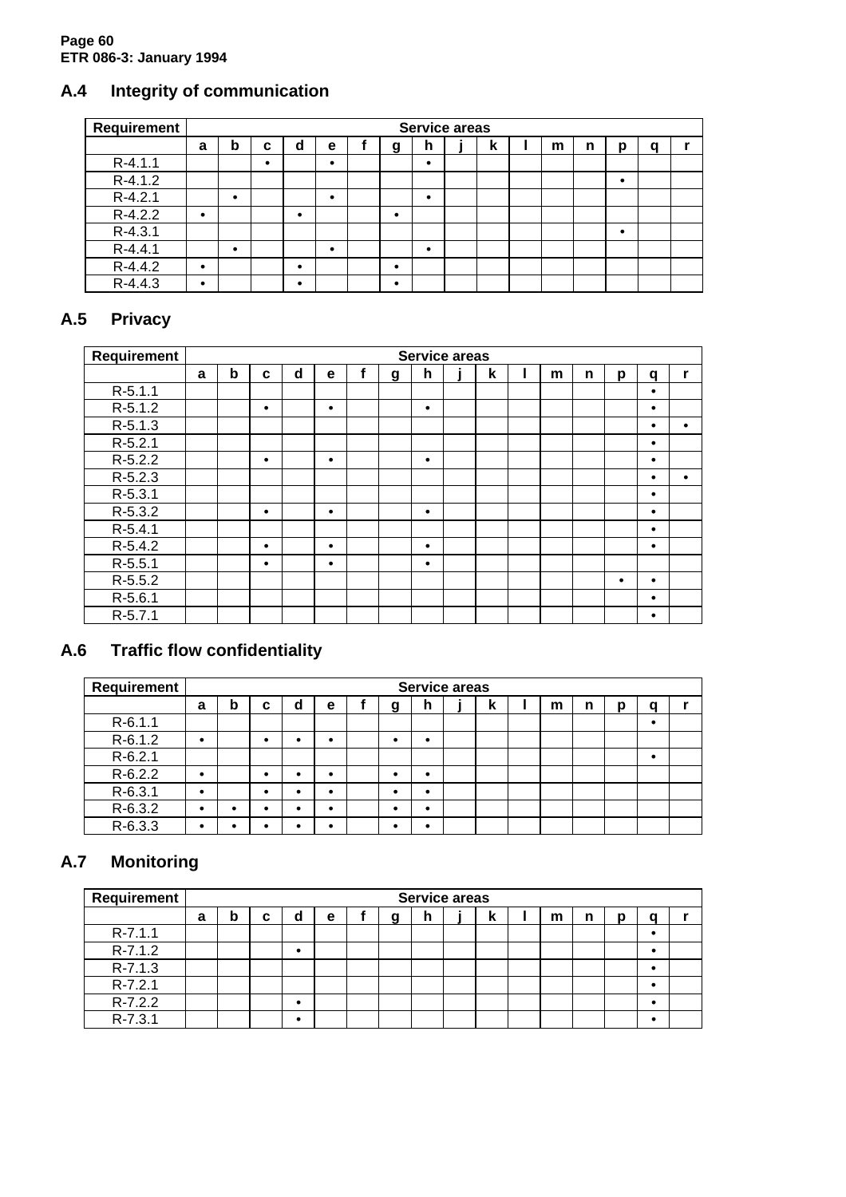## A.4 Integrity of communication

| Requirement | Service areas | | | | | | | | | | | | | | |
|---|---|---|---|---|---|---|---|---|---|---|---|---|---|---|---|
| | a | b | c | d | e | f | g | h | j | k | l | m | n | p | q | r |
| R-4.1.1 | | | • | | • | | | • | | | | | | | | |
| R-4.1.2 | | | | | | | | | | | | | | • | | |
| R-4.2.1 | | • | | | • | | | • | | | | | | | | |
| R-4.2.2 | • | | | • | | | • | | | | | | | | | |
| R-4.3.1 | | | | | | | | | | | | | | • | | |
| R-4.4.1 | | • | | | • | | | • | | | | | | | | |
| R-4.4.2 | • | | | • | | | • | | | | | | | | | |
| R-4.4.3 | • | | | • | | | • | | | | | | | | | |

## A.5 Privacy

| Requirement | Service areas | | | | | | | | | | | | | | |
|---|---|---|---|---|---|---|---|---|---|---|---|---|---|---|---|
| | a | b | c | d | e | f | g | h | j | k | l | m | n | p | q | r |
| R-5.1.1 | | | | | | | | | | | | | | | • | |
| R-5.1.2 | | | • | | • | | | • | | | | | | | • | |
| R-5.1.3 | | | | | | | | | | | | | | | • | • |
| R-5.2.1 | | | | | | | | | | | | | | | • | |
| R-5.2.2 | | | • | | • | | | • | | | | | | | • | |
| R-5.2.3 | | | | | | | | | | | | | | | • | • |
| R-5.3.1 | | | | | | | | | | | | | | | • | |
| R-5.3.2 | | | • | | • | | | • | | | | | | | • | |
| R-5.4.1 | | | | | | | | | | | | | | | • | |
| R-5.4.2 | | | • | | • | | | • | | | | | | | • | |
| R-5.5.1 | | | • | | • | | | • | | | | | | | | |
| R-5.5.2 | | | | | | | | | | | | | | • | • | |
| R-5.6.1 | | | | | | | | | | | | | | | • | |
| R-5.7.1 | | | | | | | | | | | | | | | • | |

## A.6 Traffic flow confidentiality

| Requirement | Service areas | | | | | | | | | | | | | | |
|---|---|---|---|---|---|---|---|---|---|---|---|---|---|---|---|
| | a | b | c | d | e | f | g | h | j | k | l | m | n | p | q | r |
| R-6.1.1 | | | | | | | | | | | | | | | • | |
| R-6.1.2 | • | | • | • | • | | • | • | | | | | | | | |
| R-6.2.1 | | | | | | | | | | | | | | | • | |
| R-6.2.2 | • | | • | • | • | | • | • | | | | | | | | |
| R-6.3.1 | • | | • | • | • | | • | • | | | | | | | | |
| R-6.3.2 | • | • | • | • | • | | • | • | | | | | | | | |
| R-6.3.3 | • | • | • | • | • | | • | • | | | | | | | | |

## A.7 Monitoring

| Requirement | Service areas | | | | | | | | | | | | | | |
|---|---|---|---|---|---|---|---|---|---|---|---|---|---|---|---|
| | a | b | c | d | e | f | g | h | j | k | l | m | n | p | q | r |
| R-7.1.1 | | | | | | | | | | | | | | | • | |
| R-7.1.2 | | | | • | | | | | | | | | | | • | |
| R-7.1.3 | | | | | | | | | | | | | | | • | |
| R-7.2.1 | | | | | | | | | | | | | | | • | |
| R-7.2.2 | | | | • | | | | | | | | | | | • | |
| R-7.3.1 | | | | • | | | | | | | | | | | • | |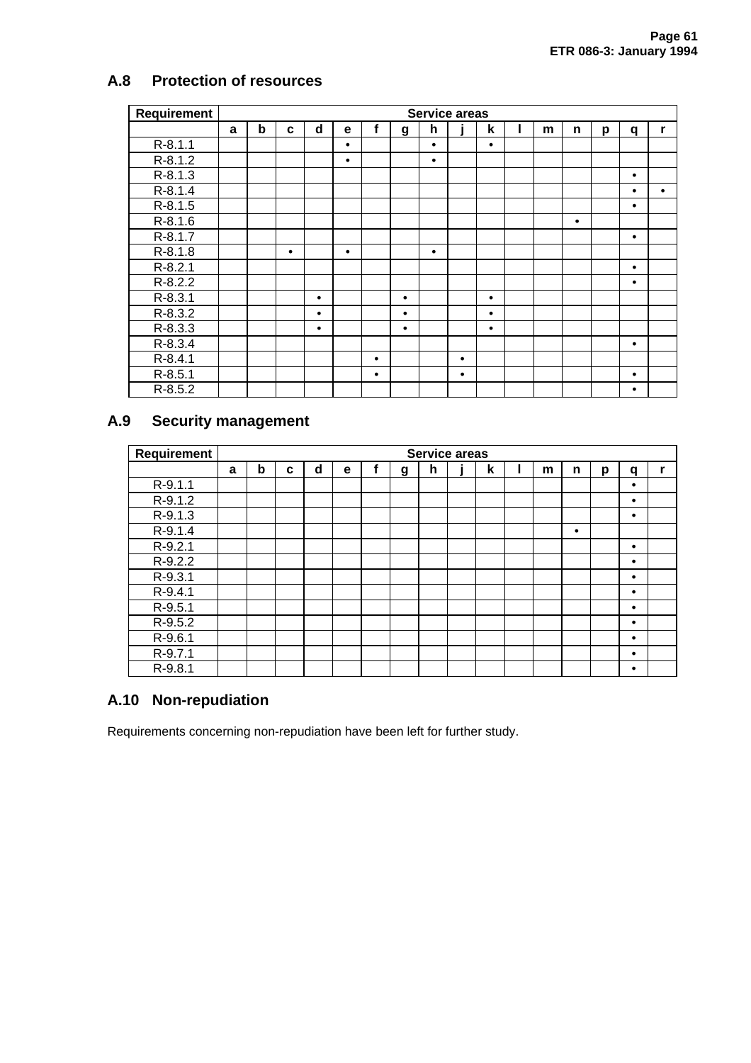## A.8 Protection of resources

| Requirement | Service areas | | | | | | | | | | | | | | | |
|---|---|---|---|---|---|---|---|---|---|---|---|---|---|---|---|---|
| | a | b | c | d | e | f | g | h | j | k | l | m | n | p | q | r |
| R-8.1.1 | | | | | • | | | • | | • | | | | | | |
| R-8.1.2 | | | | | • | | | • | | | | | | | | |
| R-8.1.3 | | | | | | | | | | | | | | | • | |
| R-8.1.4 | | | | | | | | | | | | | | | • | • |
| R-8.1.5 | | | | | | | | | | | | | | | • | |
| R-8.1.6 | | | | | | | | | | | | | • | | | |
| R-8.1.7 | | | | | | | | | | | | | | | • | |
| R-8.1.8 | | | • | | • | | | • | | | | | | | | |
| R-8.2.1 | | | | | | | | | | | | | | | • | |
| R-8.2.2 | | | | | | | | | | | | | | | • | |
| R-8.3.1 | | | | • | | | • | | | • | | | | | | |
| R-8.3.2 | | | | • | | | • | | | • | | | | | | |
| R-8.3.3 | | | | • | | | • | | | • | | | | | | |
| R-8.3.4 | | | | | | | | | | | | | | | • | |
| R-8.4.1 | | | | | | • | | | • | | | | | | | |
| R-8.5.1 | | | | | | • | | | • | | | | | | • | |
| R-8.5.2 | | | | | | | | | | | | | | | • | |

## A.9 Security management

| Requirement | Service areas | | | | | | | | | | | | | | | |
|---|---|---|---|---|---|---|---|---|---|---|---|---|---|---|---|---|
| | a | b | c | d | e | f | g | h | j | k | l | m | n | p | q | r |
| R-9.1.1 | | | | | | | | | | | | | | | • | |
| R-9.1.2 | | | | | | | | | | | | | | | • | |
| R-9.1.3 | | | | | | | | | | | | | | | • | |
| R-9.1.4 | | | | | | | | | | | | | • | | | |
| R-9.2.1 | | | | | | | | | | | | | | | • | |
| R-9.2.2 | | | | | | | | | | | | | | | • | |
| R-9.3.1 | | | | | | | | | | | | | | | • | |
| R-9.4.1 | | | | | | | | | | | | | | | • | |
| R-9.5.1 | | | | | | | | | | | | | | | • | |
| R-9.5.2 | | | | | | | | | | | | | | | • | |
| R-9.6.1 | | | | | | | | | | | | | | | • | |
| R-9.7.1 | | | | | | | | | | | | | | | • | |
| R-9.8.1 | | | | | | | | | | | | | | | • | |

## A.10 Non-repudiation

Requirements concerning non-repudiation have been left for further study.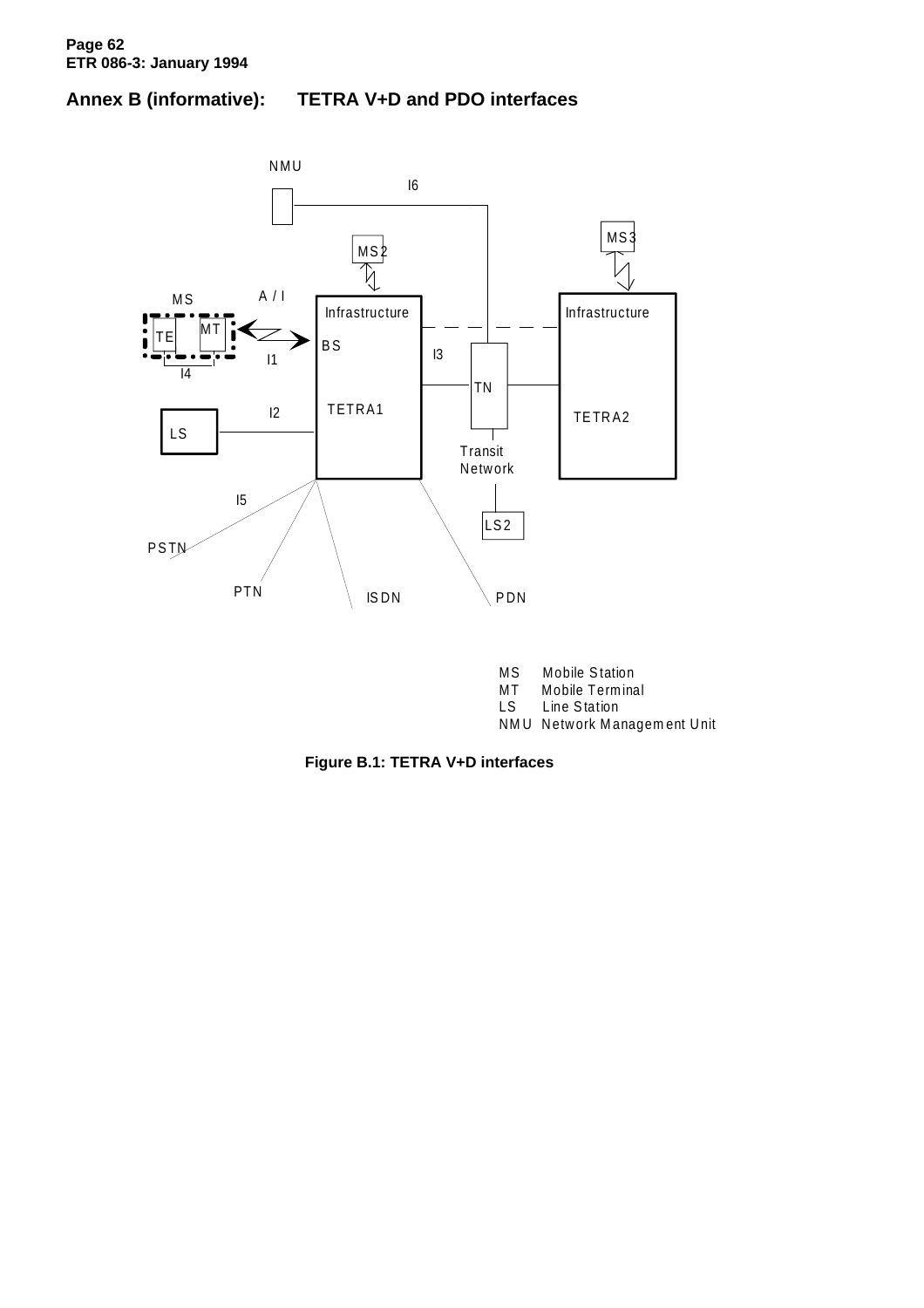# Annex B (informative): TETRA V+D and PDO interfaces

NMU

I6

MS3

MS2

MS

A / I

Infrastructure

Infrastructure

TE

MT

BS

I3

I1

I4

TN

I2

TETRA1

TETRA2

LS

Transit Network

I5

LS2

PSTN

PTN

ISDN

PDN

MS Mobile Station
MT Mobile Terminal
LS Line Station
NMU Network Management Unit

**Figure B.1: TETRA V+D interfaces**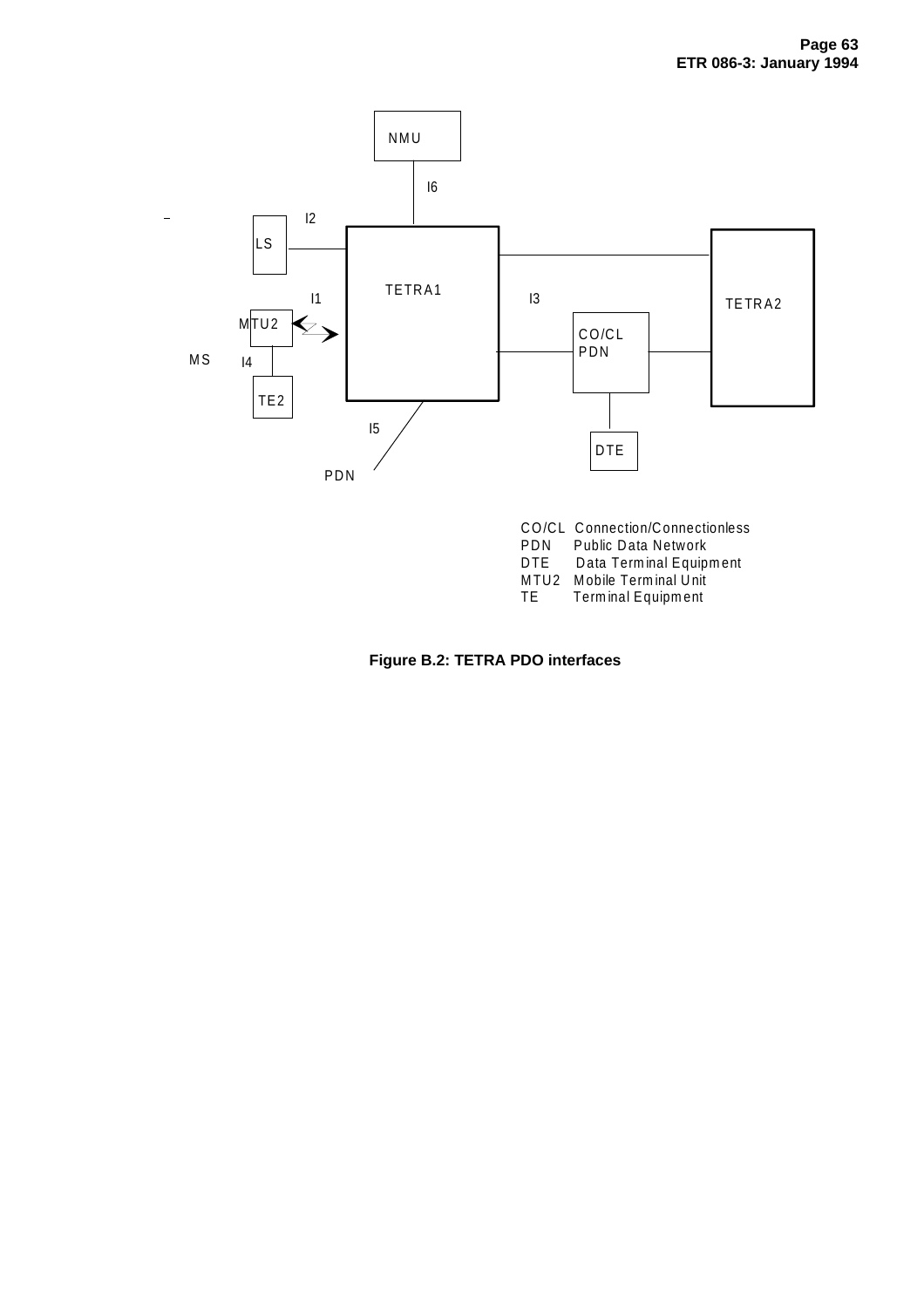| Abbreviation | Meaning |
| --- | --- |
| CO/CL | Connection/Connectionless |
| PDN | Public Data Network |
| DTE | Data Terminal Equipment |
| MTU2 | Mobile Terminal Unit |
| TE | Terminal Equipment |

**Figure B.2: TETRA PDO interfaces**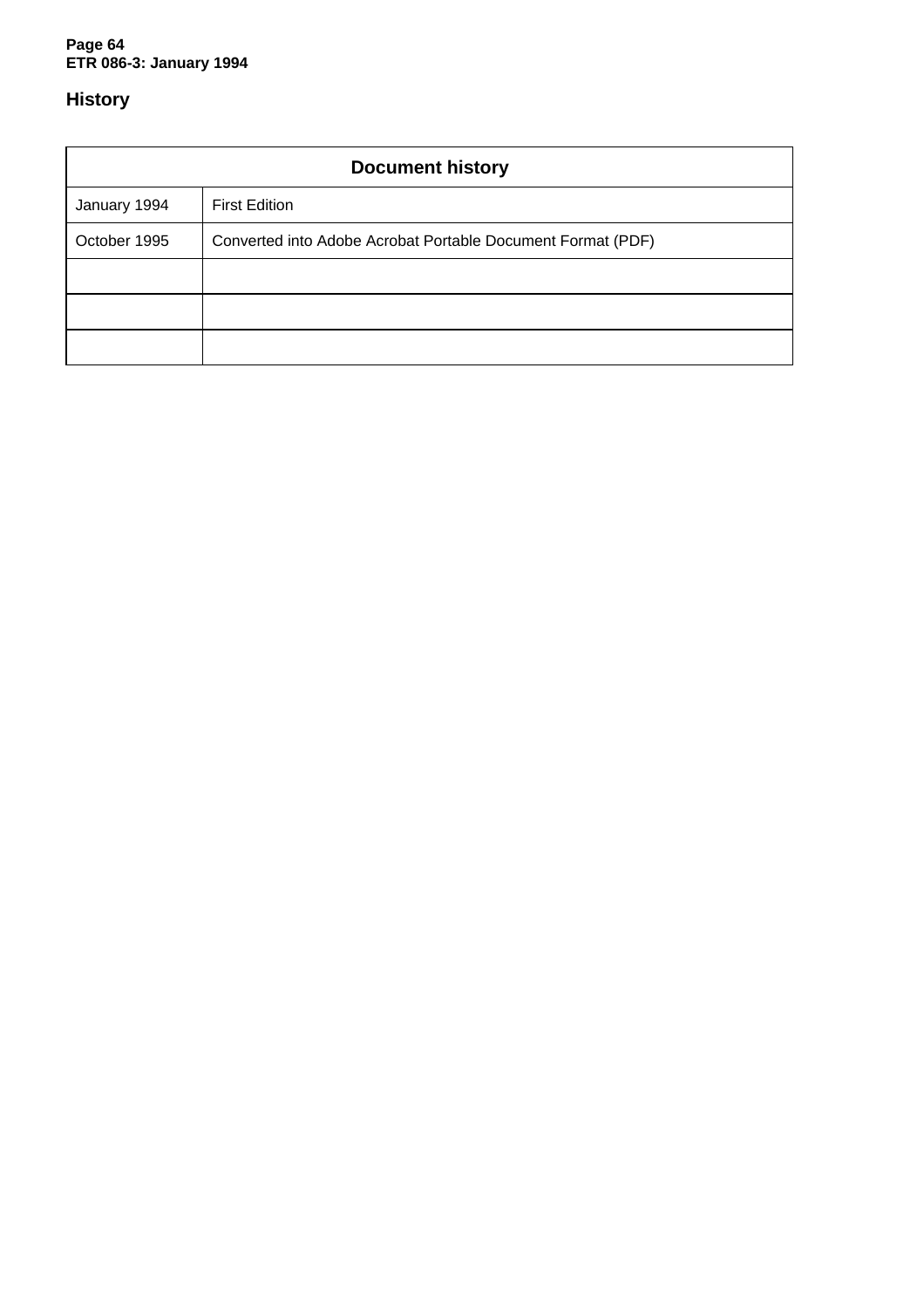## History

| Document history | |
|---|---|
| January 1994 | First Edition |
| October 1995 | Converted into Adobe Acrobat Portable Document Format (PDF) |
| | |
| | |
| | |